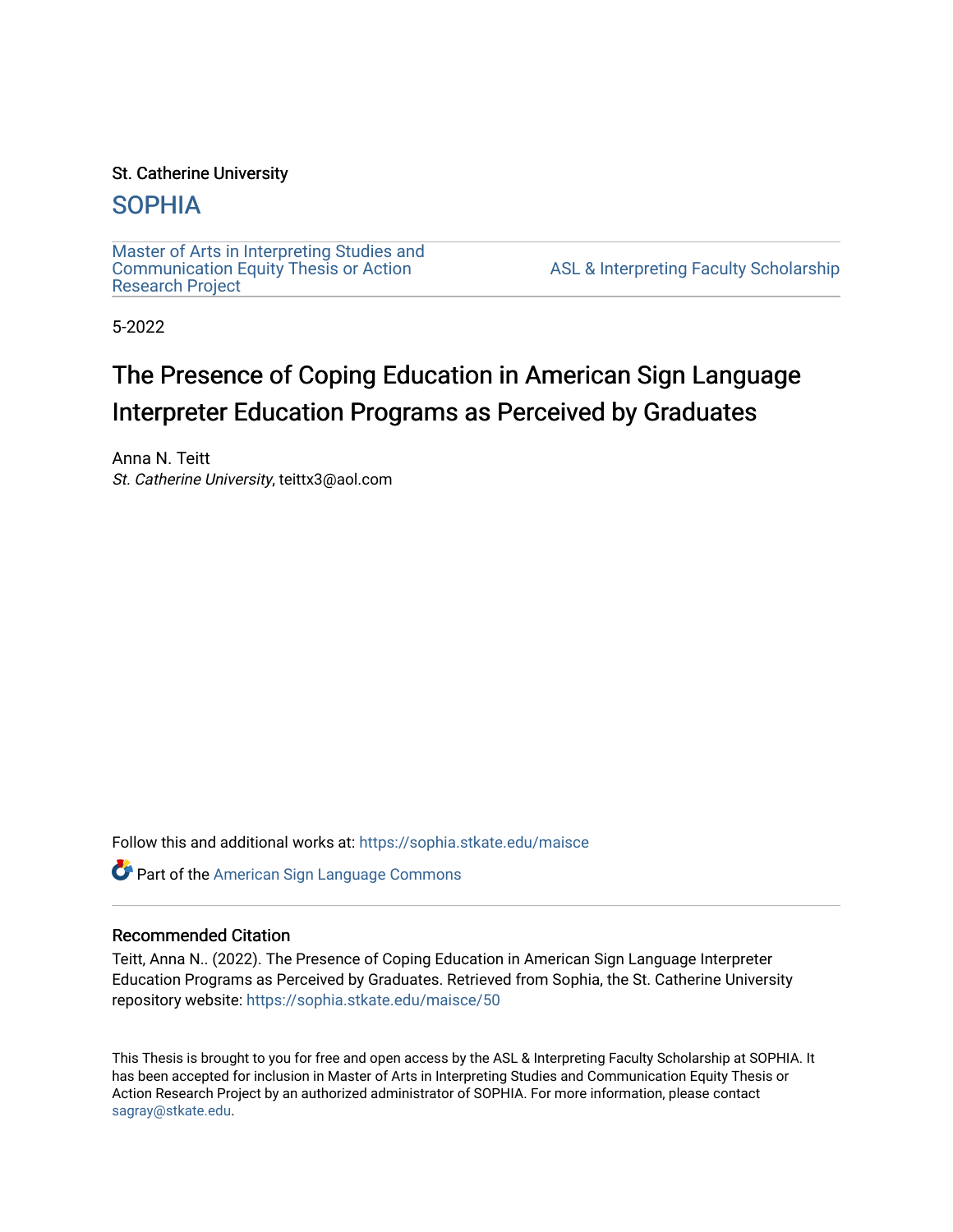St. Catherine University

# SOPHIA

Master of Arts in Interpreting Studies and Communication Equity Thesis or Action Research Project

ASL & Interpreting Faculty Scholarship

5-2022

# The Presence of Coping Education in American Sign Language Interpreter Education Programs as Perceived by Graduates

Anna N. Teitt
*St. Catherine University*, teittx3@aol.com

Follow this and additional works at: https://sophia.stkate.edu/maisce

Part of the American Sign Language Commons

## Recommended Citation

Teitt, Anna N.. (2022). The Presence of Coping Education in American Sign Language Interpreter Education Programs as Perceived by Graduates. Retrieved from Sophia, the St. Catherine University repository website: https://sophia.stkate.edu/maisce/50

This Thesis is brought to you for free and open access by the ASL & Interpreting Faculty Scholarship at SOPHIA. It has been accepted for inclusion in Master of Arts in Interpreting Studies and Communication Equity Thesis or Action Research Project by an authorized administrator of SOPHIA. For more information, please contact sagray@stkate.edu.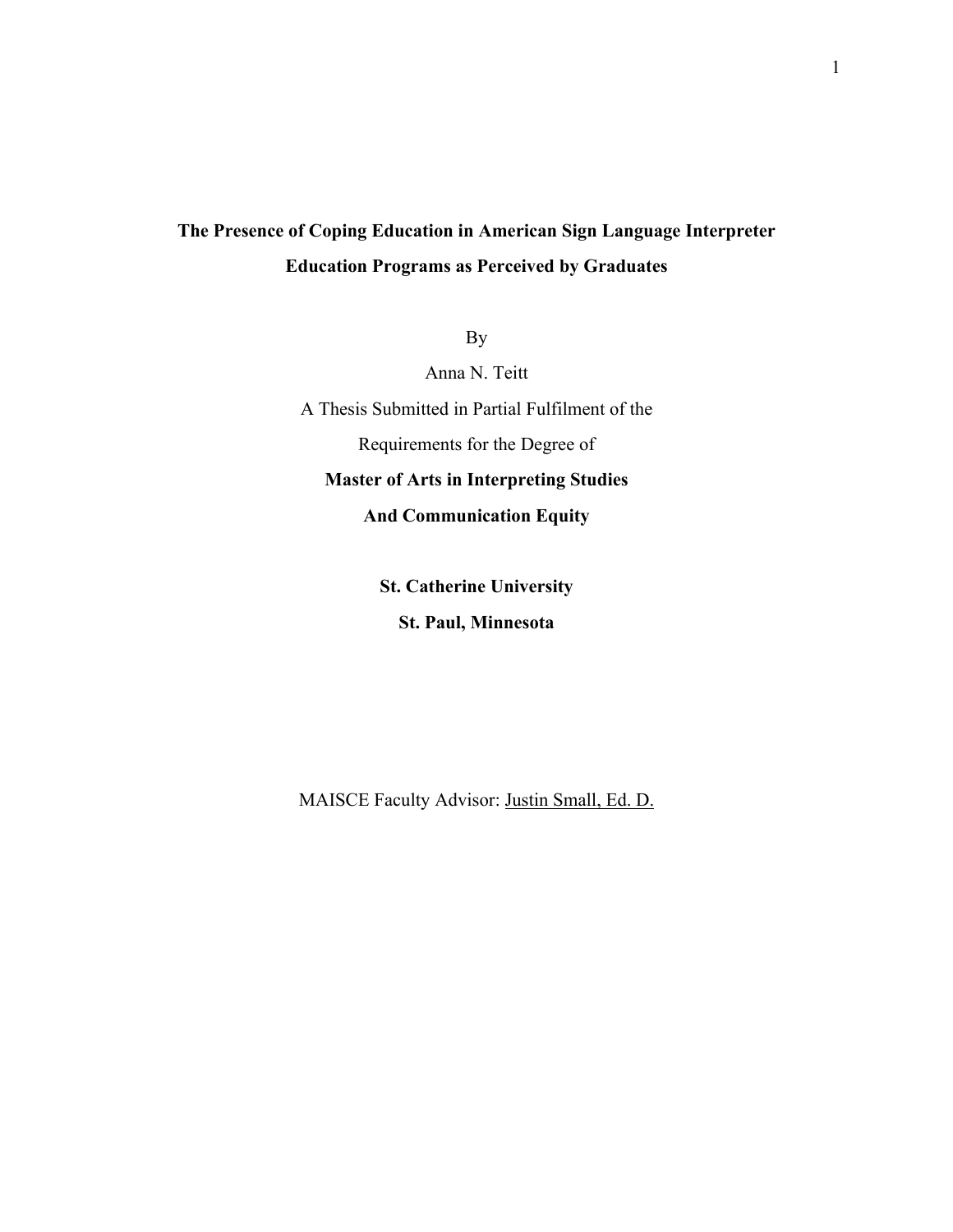# The Presence of Coping Education in American Sign Language Interpreter Education Programs as Perceived by Graduates

By

Anna N. Teitt

A Thesis Submitted in Partial Fulfilment of the

Requirements for the Degree of

**Master of Arts in Interpreting Studies**

**And Communication Equity**

**St. Catherine University**

**St. Paul, Minnesota**

MAISCE Faculty Advisor: Justin Small, Ed. D.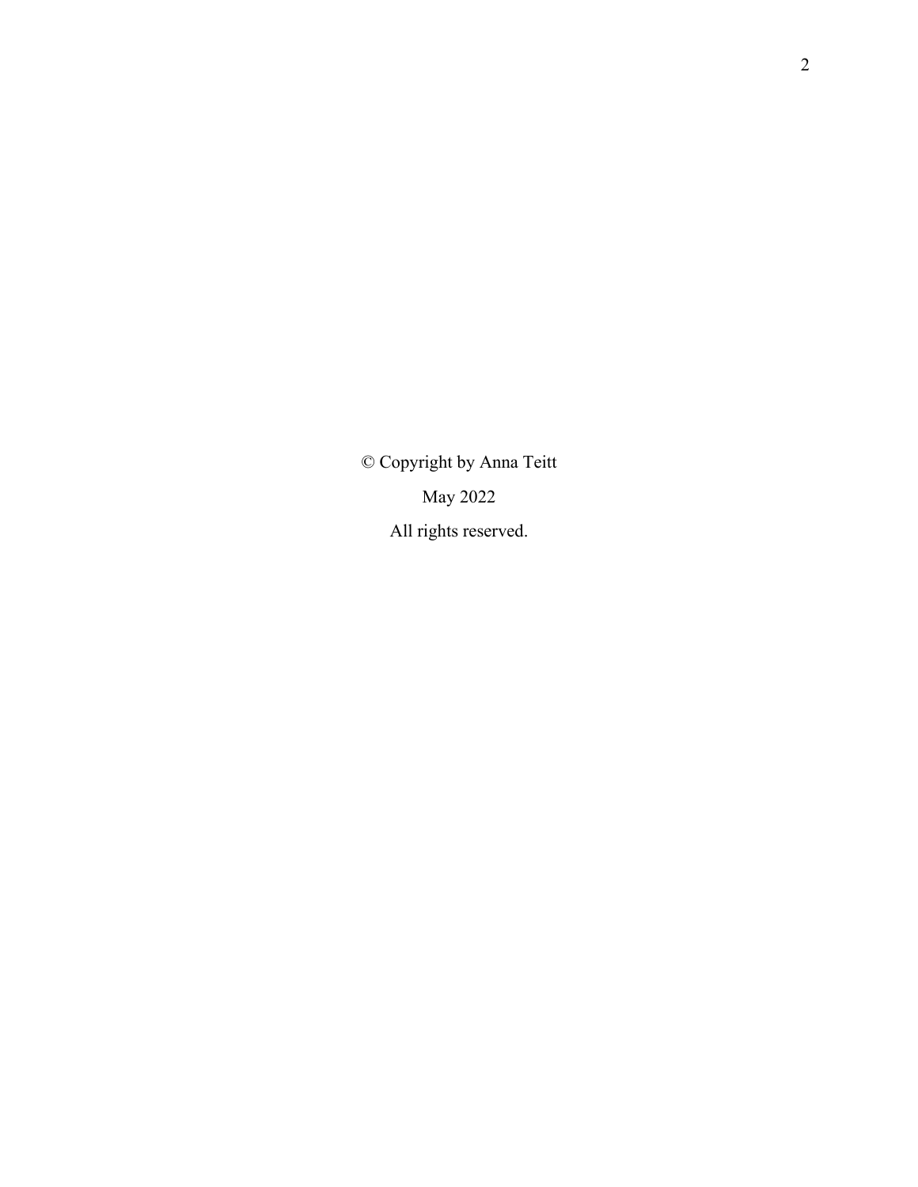© Copyright by Anna Teitt

May 2022

All rights reserved.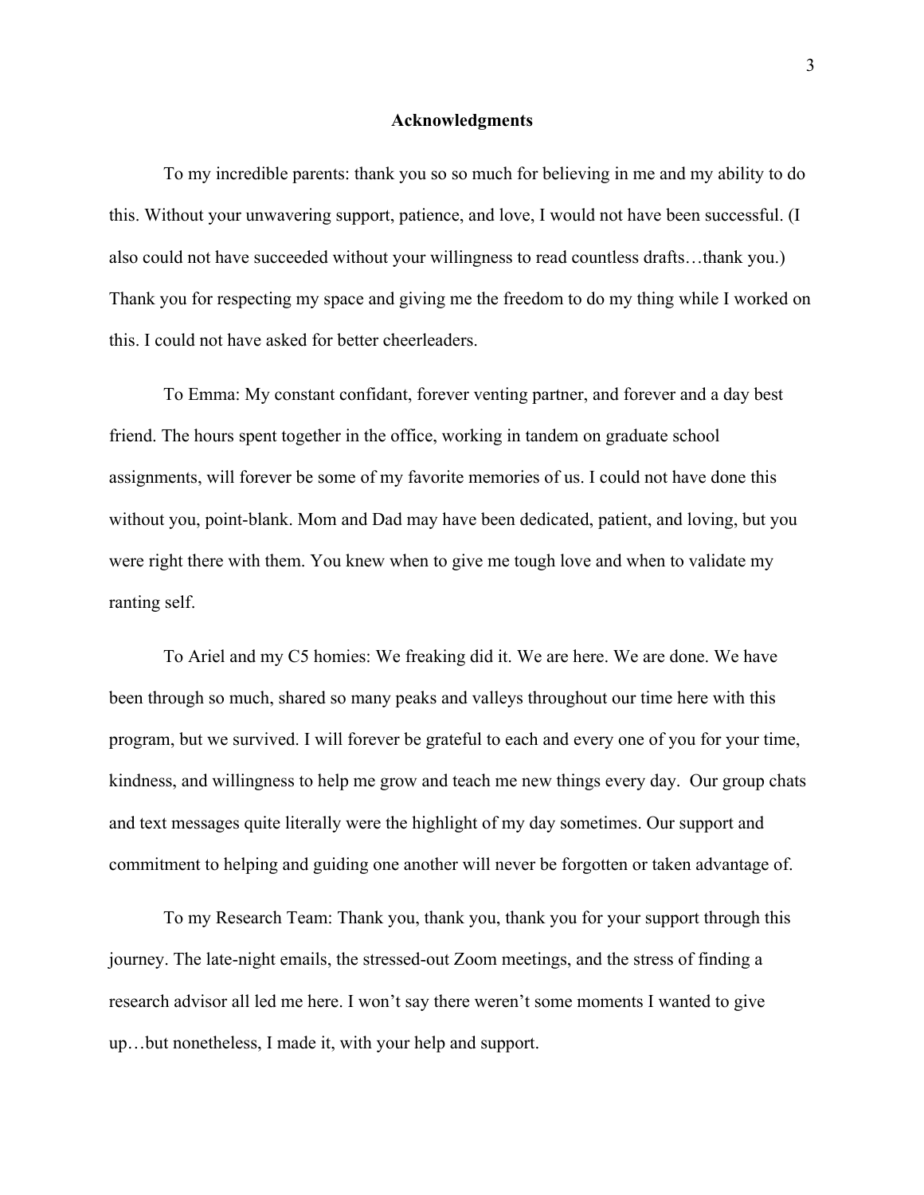# Acknowledgments

To my incredible parents: thank you so so much for believing in me and my ability to do this. Without your unwavering support, patience, and love, I would not have been successful. (I also could not have succeeded without your willingness to read countless drafts…thank you.) Thank you for respecting my space and giving me the freedom to do my thing while I worked on this. I could not have asked for better cheerleaders.

To Emma: My constant confidant, forever venting partner, and forever and a day best friend. The hours spent together in the office, working in tandem on graduate school assignments, will forever be some of my favorite memories of us. I could not have done this without you, point-blank. Mom and Dad may have been dedicated, patient, and loving, but you were right there with them. You knew when to give me tough love and when to validate my ranting self.

To Ariel and my C5 homies: We freaking did it. We are here. We are done. We have been through so much, shared so many peaks and valleys throughout our time here with this program, but we survived. I will forever be grateful to each and every one of you for your time, kindness, and willingness to help me grow and teach me new things every day. Our group chats and text messages quite literally were the highlight of my day sometimes. Our support and commitment to helping and guiding one another will never be forgotten or taken advantage of.

To my Research Team: Thank you, thank you, thank you for your support through this journey. The late-night emails, the stressed-out Zoom meetings, and the stress of finding a research advisor all led me here. I won't say there weren't some moments I wanted to give up…but nonetheless, I made it, with your help and support.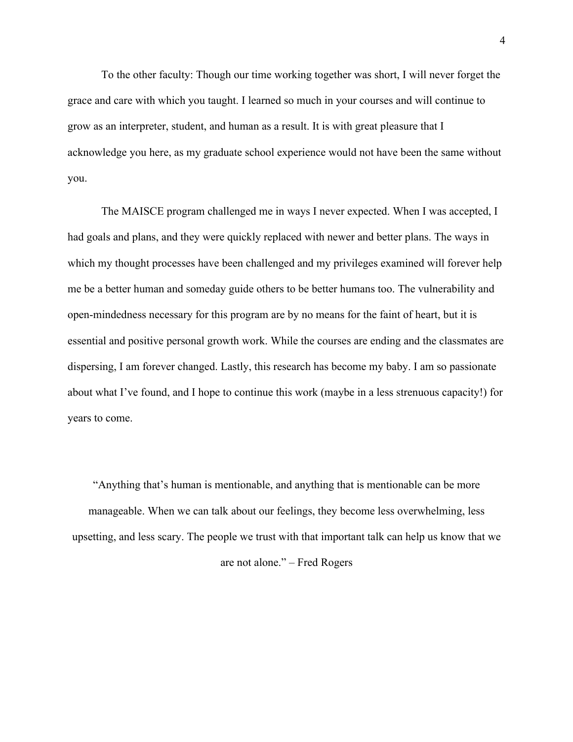To the other faculty: Though our time working together was short, I will never forget the grace and care with which you taught. I learned so much in your courses and will continue to grow as an interpreter, student, and human as a result. It is with great pleasure that I acknowledge you here, as my graduate school experience would not have been the same without you.

The MAISCE program challenged me in ways I never expected. When I was accepted, I had goals and plans, and they were quickly replaced with newer and better plans. The ways in which my thought processes have been challenged and my privileges examined will forever help me be a better human and someday guide others to be better humans too. The vulnerability and open-mindedness necessary for this program are by no means for the faint of heart, but it is essential and positive personal growth work. While the courses are ending and the classmates are dispersing, I am forever changed. Lastly, this research has become my baby. I am so passionate about what I've found, and I hope to continue this work (maybe in a less strenuous capacity!) for years to come.

"Anything that's human is mentionable, and anything that is mentionable can be more manageable. When we can talk about our feelings, they become less overwhelming, less upsetting, and less scary. The people we trust with that important talk can help us know that we are not alone." – Fred Rogers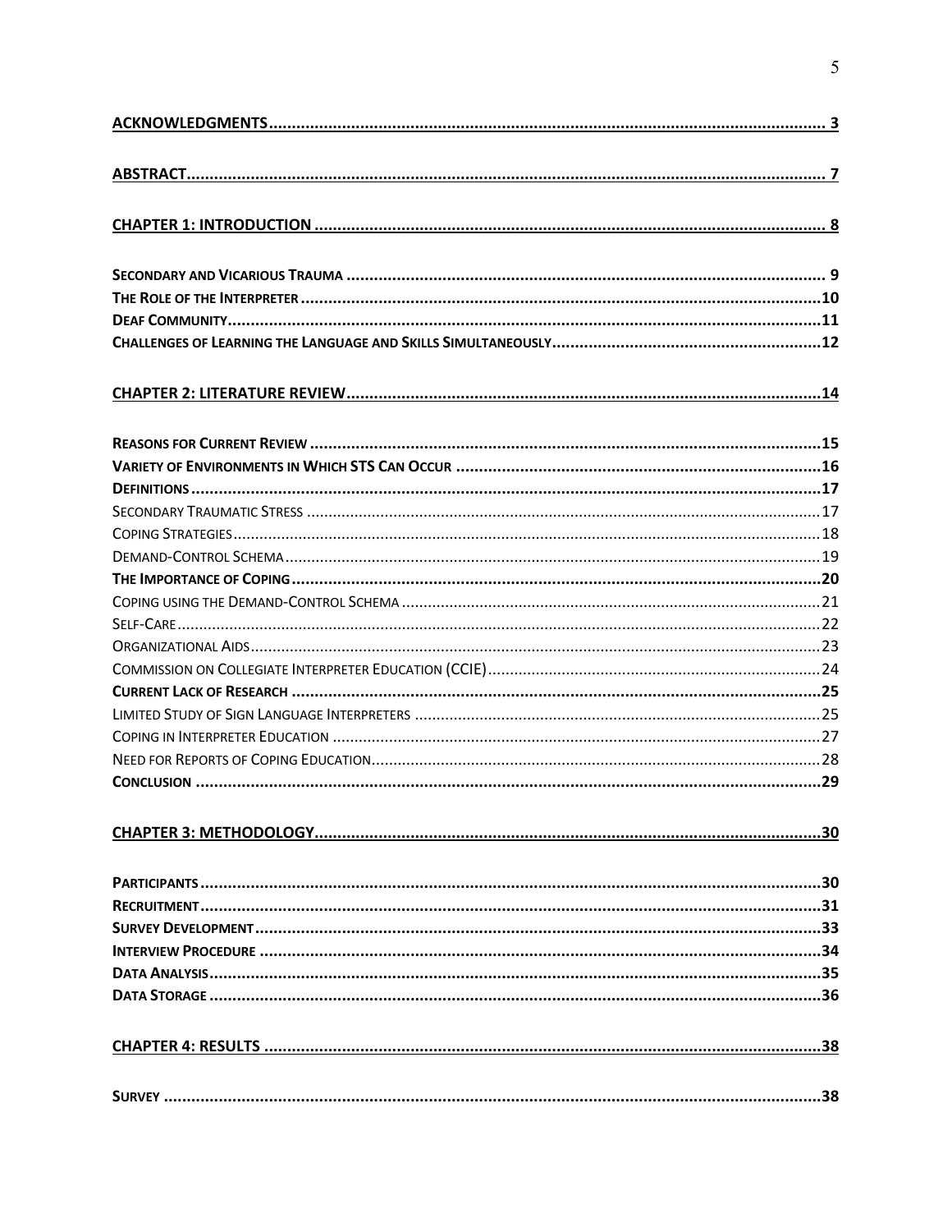**ACKNOWLEDGMENTS** ........................................................................................................................ 3

**ABSTRACT** ........................................................................................................................ 7

**CHAPTER 1: INTRODUCTION** ........................................................................................................................ 8

**SECONDARY AND VICARIOUS TRAUMA** ........................................................................................................................ 9
**THE ROLE OF THE INTERPRETER** ........................................................................................................................ 10
**DEAF COMMUNITY** ........................................................................................................................ 11
**CHALLENGES OF LEARNING THE LANGUAGE AND SKILLS SIMULTANEOUSLY** ........................................................................................................................ 12

**CHAPTER 2: LITERATURE REVIEW** ........................................................................................................................ 14

**REASONS FOR CURRENT REVIEW** ........................................................................................................................ 15
**VARIETY OF ENVIRONMENTS IN WHICH STS CAN OCCUR** ........................................................................................................................ 16
**DEFINITIONS** ........................................................................................................................ 17
SECONDARY TRAUMATIC STRESS ........................................................................................................................ 17
COPING STRATEGIES ........................................................................................................................ 18
DEMAND-CONTROL SCHEMA ........................................................................................................................ 19
**THE IMPORTANCE OF COPING** ........................................................................................................................ 20
COPING USING THE DEMAND-CONTROL SCHEMA ........................................................................................................................ 21
SELF-CARE ........................................................................................................................ 22
ORGANIZATIONAL AIDS ........................................................................................................................ 23
COMMISSION ON COLLEGIATE INTERPRETER EDUCATION (CCIE) ........................................................................................................................ 24
**CURRENT LACK OF RESEARCH** ........................................................................................................................ 25
LIMITED STUDY OF SIGN LANGUAGE INTERPRETERS ........................................................................................................................ 25
COPING IN INTERPRETER EDUCATION ........................................................................................................................ 27
NEED FOR REPORTS OF COPING EDUCATION ........................................................................................................................ 28
**CONCLUSION** ........................................................................................................................ 29

**CHAPTER 3: METHODOLOGY** ........................................................................................................................ 30

**PARTICIPANTS** ........................................................................................................................ 30
**RECRUITMENT** ........................................................................................................................ 31
**SURVEY DEVELOPMENT** ........................................................................................................................ 33
**INTERVIEW PROCEDURE** ........................................................................................................................ 34
**DATA ANALYSIS** ........................................................................................................................ 35
**DATA STORAGE** ........................................................................................................................ 36

**CHAPTER 4: RESULTS** ........................................................................................................................ 38

**SURVEY** ........................................................................................................................ 38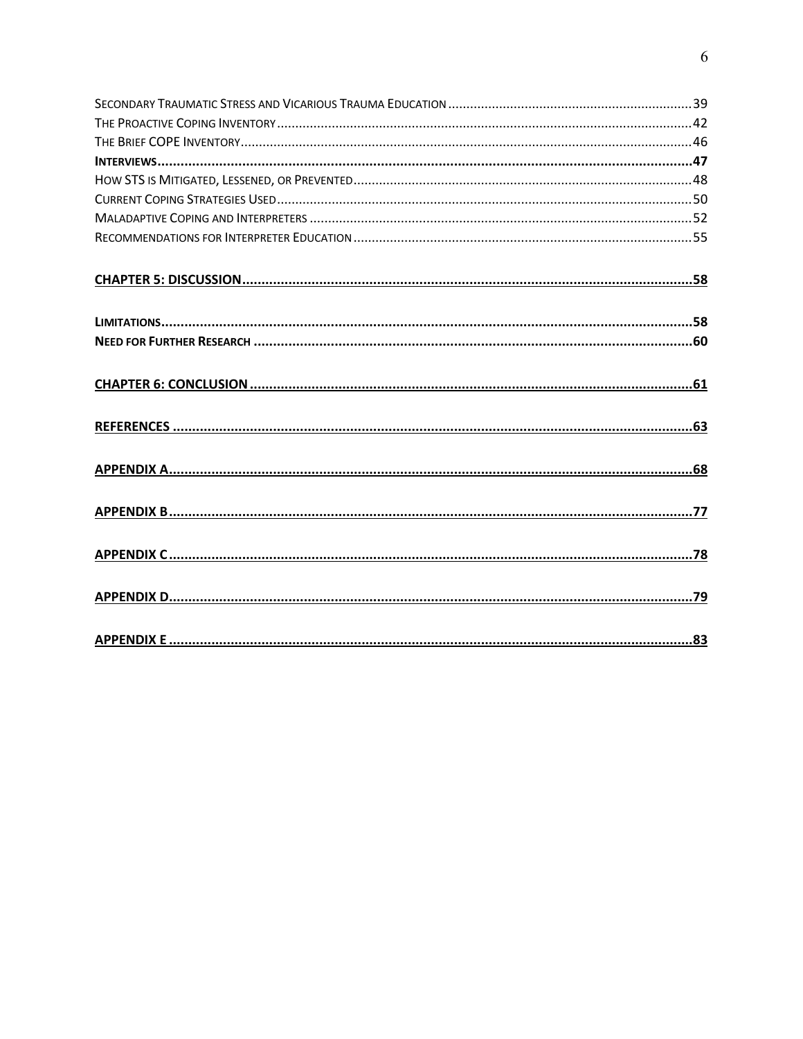Secondary Traumatic Stress and Vicarious Trauma Education ........ 39
The Proactive Coping Inventory ........ 42
The Brief COPE Inventory ........ 46
**Interviews ........ 47**
How STS is Mitigated, Lessened, or Prevented ........ 48
Current Coping Strategies Used ........ 50
Maladaptive Coping and Interpreters ........ 52
Recommendations for Interpreter Education ........ 55

**CHAPTER 5: DISCUSSION ........ 58**

**Limitations ........ 58**
**Need for Further Research ........ 60**

**CHAPTER 6: CONCLUSION ........ 61**

**REFERENCES ........ 63**

**APPENDIX A ........ 68**

**APPENDIX B ........ 77**

**APPENDIX C ........ 78**

**APPENDIX D ........ 79**

**APPENDIX E ........ 83**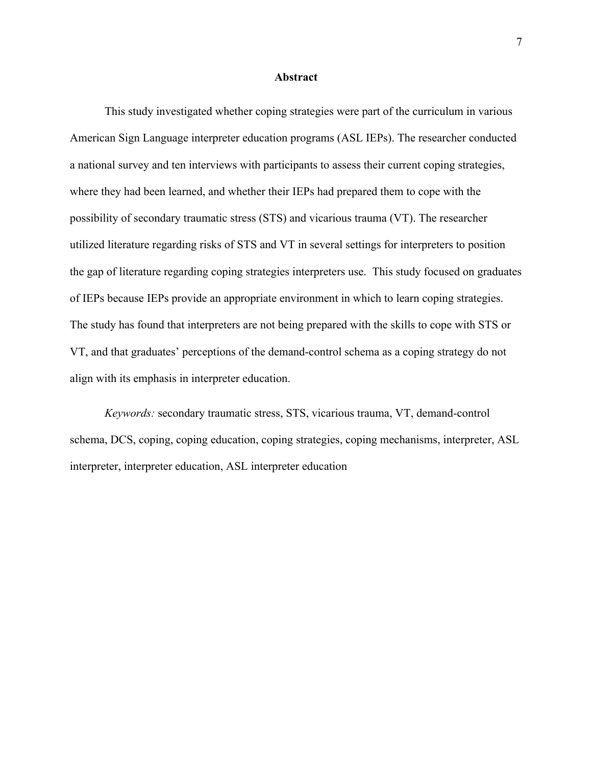## Abstract

This study investigated whether coping strategies were part of the curriculum in various American Sign Language interpreter education programs (ASL IEPs). The researcher conducted a national survey and ten interviews with participants to assess their current coping strategies, where they had been learned, and whether their IEPs had prepared them to cope with the possibility of secondary traumatic stress (STS) and vicarious trauma (VT). The researcher utilized literature regarding risks of STS and VT in several settings for interpreters to position the gap of literature regarding coping strategies interpreters use. This study focused on graduates of IEPs because IEPs provide an appropriate environment in which to learn coping strategies. The study has found that interpreters are not being prepared with the skills to cope with STS or VT, and that graduates' perceptions of the demand-control schema as a coping strategy do not align with its emphasis in interpreter education.

*Keywords:* secondary traumatic stress, STS, vicarious trauma, VT, demand-control schema, DCS, coping, coping education, coping strategies, coping mechanisms, interpreter, ASL interpreter, interpreter education, ASL interpreter education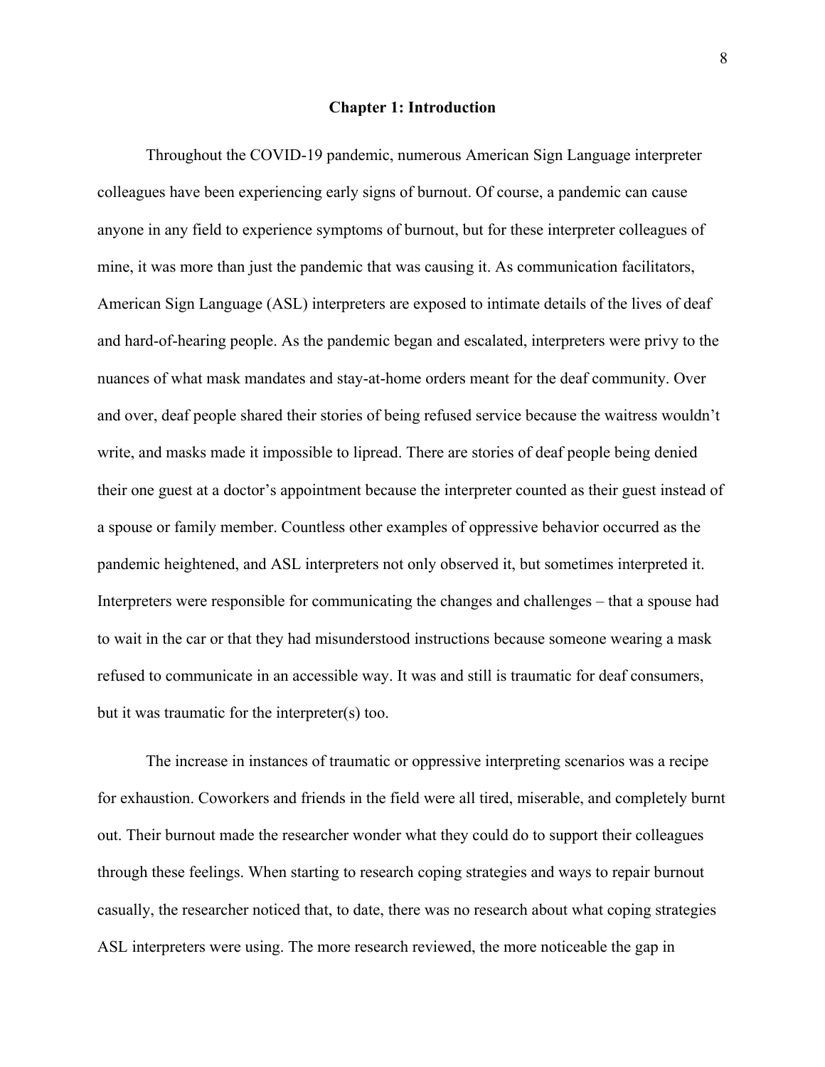# Chapter 1: Introduction

Throughout the COVID-19 pandemic, numerous American Sign Language interpreter colleagues have been experiencing early signs of burnout. Of course, a pandemic can cause anyone in any field to experience symptoms of burnout, but for these interpreter colleagues of mine, it was more than just the pandemic that was causing it. As communication facilitators, American Sign Language (ASL) interpreters are exposed to intimate details of the lives of deaf and hard-of-hearing people. As the pandemic began and escalated, interpreters were privy to the nuances of what mask mandates and stay-at-home orders meant for the deaf community. Over and over, deaf people shared their stories of being refused service because the waitress wouldn't write, and masks made it impossible to lipread. There are stories of deaf people being denied their one guest at a doctor's appointment because the interpreter counted as their guest instead of a spouse or family member. Countless other examples of oppressive behavior occurred as the pandemic heightened, and ASL interpreters not only observed it, but sometimes interpreted it. Interpreters were responsible for communicating the changes and challenges – that a spouse had to wait in the car or that they had misunderstood instructions because someone wearing a mask refused to communicate in an accessible way. It was and still is traumatic for deaf consumers, but it was traumatic for the interpreter(s) too.

The increase in instances of traumatic or oppressive interpreting scenarios was a recipe for exhaustion. Coworkers and friends in the field were all tired, miserable, and completely burnt out. Their burnout made the researcher wonder what they could do to support their colleagues through these feelings. When starting to research coping strategies and ways to repair burnout casually, the researcher noticed that, to date, there was no research about what coping strategies ASL interpreters were using. The more research reviewed, the more noticeable the gap in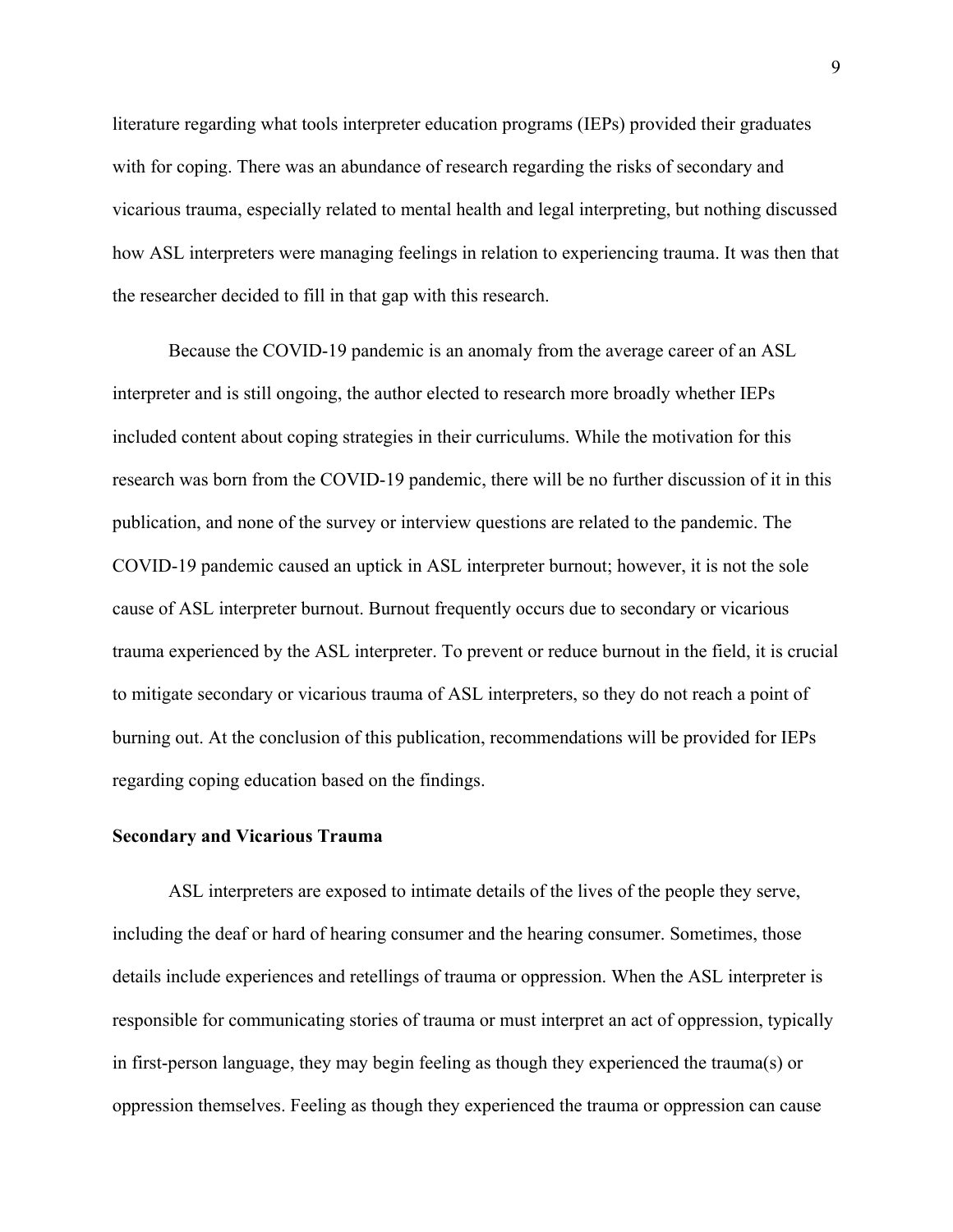literature regarding what tools interpreter education programs (IEPs) provided their graduates with for coping. There was an abundance of research regarding the risks of secondary and vicarious trauma, especially related to mental health and legal interpreting, but nothing discussed how ASL interpreters were managing feelings in relation to experiencing trauma. It was then that the researcher decided to fill in that gap with this research.

Because the COVID-19 pandemic is an anomaly from the average career of an ASL interpreter and is still ongoing, the author elected to research more broadly whether IEPs included content about coping strategies in their curriculums. While the motivation for this research was born from the COVID-19 pandemic, there will be no further discussion of it in this publication, and none of the survey or interview questions are related to the pandemic. The COVID-19 pandemic caused an uptick in ASL interpreter burnout; however, it is not the sole cause of ASL interpreter burnout. Burnout frequently occurs due to secondary or vicarious trauma experienced by the ASL interpreter. To prevent or reduce burnout in the field, it is crucial to mitigate secondary or vicarious trauma of ASL interpreters, so they do not reach a point of burning out. At the conclusion of this publication, recommendations will be provided for IEPs regarding coping education based on the findings.

## Secondary and Vicarious Trauma

ASL interpreters are exposed to intimate details of the lives of the people they serve, including the deaf or hard of hearing consumer and the hearing consumer. Sometimes, those details include experiences and retellings of trauma or oppression. When the ASL interpreter is responsible for communicating stories of trauma or must interpret an act of oppression, typically in first-person language, they may begin feeling as though they experienced the trauma(s) or oppression themselves. Feeling as though they experienced the trauma or oppression can cause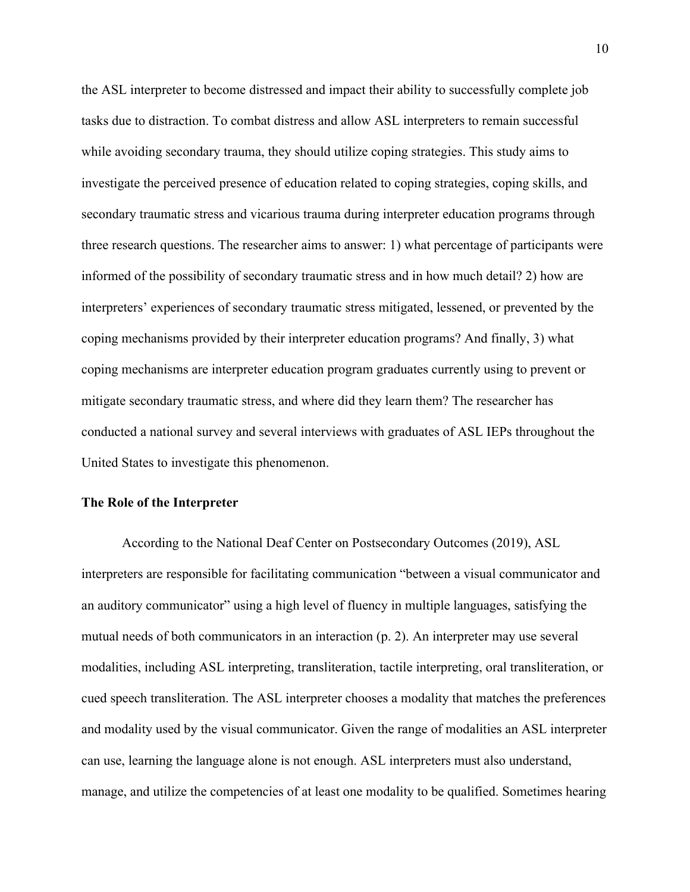the ASL interpreter to become distressed and impact their ability to successfully complete job tasks due to distraction. To combat distress and allow ASL interpreters to remain successful while avoiding secondary trauma, they should utilize coping strategies. This study aims to investigate the perceived presence of education related to coping strategies, coping skills, and secondary traumatic stress and vicarious trauma during interpreter education programs through three research questions. The researcher aims to answer: 1) what percentage of participants were informed of the possibility of secondary traumatic stress and in how much detail? 2) how are interpreters' experiences of secondary traumatic stress mitigated, lessened, or prevented by the coping mechanisms provided by their interpreter education programs? And finally, 3) what coping mechanisms are interpreter education program graduates currently using to prevent or mitigate secondary traumatic stress, and where did they learn them? The researcher has conducted a national survey and several interviews with graduates of ASL IEPs throughout the United States to investigate this phenomenon.

## The Role of the Interpreter

According to the National Deaf Center on Postsecondary Outcomes (2019), ASL interpreters are responsible for facilitating communication "between a visual communicator and an auditory communicator" using a high level of fluency in multiple languages, satisfying the mutual needs of both communicators in an interaction (p. 2). An interpreter may use several modalities, including ASL interpreting, transliteration, tactile interpreting, oral transliteration, or cued speech transliteration. The ASL interpreter chooses a modality that matches the preferences and modality used by the visual communicator. Given the range of modalities an ASL interpreter can use, learning the language alone is not enough. ASL interpreters must also understand, manage, and utilize the competencies of at least one modality to be qualified. Sometimes hearing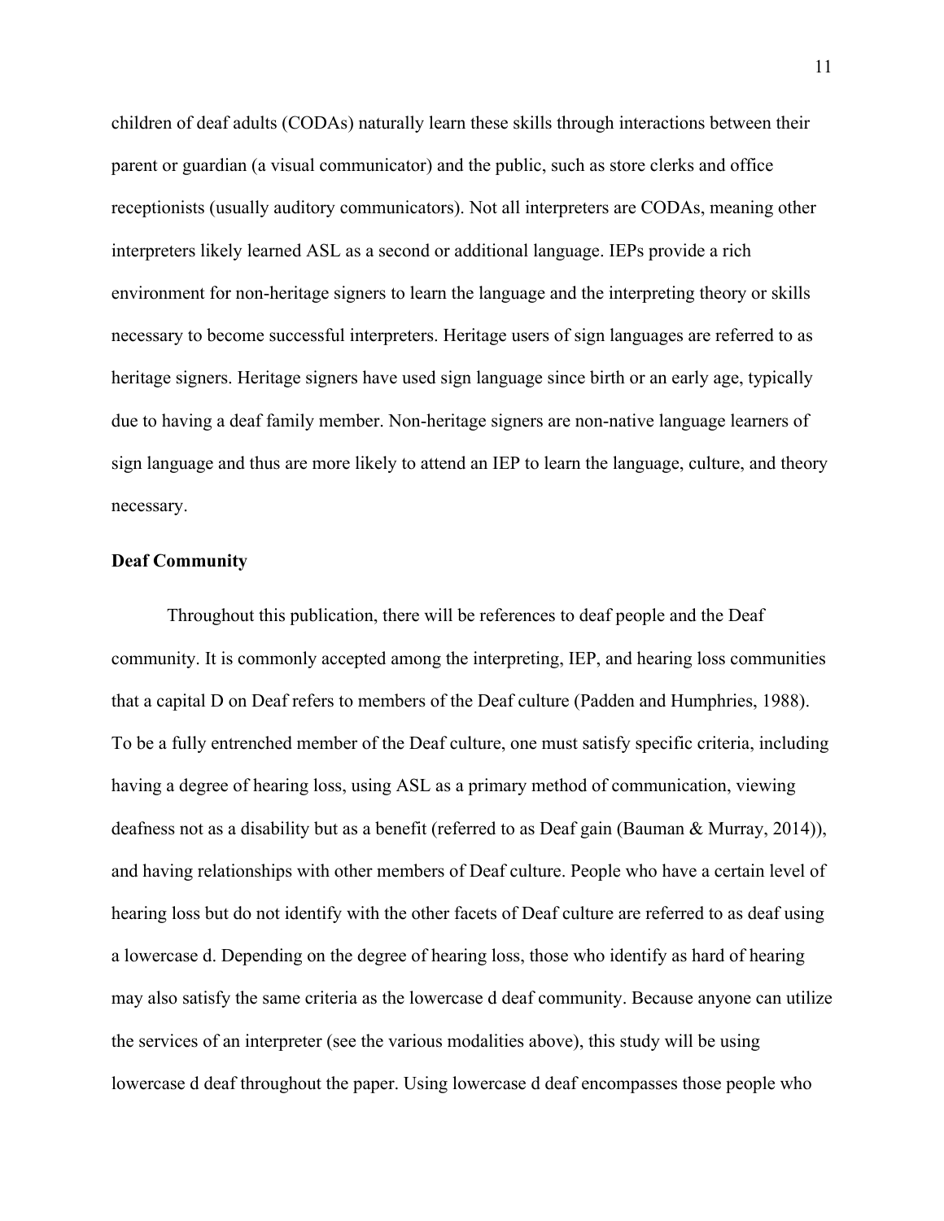children of deaf adults (CODAs) naturally learn these skills through interactions between their parent or guardian (a visual communicator) and the public, such as store clerks and office receptionists (usually auditory communicators). Not all interpreters are CODAs, meaning other interpreters likely learned ASL as a second or additional language. IEPs provide a rich environment for non-heritage signers to learn the language and the interpreting theory or skills necessary to become successful interpreters. Heritage users of sign languages are referred to as heritage signers. Heritage signers have used sign language since birth or an early age, typically due to having a deaf family member. Non-heritage signers are non-native language learners of sign language and thus are more likely to attend an IEP to learn the language, culture, and theory necessary.

**Deaf Community**

Throughout this publication, there will be references to deaf people and the Deaf community. It is commonly accepted among the interpreting, IEP, and hearing loss communities that a capital D on Deaf refers to members of the Deaf culture (Padden and Humphries, 1988). To be a fully entrenched member of the Deaf culture, one must satisfy specific criteria, including having a degree of hearing loss, using ASL as a primary method of communication, viewing deafness not as a disability but as a benefit (referred to as Deaf gain (Bauman & Murray, 2014)), and having relationships with other members of Deaf culture. People who have a certain level of hearing loss but do not identify with the other facets of Deaf culture are referred to as deaf using a lowercase d. Depending on the degree of hearing loss, those who identify as hard of hearing may also satisfy the same criteria as the lowercase d deaf community. Because anyone can utilize the services of an interpreter (see the various modalities above), this study will be using lowercase d deaf throughout the paper. Using lowercase d deaf encompasses those people who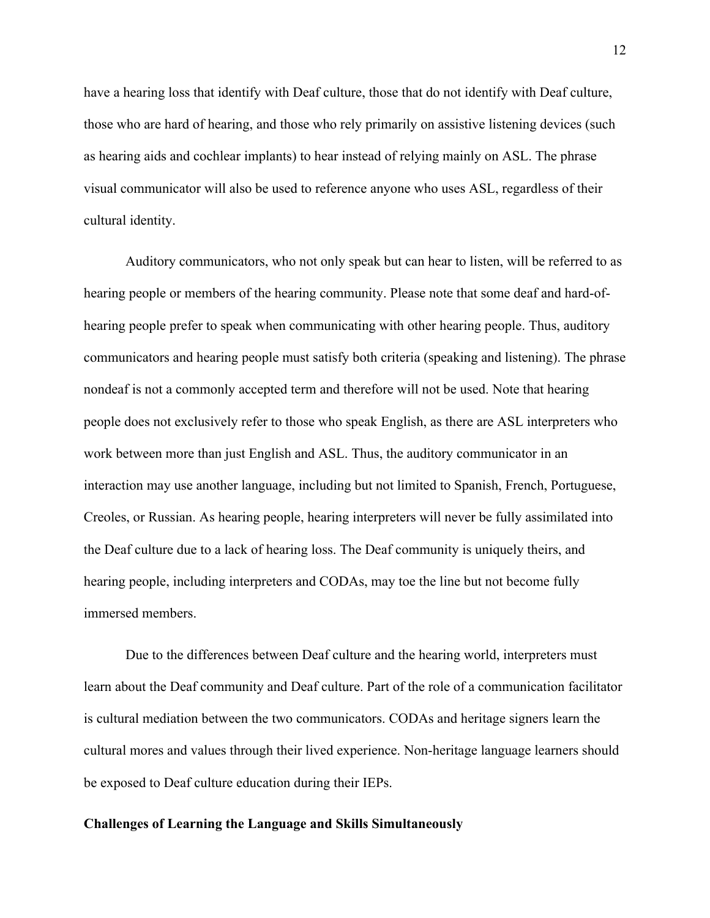have a hearing loss that identify with Deaf culture, those that do not identify with Deaf culture, those who are hard of hearing, and those who rely primarily on assistive listening devices (such as hearing aids and cochlear implants) to hear instead of relying mainly on ASL. The phrase visual communicator will also be used to reference anyone who uses ASL, regardless of their cultural identity.

Auditory communicators, who not only speak but can hear to listen, will be referred to as hearing people or members of the hearing community. Please note that some deaf and hard-of-hearing people prefer to speak when communicating with other hearing people. Thus, auditory communicators and hearing people must satisfy both criteria (speaking and listening). The phrase nondeaf is not a commonly accepted term and therefore will not be used. Note that hearing people does not exclusively refer to those who speak English, as there are ASL interpreters who work between more than just English and ASL. Thus, the auditory communicator in an interaction may use another language, including but not limited to Spanish, French, Portuguese, Creoles, or Russian. As hearing people, hearing interpreters will never be fully assimilated into the Deaf culture due to a lack of hearing loss. The Deaf community is uniquely theirs, and hearing people, including interpreters and CODAs, may toe the line but not become fully immersed members.

Due to the differences between Deaf culture and the hearing world, interpreters must learn about the Deaf community and Deaf culture. Part of the role of a communication facilitator is cultural mediation between the two communicators. CODAs and heritage signers learn the cultural mores and values through their lived experience. Non-heritage language learners should be exposed to Deaf culture education during their IEPs.

**Challenges of Learning the Language and Skills Simultaneously**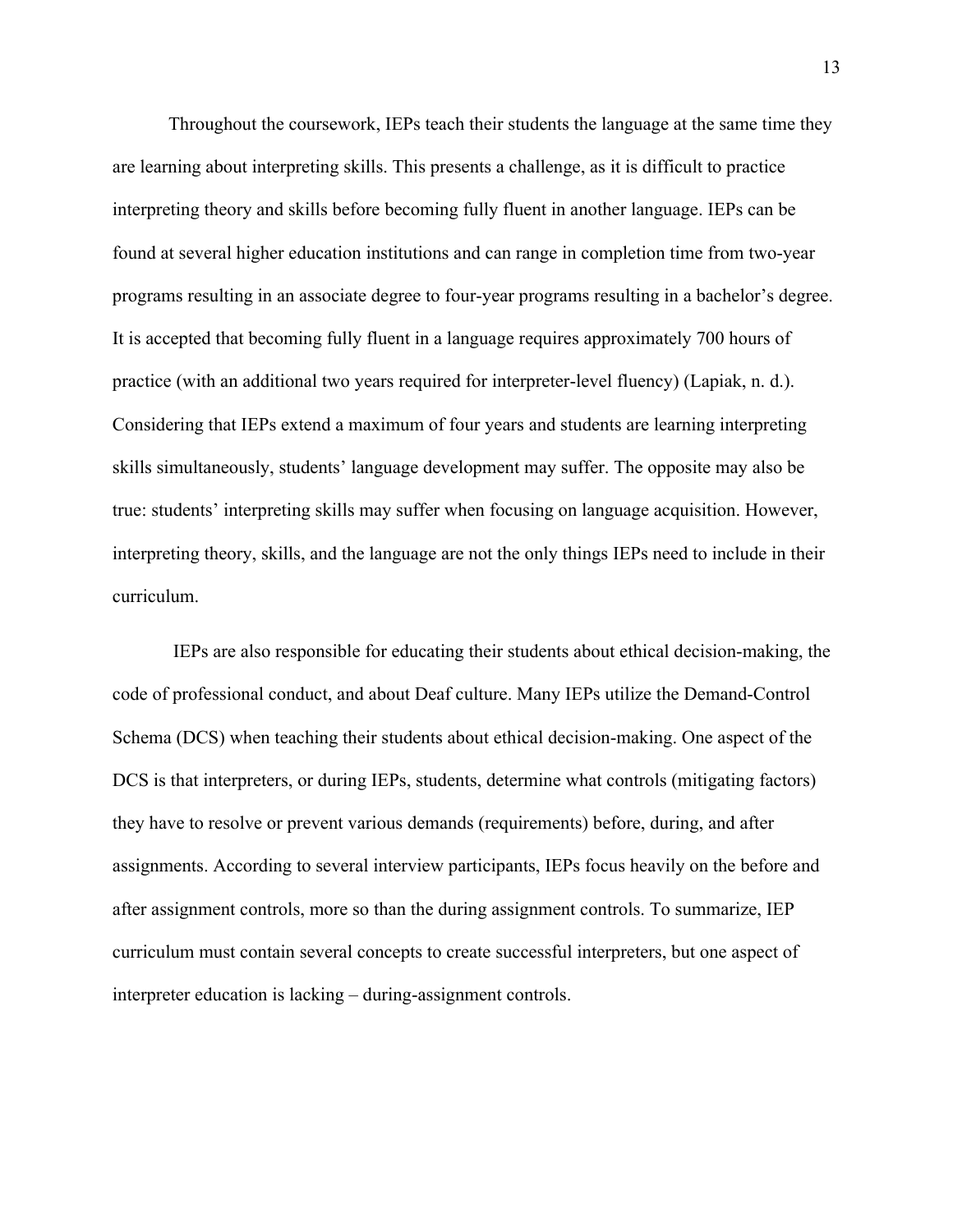Throughout the coursework, IEPs teach their students the language at the same time they are learning about interpreting skills. This presents a challenge, as it is difficult to practice interpreting theory and skills before becoming fully fluent in another language. IEPs can be found at several higher education institutions and can range in completion time from two-year programs resulting in an associate degree to four-year programs resulting in a bachelor's degree. It is accepted that becoming fully fluent in a language requires approximately 700 hours of practice (with an additional two years required for interpreter-level fluency) (Lapiak, n. d.). Considering that IEPs extend a maximum of four years and students are learning interpreting skills simultaneously, students' language development may suffer. The opposite may also be true: students' interpreting skills may suffer when focusing on language acquisition. However, interpreting theory, skills, and the language are not the only things IEPs need to include in their curriculum.

IEPs are also responsible for educating their students about ethical decision-making, the code of professional conduct, and about Deaf culture. Many IEPs utilize the Demand-Control Schema (DCS) when teaching their students about ethical decision-making. One aspect of the DCS is that interpreters, or during IEPs, students, determine what controls (mitigating factors) they have to resolve or prevent various demands (requirements) before, during, and after assignments. According to several interview participants, IEPs focus heavily on the before and after assignment controls, more so than the during assignment controls. To summarize, IEP curriculum must contain several concepts to create successful interpreters, but one aspect of interpreter education is lacking – during-assignment controls.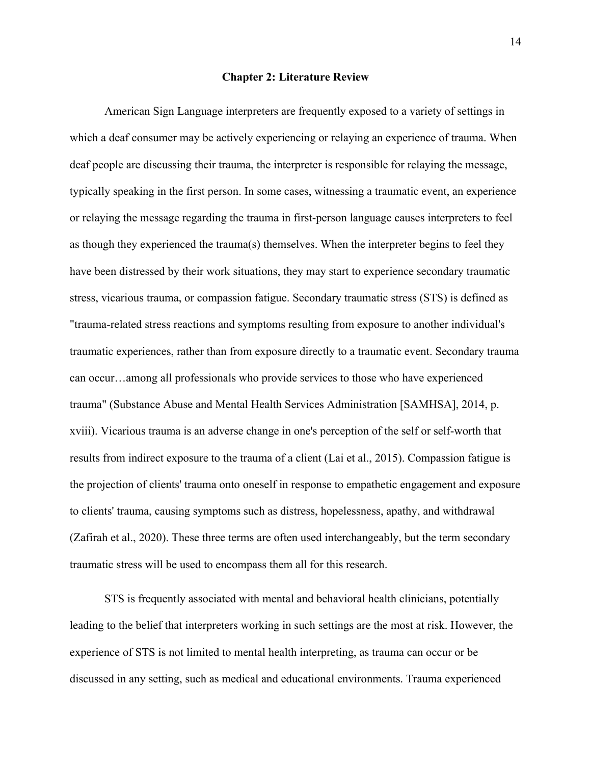## Chapter 2: Literature Review

American Sign Language interpreters are frequently exposed to a variety of settings in which a deaf consumer may be actively experiencing or relaying an experience of trauma. When deaf people are discussing their trauma, the interpreter is responsible for relaying the message, typically speaking in the first person. In some cases, witnessing a traumatic event, an experience or relaying the message regarding the trauma in first-person language causes interpreters to feel as though they experienced the trauma(s) themselves. When the interpreter begins to feel they have been distressed by their work situations, they may start to experience secondary traumatic stress, vicarious trauma, or compassion fatigue. Secondary traumatic stress (STS) is defined as "trauma-related stress reactions and symptoms resulting from exposure to another individual's traumatic experiences, rather than from exposure directly to a traumatic event. Secondary trauma can occur…among all professionals who provide services to those who have experienced trauma" (Substance Abuse and Mental Health Services Administration [SAMHSA], 2014, p. xviii). Vicarious trauma is an adverse change in one's perception of the self or self-worth that results from indirect exposure to the trauma of a client (Lai et al., 2015). Compassion fatigue is the projection of clients' trauma onto oneself in response to empathetic engagement and exposure to clients' trauma, causing symptoms such as distress, hopelessness, apathy, and withdrawal (Zafirah et al., 2020). These three terms are often used interchangeably, but the term secondary traumatic stress will be used to encompass them all for this research.

STS is frequently associated with mental and behavioral health clinicians, potentially leading to the belief that interpreters working in such settings are the most at risk. However, the experience of STS is not limited to mental health interpreting, as trauma can occur or be discussed in any setting, such as medical and educational environments. Trauma experienced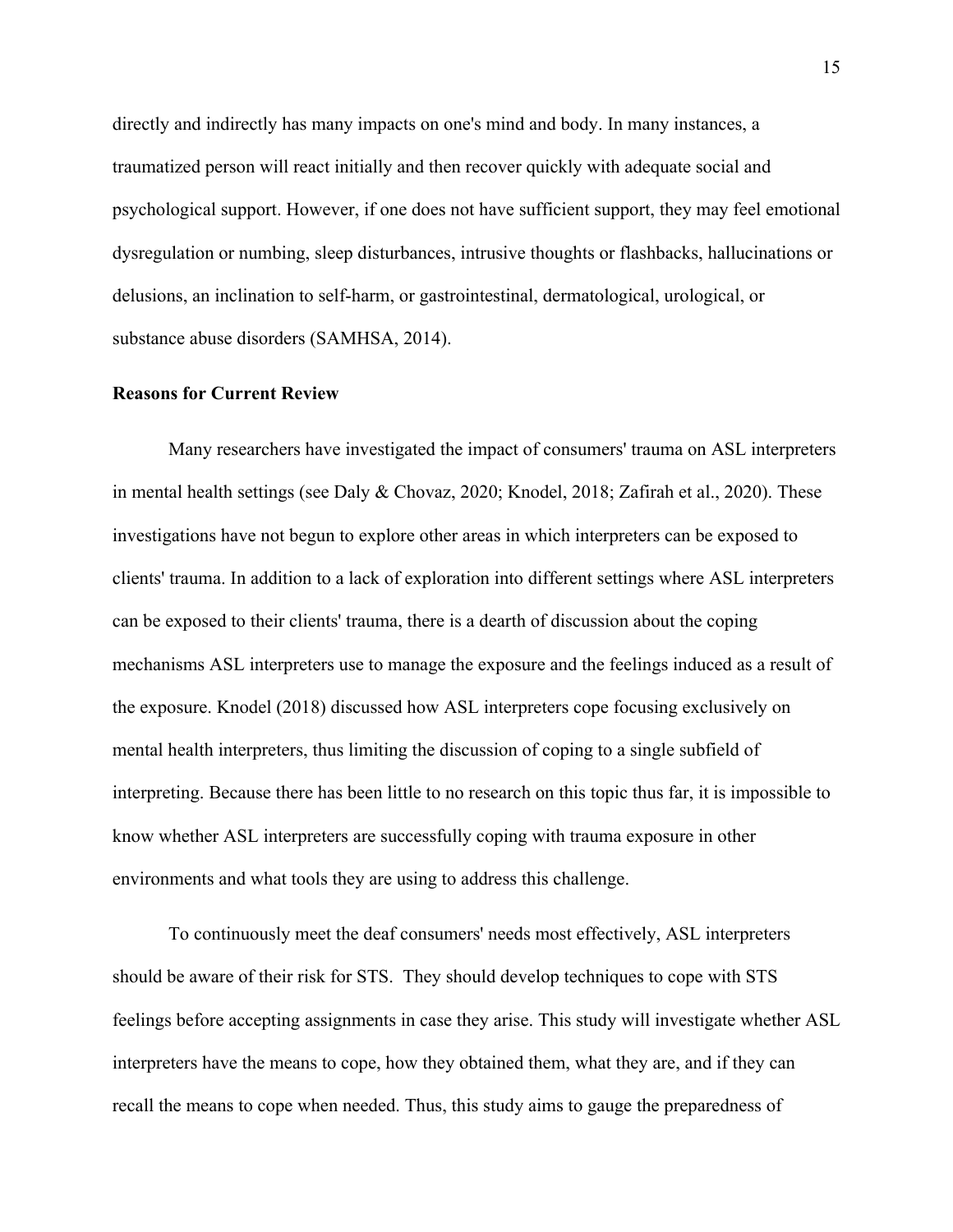directly and indirectly has many impacts on one's mind and body. In many instances, a traumatized person will react initially and then recover quickly with adequate social and psychological support. However, if one does not have sufficient support, they may feel emotional dysregulation or numbing, sleep disturbances, intrusive thoughts or flashbacks, hallucinations or delusions, an inclination to self-harm, or gastrointestinal, dermatological, urological, or substance abuse disorders (SAMHSA, 2014).

**Reasons for Current Review**

Many researchers have investigated the impact of consumers' trauma on ASL interpreters in mental health settings (see Daly & Chovaz, 2020; Knodel, 2018; Zafirah et al., 2020). These investigations have not begun to explore other areas in which interpreters can be exposed to clients' trauma. In addition to a lack of exploration into different settings where ASL interpreters can be exposed to their clients' trauma, there is a dearth of discussion about the coping mechanisms ASL interpreters use to manage the exposure and the feelings induced as a result of the exposure. Knodel (2018) discussed how ASL interpreters cope focusing exclusively on mental health interpreters, thus limiting the discussion of coping to a single subfield of interpreting. Because there has been little to no research on this topic thus far, it is impossible to know whether ASL interpreters are successfully coping with trauma exposure in other environments and what tools they are using to address this challenge.

To continuously meet the deaf consumers' needs most effectively, ASL interpreters should be aware of their risk for STS. They should develop techniques to cope with STS feelings before accepting assignments in case they arise. This study will investigate whether ASL interpreters have the means to cope, how they obtained them, what they are, and if they can recall the means to cope when needed. Thus, this study aims to gauge the preparedness of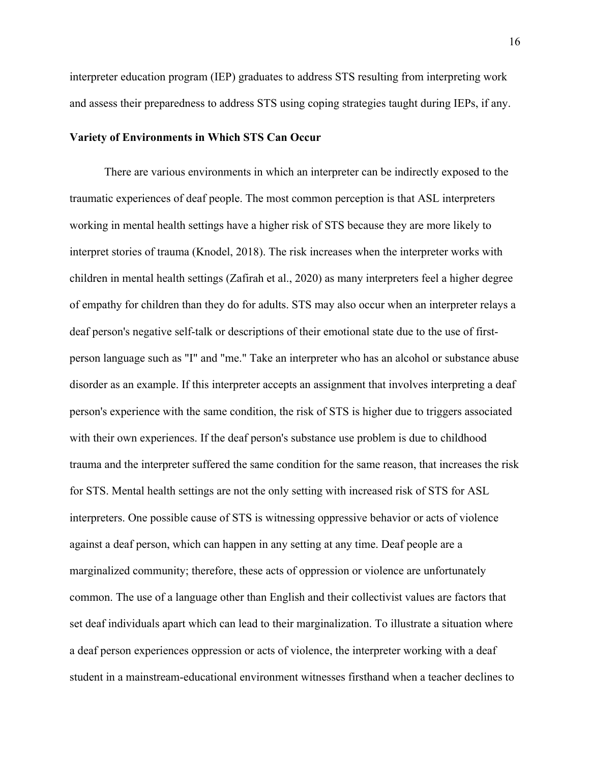interpreter education program (IEP) graduates to address STS resulting from interpreting work and assess their preparedness to address STS using coping strategies taught during IEPs, if any.

## Variety of Environments in Which STS Can Occur

There are various environments in which an interpreter can be indirectly exposed to the traumatic experiences of deaf people. The most common perception is that ASL interpreters working in mental health settings have a higher risk of STS because they are more likely to interpret stories of trauma (Knodel, 2018). The risk increases when the interpreter works with children in mental health settings (Zafirah et al., 2020) as many interpreters feel a higher degree of empathy for children than they do for adults. STS may also occur when an interpreter relays a deaf person's negative self-talk or descriptions of their emotional state due to the use of first-person language such as "I" and "me." Take an interpreter who has an alcohol or substance abuse disorder as an example. If this interpreter accepts an assignment that involves interpreting a deaf person's experience with the same condition, the risk of STS is higher due to triggers associated with their own experiences. If the deaf person's substance use problem is due to childhood trauma and the interpreter suffered the same condition for the same reason, that increases the risk for STS. Mental health settings are not the only setting with increased risk of STS for ASL interpreters. One possible cause of STS is witnessing oppressive behavior or acts of violence against a deaf person, which can happen in any setting at any time. Deaf people are a marginalized community; therefore, these acts of oppression or violence are unfortunately common. The use of a language other than English and their collectivist values are factors that set deaf individuals apart which can lead to their marginalization. To illustrate a situation where a deaf person experiences oppression or acts of violence, the interpreter working with a deaf student in a mainstream-educational environment witnesses firsthand when a teacher declines to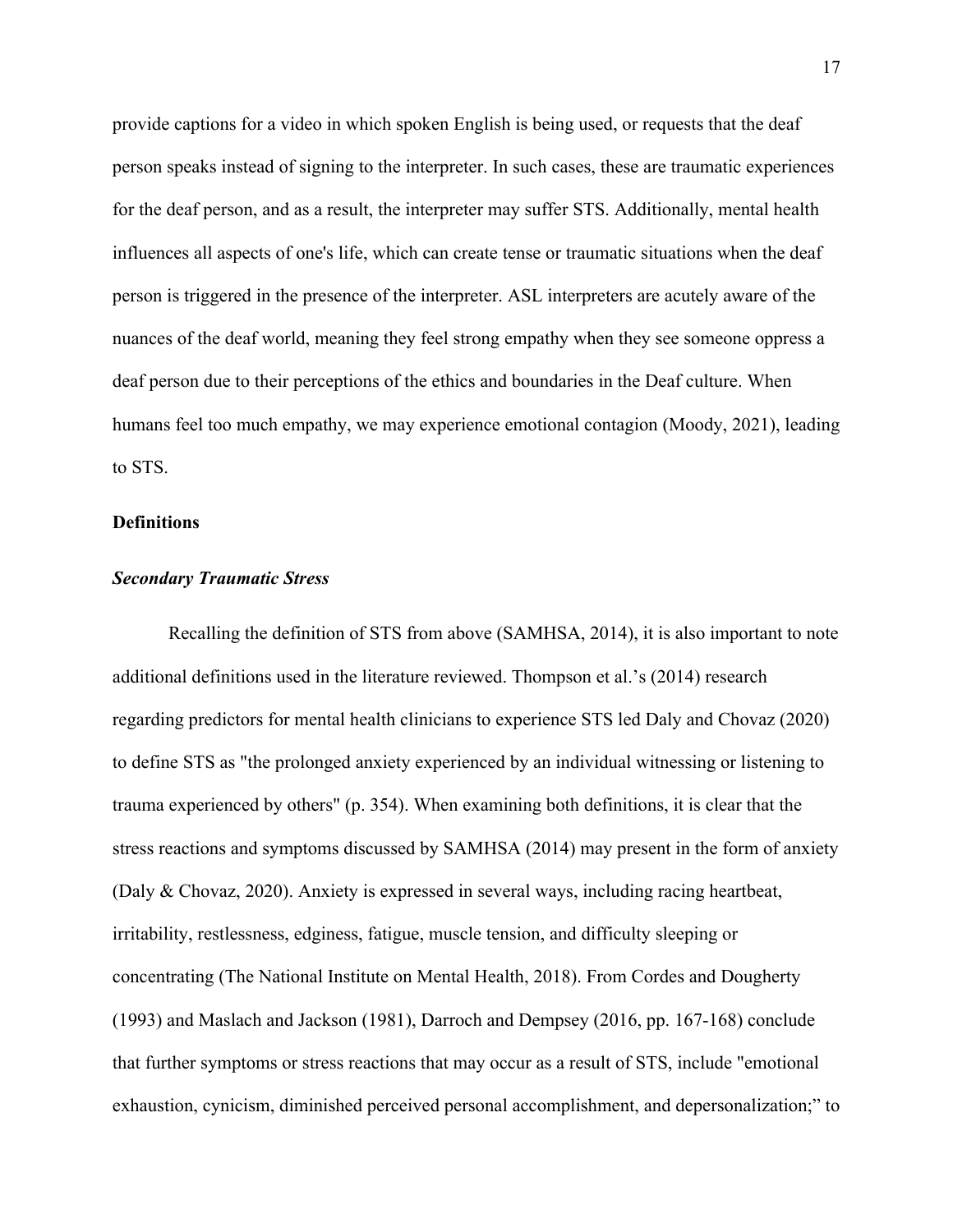provide captions for a video in which spoken English is being used, or requests that the deaf person speaks instead of signing to the interpreter. In such cases, these are traumatic experiences for the deaf person, and as a result, the interpreter may suffer STS. Additionally, mental health influences all aspects of one's life, which can create tense or traumatic situations when the deaf person is triggered in the presence of the interpreter. ASL interpreters are acutely aware of the nuances of the deaf world, meaning they feel strong empathy when they see someone oppress a deaf person due to their perceptions of the ethics and boundaries in the Deaf culture. When humans feel too much empathy, we may experience emotional contagion (Moody, 2021), leading to STS.

## Definitions

### *Secondary Traumatic Stress*

Recalling the definition of STS from above (SAMHSA, 2014), it is also important to note additional definitions used in the literature reviewed. Thompson et al.'s (2014) research regarding predictors for mental health clinicians to experience STS led Daly and Chovaz (2020) to define STS as "the prolonged anxiety experienced by an individual witnessing or listening to trauma experienced by others" (p. 354). When examining both definitions, it is clear that the stress reactions and symptoms discussed by SAMHSA (2014) may present in the form of anxiety (Daly & Chovaz, 2020). Anxiety is expressed in several ways, including racing heartbeat, irritability, restlessness, edginess, fatigue, muscle tension, and difficulty sleeping or concentrating (The National Institute on Mental Health, 2018). From Cordes and Dougherty (1993) and Maslach and Jackson (1981), Darroch and Dempsey (2016, pp. 167-168) conclude that further symptoms or stress reactions that may occur as a result of STS, include "emotional exhaustion, cynicism, diminished perceived personal accomplishment, and depersonalization;" to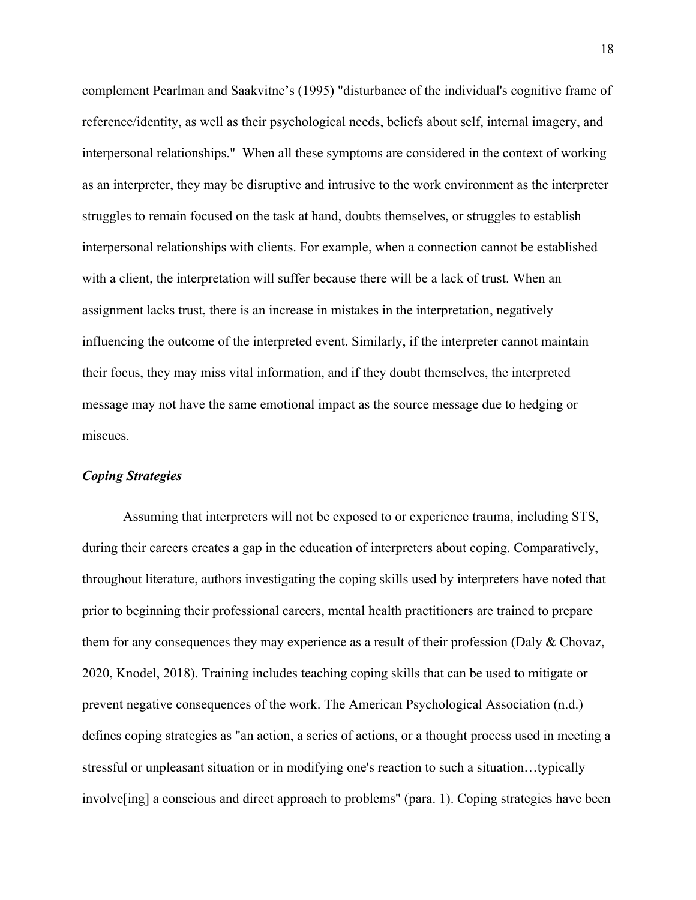complement Pearlman and Saakvitne's (1995) "disturbance of the individual's cognitive frame of reference/identity, as well as their psychological needs, beliefs about self, internal imagery, and interpersonal relationships." When all these symptoms are considered in the context of working as an interpreter, they may be disruptive and intrusive to the work environment as the interpreter struggles to remain focused on the task at hand, doubts themselves, or struggles to establish interpersonal relationships with clients. For example, when a connection cannot be established with a client, the interpretation will suffer because there will be a lack of trust. When an assignment lacks trust, there is an increase in mistakes in the interpretation, negatively influencing the outcome of the interpreted event. Similarly, if the interpreter cannot maintain their focus, they may miss vital information, and if they doubt themselves, the interpreted message may not have the same emotional impact as the source message due to hedging or miscues.

### *Coping Strategies*

Assuming that interpreters will not be exposed to or experience trauma, including STS, during their careers creates a gap in the education of interpreters about coping. Comparatively, throughout literature, authors investigating the coping skills used by interpreters have noted that prior to beginning their professional careers, mental health practitioners are trained to prepare them for any consequences they may experience as a result of their profession (Daly & Chovaz, 2020, Knodel, 2018). Training includes teaching coping skills that can be used to mitigate or prevent negative consequences of the work. The American Psychological Association (n.d.) defines coping strategies as "an action, a series of actions, or a thought process used in meeting a stressful or unpleasant situation or in modifying one's reaction to such a situation…typically involve[ing] a conscious and direct approach to problems" (para. 1). Coping strategies have been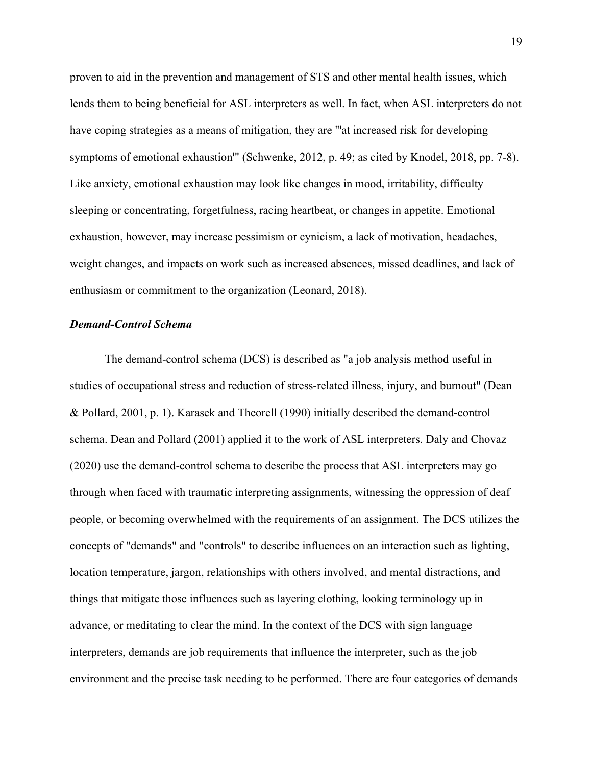proven to aid in the prevention and management of STS and other mental health issues, which lends them to being beneficial for ASL interpreters as well. In fact, when ASL interpreters do not have coping strategies as a means of mitigation, they are "'at increased risk for developing symptoms of emotional exhaustion'" (Schwenke, 2012, p. 49; as cited by Knodel, 2018, pp. 7-8). Like anxiety, emotional exhaustion may look like changes in mood, irritability, difficulty sleeping or concentrating, forgetfulness, racing heartbeat, or changes in appetite. Emotional exhaustion, however, may increase pessimism or cynicism, a lack of motivation, headaches, weight changes, and impacts on work such as increased absences, missed deadlines, and lack of enthusiasm or commitment to the organization (Leonard, 2018).

### ***Demand-Control Schema***

The demand-control schema (DCS) is described as "a job analysis method useful in studies of occupational stress and reduction of stress-related illness, injury, and burnout" (Dean & Pollard, 2001, p. 1). Karasek and Theorell (1990) initially described the demand-control schema. Dean and Pollard (2001) applied it to the work of ASL interpreters. Daly and Chovaz (2020) use the demand-control schema to describe the process that ASL interpreters may go through when faced with traumatic interpreting assignments, witnessing the oppression of deaf people, or becoming overwhelmed with the requirements of an assignment. The DCS utilizes the concepts of "demands" and "controls" to describe influences on an interaction such as lighting, location temperature, jargon, relationships with others involved, and mental distractions, and things that mitigate those influences such as layering clothing, looking terminology up in advance, or meditating to clear the mind. In the context of the DCS with sign language interpreters, demands are job requirements that influence the interpreter, such as the job environment and the precise task needing to be performed. There are four categories of demands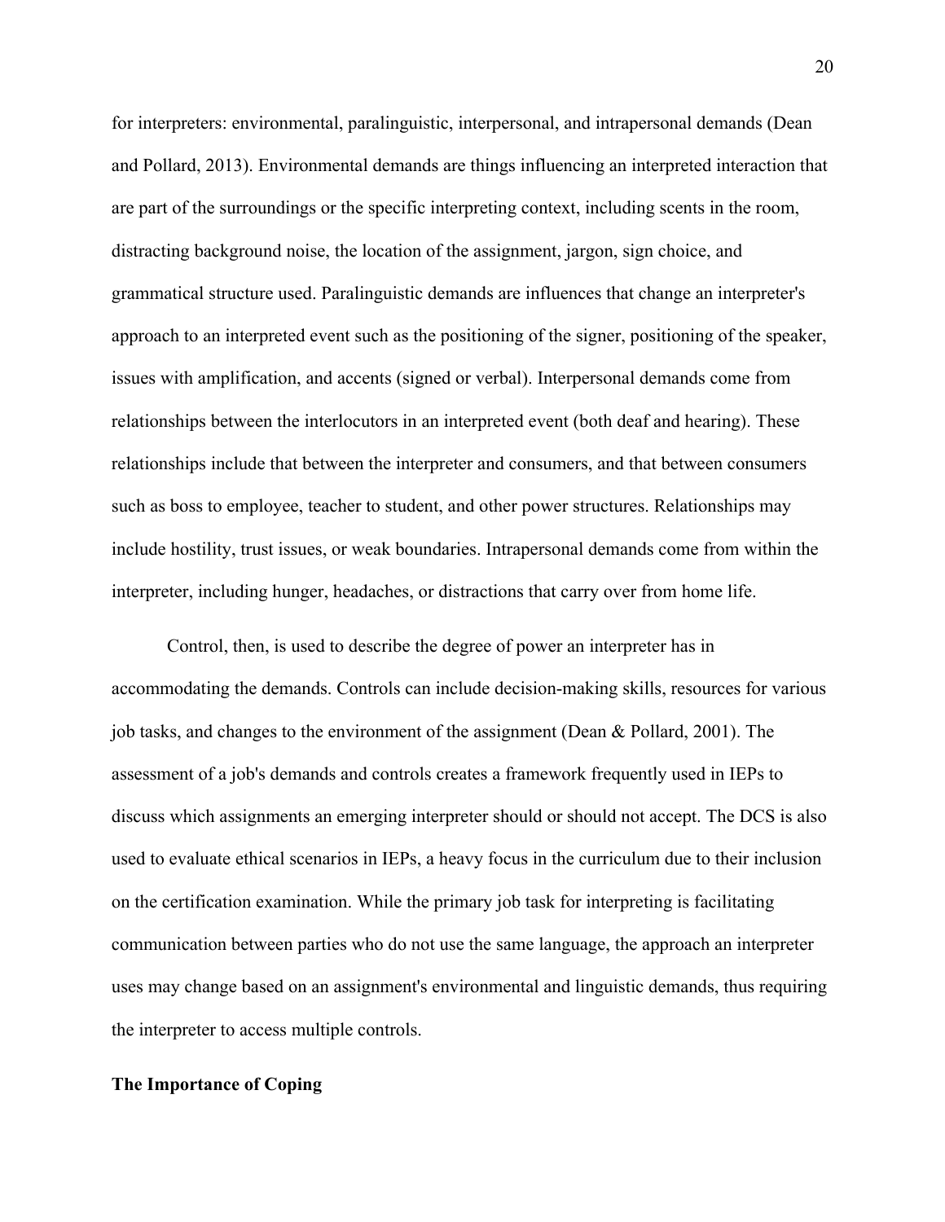for interpreters: environmental, paralinguistic, interpersonal, and intrapersonal demands (Dean and Pollard, 2013). Environmental demands are things influencing an interpreted interaction that are part of the surroundings or the specific interpreting context, including scents in the room, distracting background noise, the location of the assignment, jargon, sign choice, and grammatical structure used. Paralinguistic demands are influences that change an interpreter's approach to an interpreted event such as the positioning of the signer, positioning of the speaker, issues with amplification, and accents (signed or verbal). Interpersonal demands come from relationships between the interlocutors in an interpreted event (both deaf and hearing). These relationships include that between the interpreter and consumers, and that between consumers such as boss to employee, teacher to student, and other power structures. Relationships may include hostility, trust issues, or weak boundaries. Intrapersonal demands come from within the interpreter, including hunger, headaches, or distractions that carry over from home life.

Control, then, is used to describe the degree of power an interpreter has in accommodating the demands. Controls can include decision-making skills, resources for various job tasks, and changes to the environment of the assignment (Dean & Pollard, 2001). The assessment of a job's demands and controls creates a framework frequently used in IEPs to discuss which assignments an emerging interpreter should or should not accept. The DCS is also used to evaluate ethical scenarios in IEPs, a heavy focus in the curriculum due to their inclusion on the certification examination. While the primary job task for interpreting is facilitating communication between parties who do not use the same language, the approach an interpreter uses may change based on an assignment's environmental and linguistic demands, thus requiring the interpreter to access multiple controls.

## The Importance of Coping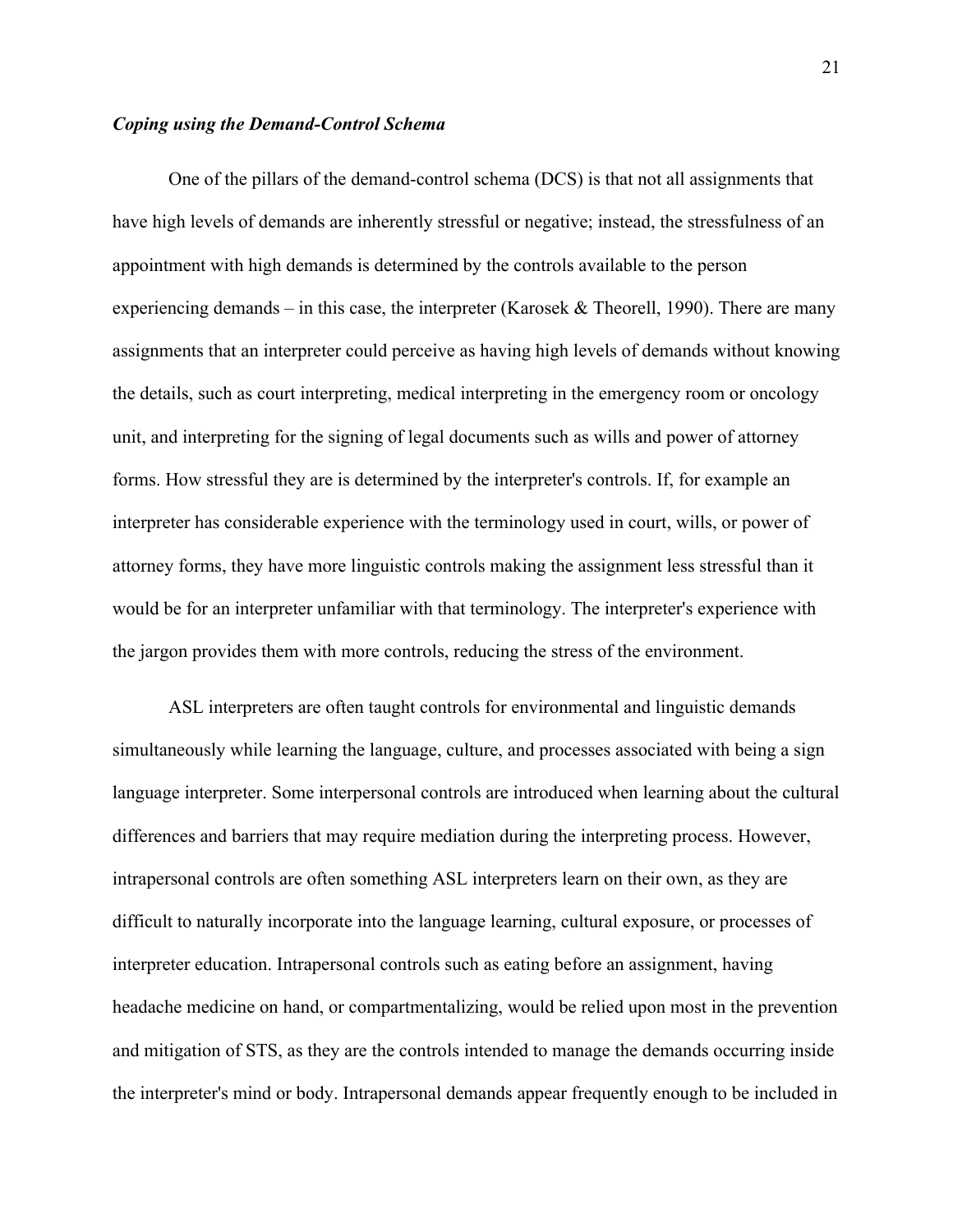### *Coping using the Demand-Control Schema*

One of the pillars of the demand-control schema (DCS) is that not all assignments that have high levels of demands are inherently stressful or negative; instead, the stressfulness of an appointment with high demands is determined by the controls available to the person experiencing demands – in this case, the interpreter (Karosek & Theorell, 1990). There are many assignments that an interpreter could perceive as having high levels of demands without knowing the details, such as court interpreting, medical interpreting in the emergency room or oncology unit, and interpreting for the signing of legal documents such as wills and power of attorney forms. How stressful they are is determined by the interpreter's controls. If, for example an interpreter has considerable experience with the terminology used in court, wills, or power of attorney forms, they have more linguistic controls making the assignment less stressful than it would be for an interpreter unfamiliar with that terminology. The interpreter's experience with the jargon provides them with more controls, reducing the stress of the environment.

ASL interpreters are often taught controls for environmental and linguistic demands simultaneously while learning the language, culture, and processes associated with being a sign language interpreter. Some interpersonal controls are introduced when learning about the cultural differences and barriers that may require mediation during the interpreting process. However, intrapersonal controls are often something ASL interpreters learn on their own, as they are difficult to naturally incorporate into the language learning, cultural exposure, or processes of interpreter education. Intrapersonal controls such as eating before an assignment, having headache medicine on hand, or compartmentalizing, would be relied upon most in the prevention and mitigation of STS, as they are the controls intended to manage the demands occurring inside the interpreter's mind or body. Intrapersonal demands appear frequently enough to be included in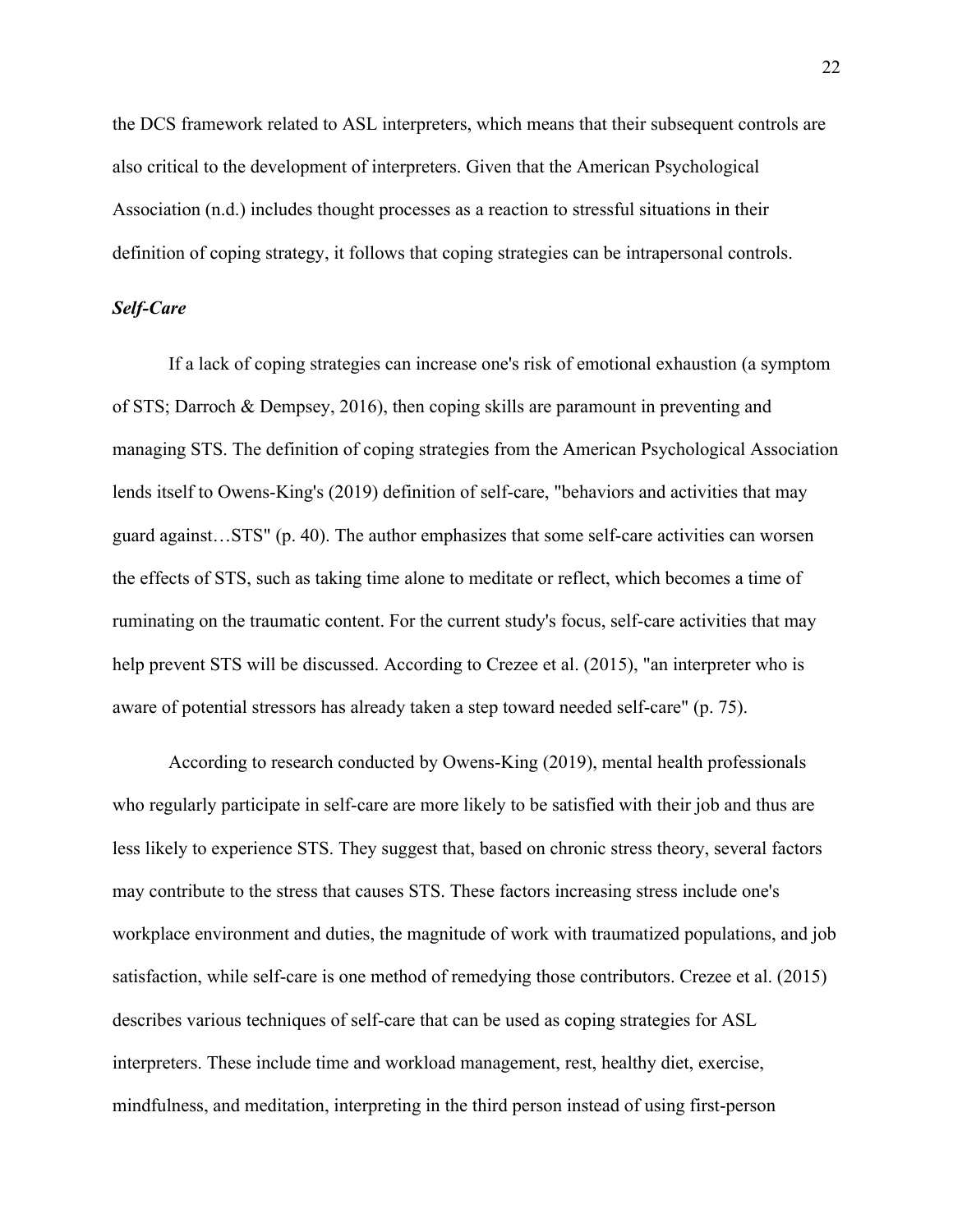the DCS framework related to ASL interpreters, which means that their subsequent controls are also critical to the development of interpreters. Given that the American Psychological Association (n.d.) includes thought processes as a reaction to stressful situations in their definition of coping strategy, it follows that coping strategies can be intrapersonal controls.

### *Self-Care*

If a lack of coping strategies can increase one's risk of emotional exhaustion (a symptom of STS; Darroch & Dempsey, 2016), then coping skills are paramount in preventing and managing STS. The definition of coping strategies from the American Psychological Association lends itself to Owens-King's (2019) definition of self-care, "behaviors and activities that may guard against…STS" (p. 40). The author emphasizes that some self-care activities can worsen the effects of STS, such as taking time alone to meditate or reflect, which becomes a time of ruminating on the traumatic content. For the current study's focus, self-care activities that may help prevent STS will be discussed. According to Crezee et al. (2015), "an interpreter who is aware of potential stressors has already taken a step toward needed self-care" (p. 75).

According to research conducted by Owens-King (2019), mental health professionals who regularly participate in self-care are more likely to be satisfied with their job and thus are less likely to experience STS. They suggest that, based on chronic stress theory, several factors may contribute to the stress that causes STS. These factors increasing stress include one's workplace environment and duties, the magnitude of work with traumatized populations, and job satisfaction, while self-care is one method of remedying those contributors. Crezee et al. (2015) describes various techniques of self-care that can be used as coping strategies for ASL interpreters. These include time and workload management, rest, healthy diet, exercise, mindfulness, and meditation, interpreting in the third person instead of using first-person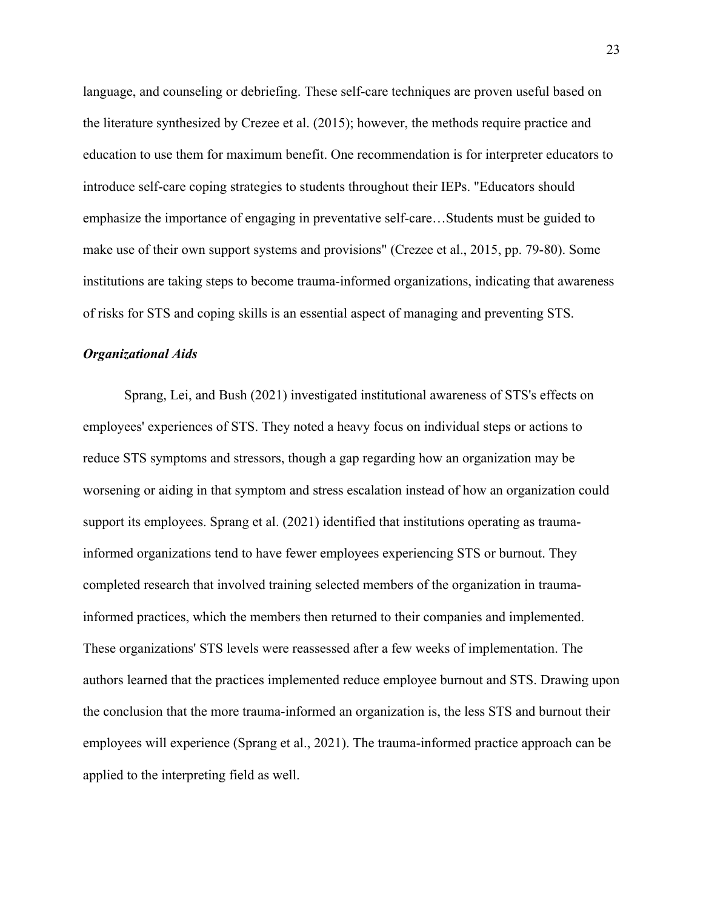language, and counseling or debriefing. These self-care techniques are proven useful based on the literature synthesized by Crezee et al. (2015); however, the methods require practice and education to use them for maximum benefit. One recommendation is for interpreter educators to introduce self-care coping strategies to students throughout their IEPs. "Educators should emphasize the importance of engaging in preventative self-care…Students must be guided to make use of their own support systems and provisions" (Crezee et al., 2015, pp. 79-80). Some institutions are taking steps to become trauma-informed organizations, indicating that awareness of risks for STS and coping skills is an essential aspect of managing and preventing STS.

### *Organizational Aids*

Sprang, Lei, and Bush (2021) investigated institutional awareness of STS's effects on employees' experiences of STS. They noted a heavy focus on individual steps or actions to reduce STS symptoms and stressors, though a gap regarding how an organization may be worsening or aiding in that symptom and stress escalation instead of how an organization could support its employees. Sprang et al. (2021) identified that institutions operating as trauma-informed organizations tend to have fewer employees experiencing STS or burnout. They completed research that involved training selected members of the organization in trauma-informed practices, which the members then returned to their companies and implemented. These organizations' STS levels were reassessed after a few weeks of implementation. The authors learned that the practices implemented reduce employee burnout and STS. Drawing upon the conclusion that the more trauma-informed an organization is, the less STS and burnout their employees will experience (Sprang et al., 2021). The trauma-informed practice approach can be applied to the interpreting field as well.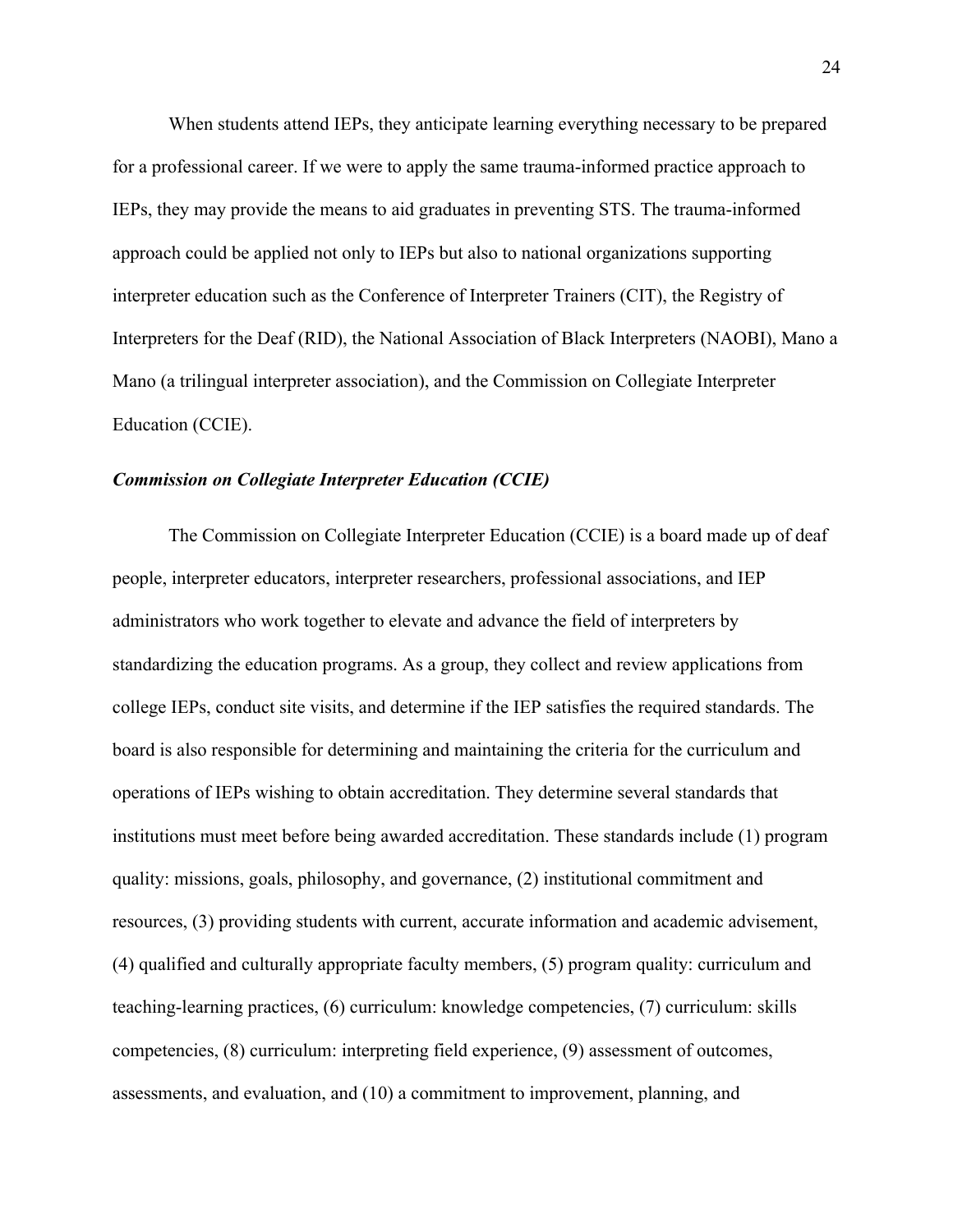When students attend IEPs, they anticipate learning everything necessary to be prepared for a professional career. If we were to apply the same trauma-informed practice approach to IEPs, they may provide the means to aid graduates in preventing STS. The trauma-informed approach could be applied not only to IEPs but also to national organizations supporting interpreter education such as the Conference of Interpreter Trainers (CIT), the Registry of Interpreters for the Deaf (RID), the National Association of Black Interpreters (NAOBI), Mano a Mano (a trilingual interpreter association), and the Commission on Collegiate Interpreter Education (CCIE).

### ***Commission on Collegiate Interpreter Education (CCIE)***

The Commission on Collegiate Interpreter Education (CCIE) is a board made up of deaf people, interpreter educators, interpreter researchers, professional associations, and IEP administrators who work together to elevate and advance the field of interpreters by standardizing the education programs. As a group, they collect and review applications from college IEPs, conduct site visits, and determine if the IEP satisfies the required standards. The board is also responsible for determining and maintaining the criteria for the curriculum and operations of IEPs wishing to obtain accreditation. They determine several standards that institutions must meet before being awarded accreditation. These standards include (1) program quality: missions, goals, philosophy, and governance, (2) institutional commitment and resources, (3) providing students with current, accurate information and academic advisement, (4) qualified and culturally appropriate faculty members, (5) program quality: curriculum and teaching-learning practices, (6) curriculum: knowledge competencies, (7) curriculum: skills competencies, (8) curriculum: interpreting field experience, (9) assessment of outcomes, assessments, and evaluation, and (10) a commitment to improvement, planning, and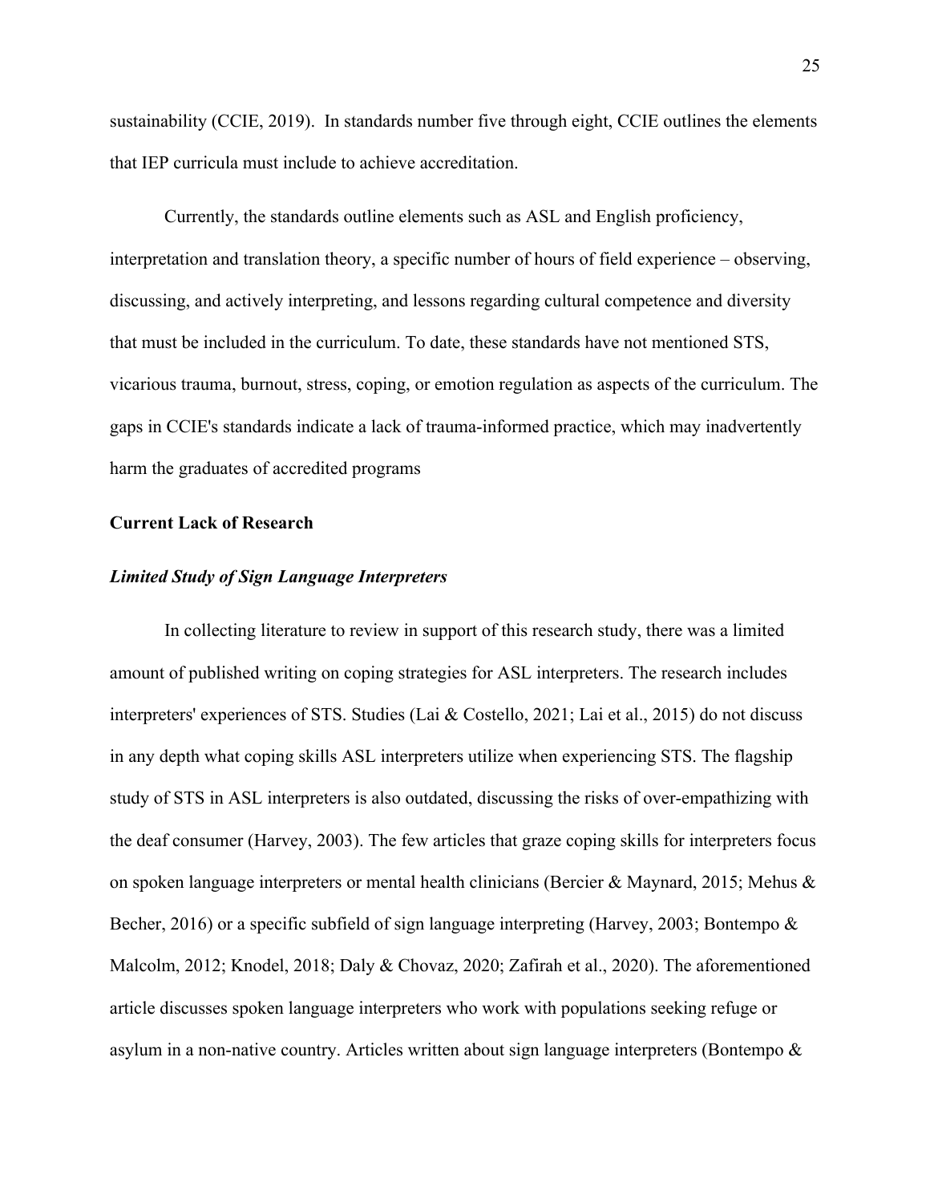sustainability (CCIE, 2019). In standards number five through eight, CCIE outlines the elements that IEP curricula must include to achieve accreditation.

Currently, the standards outline elements such as ASL and English proficiency, interpretation and translation theory, a specific number of hours of field experience – observing, discussing, and actively interpreting, and lessons regarding cultural competence and diversity that must be included in the curriculum. To date, these standards have not mentioned STS, vicarious trauma, burnout, stress, coping, or emotion regulation as aspects of the curriculum. The gaps in CCIE's standards indicate a lack of trauma-informed practice, which may inadvertently harm the graduates of accredited programs

## Current Lack of Research

### *Limited Study of Sign Language Interpreters*

In collecting literature to review in support of this research study, there was a limited amount of published writing on coping strategies for ASL interpreters. The research includes interpreters' experiences of STS. Studies (Lai & Costello, 2021; Lai et al., 2015) do not discuss in any depth what coping skills ASL interpreters utilize when experiencing STS. The flagship study of STS in ASL interpreters is also outdated, discussing the risks of over-empathizing with the deaf consumer (Harvey, 2003). The few articles that graze coping skills for interpreters focus on spoken language interpreters or mental health clinicians (Bercier & Maynard, 2015; Mehus & Becher, 2016) or a specific subfield of sign language interpreting (Harvey, 2003; Bontempo & Malcolm, 2012; Knodel, 2018; Daly & Chovaz, 2020; Zafirah et al., 2020). The aforementioned article discusses spoken language interpreters who work with populations seeking refuge or asylum in a non-native country. Articles written about sign language interpreters (Bontempo &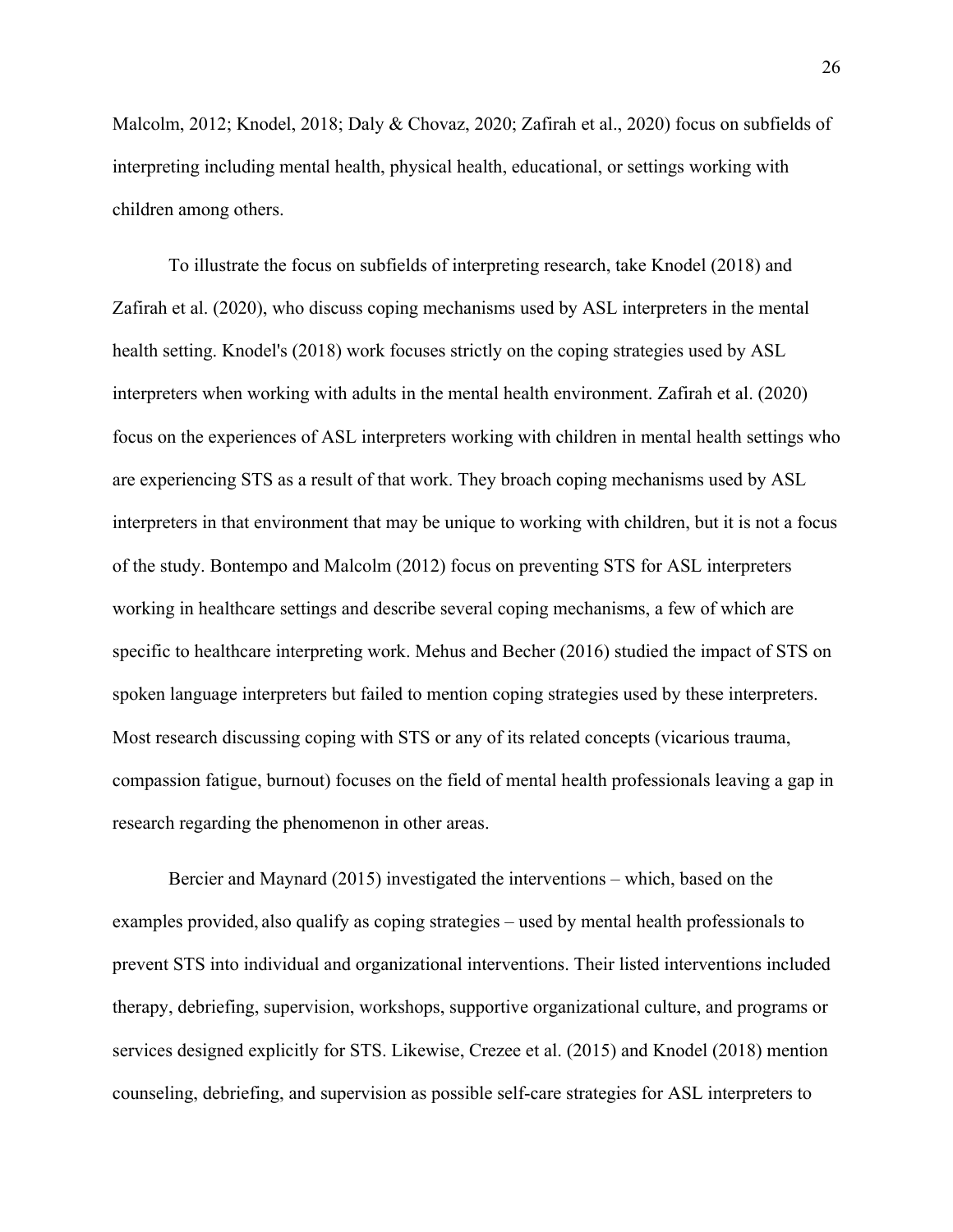Malcolm, 2012; Knodel, 2018; Daly & Chovaz, 2020; Zafirah et al., 2020) focus on subfields of interpreting including mental health, physical health, educational, or settings working with children among others.

To illustrate the focus on subfields of interpreting research, take Knodel (2018) and Zafirah et al. (2020), who discuss coping mechanisms used by ASL interpreters in the mental health setting. Knodel's (2018) work focuses strictly on the coping strategies used by ASL interpreters when working with adults in the mental health environment. Zafirah et al. (2020) focus on the experiences of ASL interpreters working with children in mental health settings who are experiencing STS as a result of that work. They broach coping mechanisms used by ASL interpreters in that environment that may be unique to working with children, but it is not a focus of the study. Bontempo and Malcolm (2012) focus on preventing STS for ASL interpreters working in healthcare settings and describe several coping mechanisms, a few of which are specific to healthcare interpreting work. Mehus and Becher (2016) studied the impact of STS on spoken language interpreters but failed to mention coping strategies used by these interpreters. Most research discussing coping with STS or any of its related concepts (vicarious trauma, compassion fatigue, burnout) focuses on the field of mental health professionals leaving a gap in research regarding the phenomenon in other areas.

Bercier and Maynard (2015) investigated the interventions – which, based on the examples provided, also qualify as coping strategies – used by mental health professionals to prevent STS into individual and organizational interventions. Their listed interventions included therapy, debriefing, supervision, workshops, supportive organizational culture, and programs or services designed explicitly for STS. Likewise, Crezee et al. (2015) and Knodel (2018) mention counseling, debriefing, and supervision as possible self-care strategies for ASL interpreters to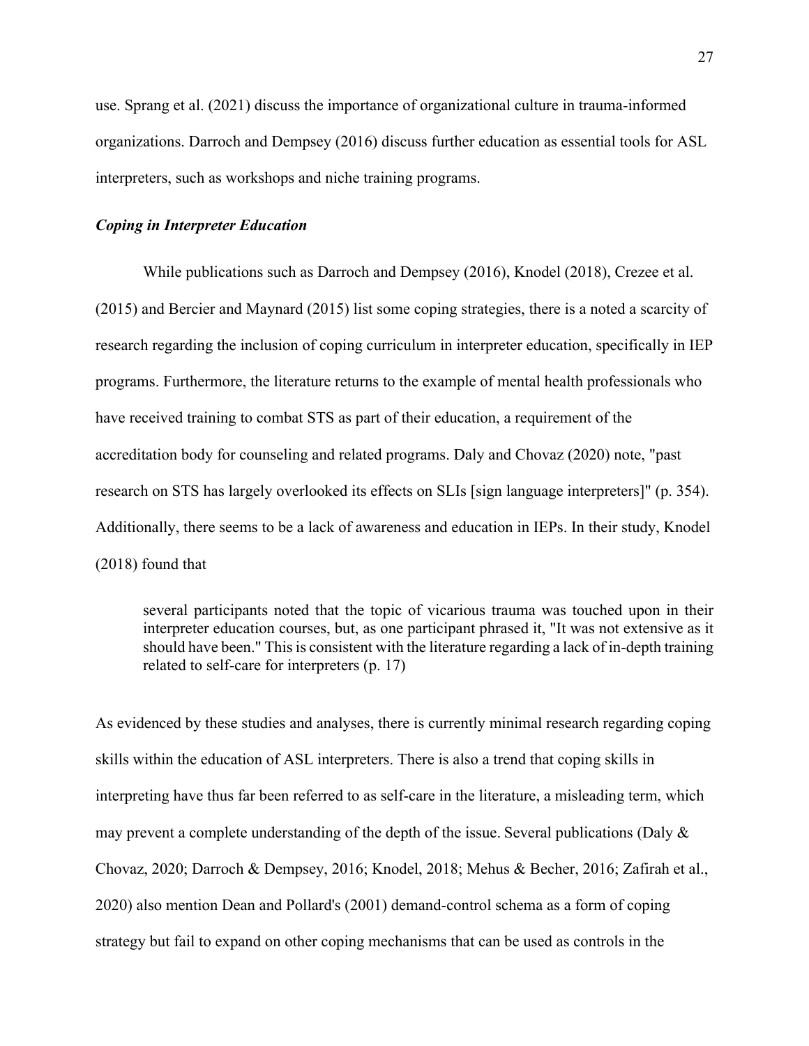use. Sprang et al. (2021) discuss the importance of organizational culture in trauma-informed organizations. Darroch and Dempsey (2016) discuss further education as essential tools for ASL interpreters, such as workshops and niche training programs.

### *Coping in Interpreter Education*

While publications such as Darroch and Dempsey (2016), Knodel (2018), Crezee et al. (2015) and Bercier and Maynard (2015) list some coping strategies, there is a noted a scarcity of research regarding the inclusion of coping curriculum in interpreter education, specifically in IEP programs. Furthermore, the literature returns to the example of mental health professionals who have received training to combat STS as part of their education, a requirement of the accreditation body for counseling and related programs. Daly and Chovaz (2020) note, "past research on STS has largely overlooked its effects on SLIs [sign language interpreters]" (p. 354). Additionally, there seems to be a lack of awareness and education in IEPs. In their study, Knodel (2018) found that

> several participants noted that the topic of vicarious trauma was touched upon in their interpreter education courses, but, as one participant phrased it, "It was not extensive as it should have been." This is consistent with the literature regarding a lack of in-depth training related to self-care for interpreters (p. 17)

As evidenced by these studies and analyses, there is currently minimal research regarding coping skills within the education of ASL interpreters. There is also a trend that coping skills in interpreting have thus far been referred to as self-care in the literature, a misleading term, which may prevent a complete understanding of the depth of the issue. Several publications (Daly & Chovaz, 2020; Darroch & Dempsey, 2016; Knodel, 2018; Mehus & Becher, 2016; Zafirah et al., 2020) also mention Dean and Pollard's (2001) demand-control schema as a form of coping strategy but fail to expand on other coping mechanisms that can be used as controls in the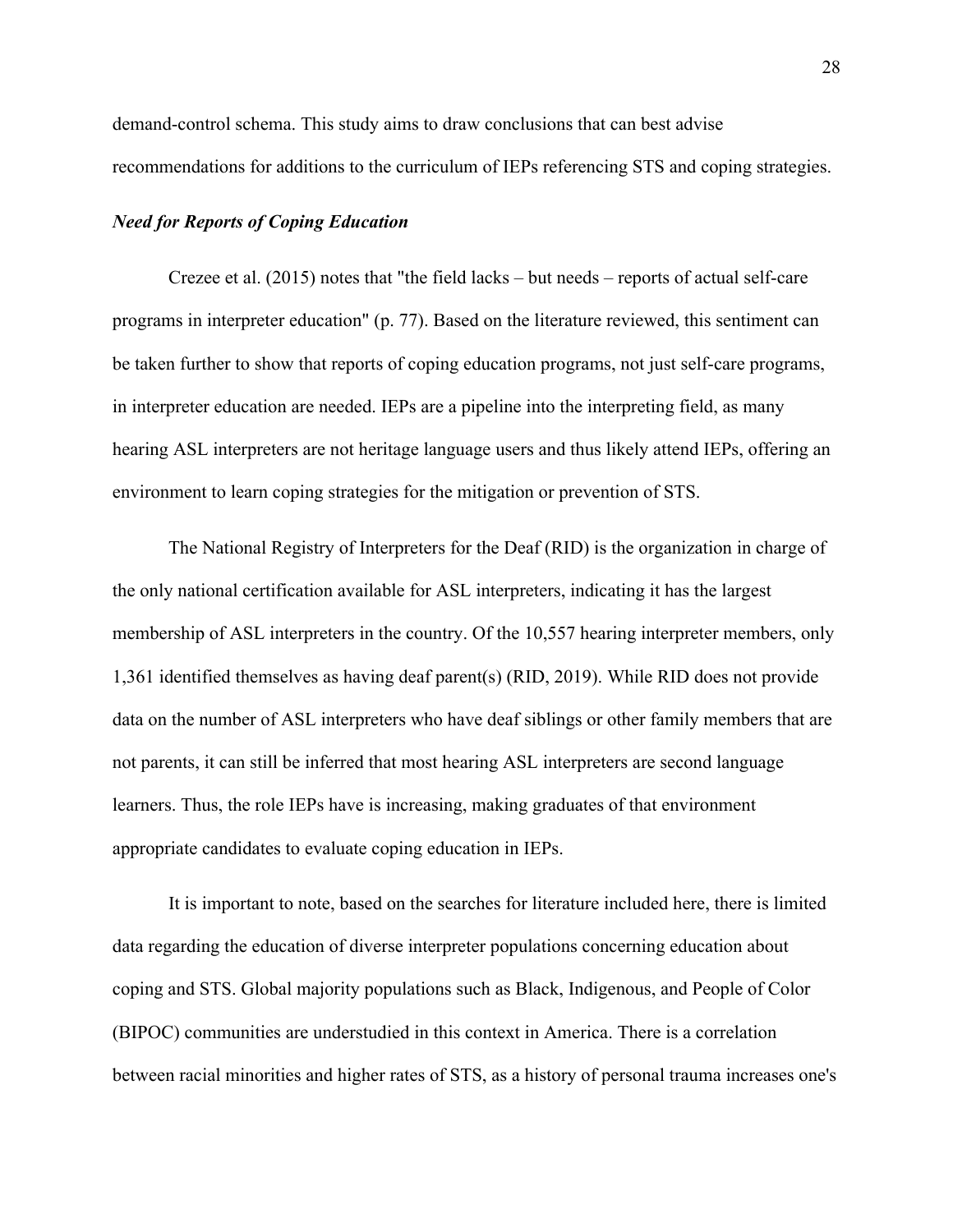demand-control schema. This study aims to draw conclusions that can best advise recommendations for additions to the curriculum of IEPs referencing STS and coping strategies.

### ***Need for Reports of Coping Education***

Crezee et al. (2015) notes that "the field lacks – but needs – reports of actual self-care programs in interpreter education" (p. 77). Based on the literature reviewed, this sentiment can be taken further to show that reports of coping education programs, not just self-care programs, in interpreter education are needed. IEPs are a pipeline into the interpreting field, as many hearing ASL interpreters are not heritage language users and thus likely attend IEPs, offering an environment to learn coping strategies for the mitigation or prevention of STS.

The National Registry of Interpreters for the Deaf (RID) is the organization in charge of the only national certification available for ASL interpreters, indicating it has the largest membership of ASL interpreters in the country. Of the 10,557 hearing interpreter members, only 1,361 identified themselves as having deaf parent(s) (RID, 2019). While RID does not provide data on the number of ASL interpreters who have deaf siblings or other family members that are not parents, it can still be inferred that most hearing ASL interpreters are second language learners. Thus, the role IEPs have is increasing, making graduates of that environment appropriate candidates to evaluate coping education in IEPs.

It is important to note, based on the searches for literature included here, there is limited data regarding the education of diverse interpreter populations concerning education about coping and STS. Global majority populations such as Black, Indigenous, and People of Color (BIPOC) communities are understudied in this context in America. There is a correlation between racial minorities and higher rates of STS, as a history of personal trauma increases one's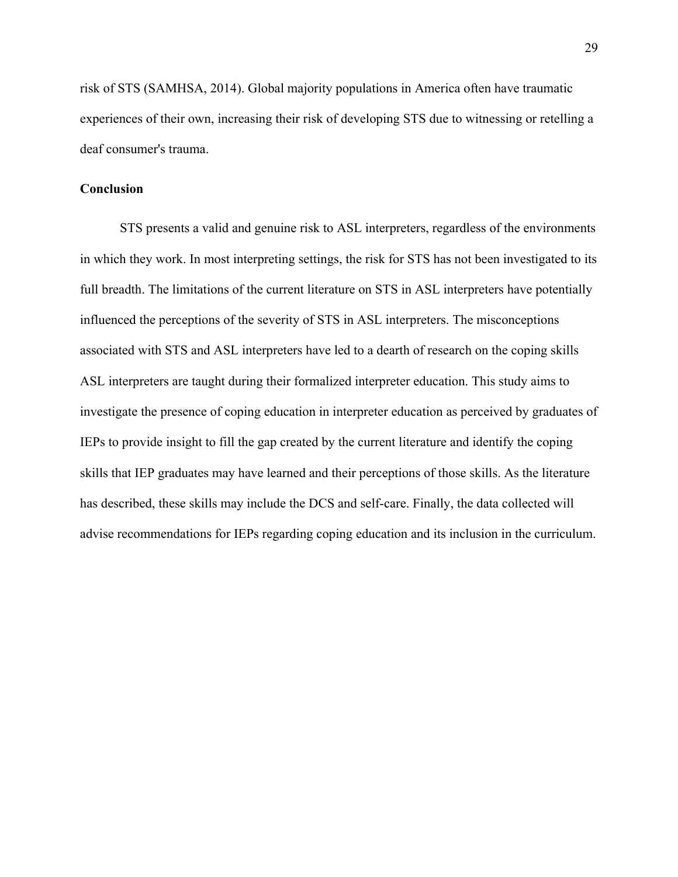risk of STS (SAMHSA, 2014). Global majority populations in America often have traumatic experiences of their own, increasing their risk of developing STS due to witnessing or retelling a deaf consumer's trauma.

## Conclusion

STS presents a valid and genuine risk to ASL interpreters, regardless of the environments in which they work. In most interpreting settings, the risk for STS has not been investigated to its full breadth. The limitations of the current literature on STS in ASL interpreters have potentially influenced the perceptions of the severity of STS in ASL interpreters. The misconceptions associated with STS and ASL interpreters have led to a dearth of research on the coping skills ASL interpreters are taught during their formalized interpreter education. This study aims to investigate the presence of coping education in interpreter education as perceived by graduates of IEPs to provide insight to fill the gap created by the current literature and identify the coping skills that IEP graduates may have learned and their perceptions of those skills. As the literature has described, these skills may include the DCS and self-care. Finally, the data collected will advise recommendations for IEPs regarding coping education and its inclusion in the curriculum.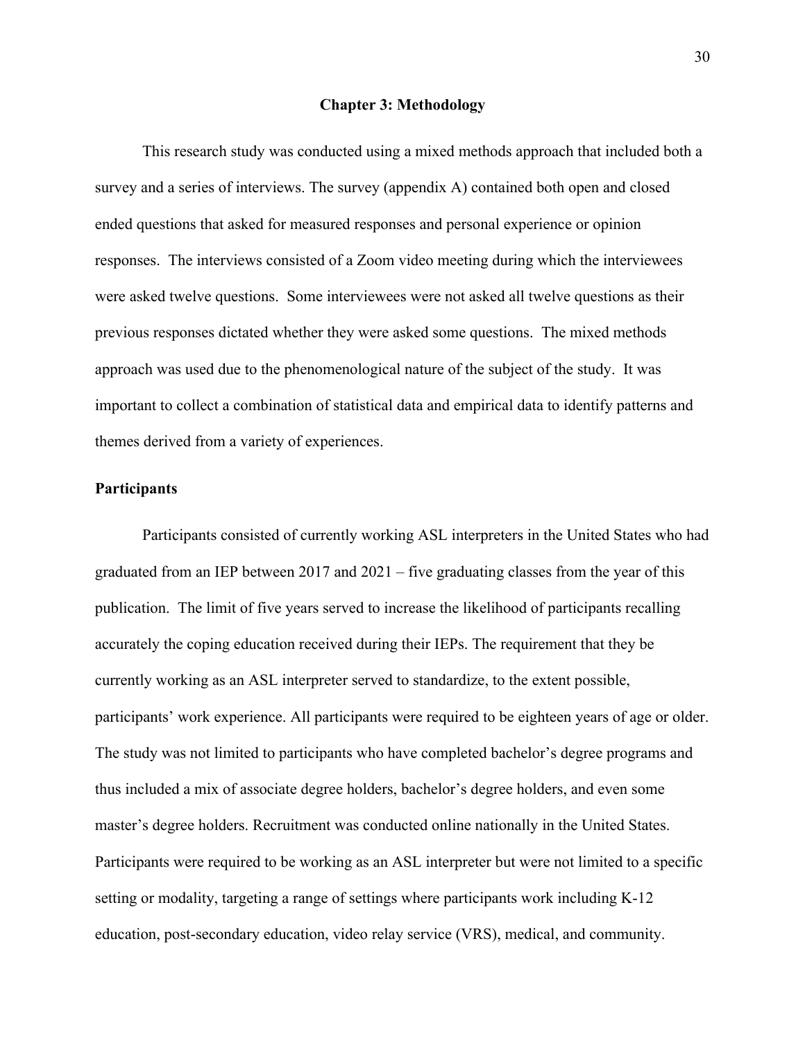## Chapter 3: Methodology

This research study was conducted using a mixed methods approach that included both a survey and a series of interviews. The survey (appendix A) contained both open and closed ended questions that asked for measured responses and personal experience or opinion responses. The interviews consisted of a Zoom video meeting during which the interviewees were asked twelve questions. Some interviewees were not asked all twelve questions as their previous responses dictated whether they were asked some questions. The mixed methods approach was used due to the phenomenological nature of the subject of the study. It was important to collect a combination of statistical data and empirical data to identify patterns and themes derived from a variety of experiences.

### Participants

Participants consisted of currently working ASL interpreters in the United States who had graduated from an IEP between 2017 and 2021 – five graduating classes from the year of this publication. The limit of five years served to increase the likelihood of participants recalling accurately the coping education received during their IEPs. The requirement that they be currently working as an ASL interpreter served to standardize, to the extent possible, participants' work experience. All participants were required to be eighteen years of age or older. The study was not limited to participants who have completed bachelor's degree programs and thus included a mix of associate degree holders, bachelor's degree holders, and even some master's degree holders. Recruitment was conducted online nationally in the United States. Participants were required to be working as an ASL interpreter but were not limited to a specific setting or modality, targeting a range of settings where participants work including K-12 education, post-secondary education, video relay service (VRS), medical, and community.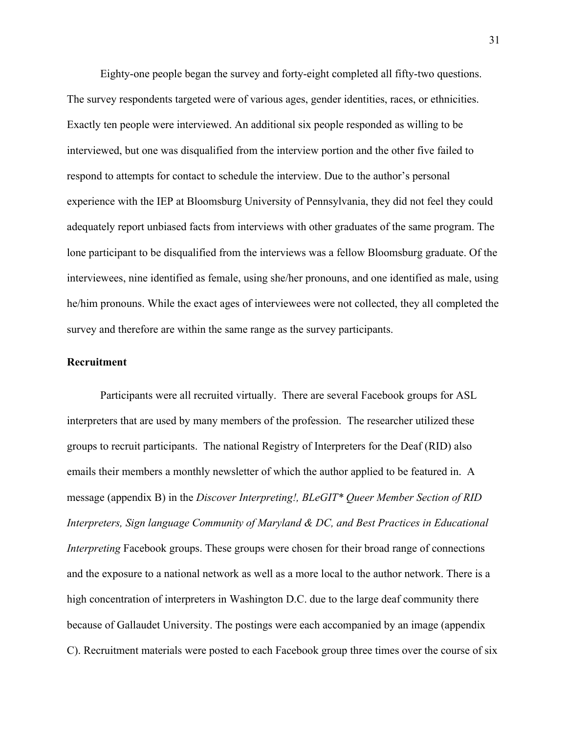Eighty-one people began the survey and forty-eight completed all fifty-two questions. The survey respondents targeted were of various ages, gender identities, races, or ethnicities. Exactly ten people were interviewed. An additional six people responded as willing to be interviewed, but one was disqualified from the interview portion and the other five failed to respond to attempts for contact to schedule the interview. Due to the author's personal experience with the IEP at Bloomsburg University of Pennsylvania, they did not feel they could adequately report unbiased facts from interviews with other graduates of the same program. The lone participant to be disqualified from the interviews was a fellow Bloomsburg graduate. Of the interviewees, nine identified as female, using she/her pronouns, and one identified as male, using he/him pronouns. While the exact ages of interviewees were not collected, they all completed the survey and therefore are within the same range as the survey participants.

**Recruitment**

Participants were all recruited virtually. There are several Facebook groups for ASL interpreters that are used by many members of the profession. The researcher utilized these groups to recruit participants. The national Registry of Interpreters for the Deaf (RID) also emails their members a monthly newsletter of which the author applied to be featured in. A message (appendix B) in the *Discover Interpreting!, BLeGIT* Queer Member Section of RID Interpreters, Sign language Community of Maryland & DC, and Best Practices in Educational Interpreting* Facebook groups. These groups were chosen for their broad range of connections and the exposure to a national network as well as a more local to the author network. There is a high concentration of interpreters in Washington D.C. due to the large deaf community there because of Gallaudet University. The postings were each accompanied by an image (appendix C). Recruitment materials were posted to each Facebook group three times over the course of six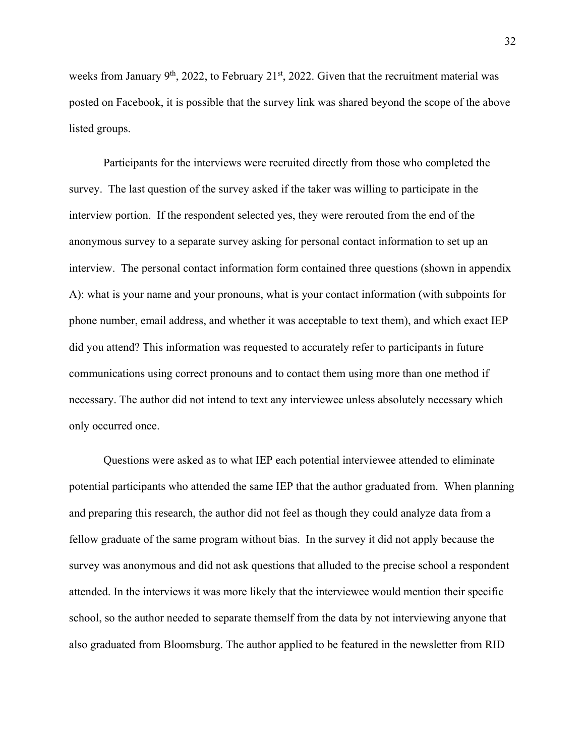weeks from January 9th, 2022, to February 21st, 2022. Given that the recruitment material was posted on Facebook, it is possible that the survey link was shared beyond the scope of the above listed groups.

Participants for the interviews were recruited directly from those who completed the survey. The last question of the survey asked if the taker was willing to participate in the interview portion. If the respondent selected yes, they were rerouted from the end of the anonymous survey to a separate survey asking for personal contact information to set up an interview. The personal contact information form contained three questions (shown in appendix A): what is your name and your pronouns, what is your contact information (with subpoints for phone number, email address, and whether it was acceptable to text them), and which exact IEP did you attend? This information was requested to accurately refer to participants in future communications using correct pronouns and to contact them using more than one method if necessary. The author did not intend to text any interviewee unless absolutely necessary which only occurred once.

Questions were asked as to what IEP each potential interviewee attended to eliminate potential participants who attended the same IEP that the author graduated from. When planning and preparing this research, the author did not feel as though they could analyze data from a fellow graduate of the same program without bias. In the survey it did not apply because the survey was anonymous and did not ask questions that alluded to the precise school a respondent attended. In the interviews it was more likely that the interviewee would mention their specific school, so the author needed to separate themself from the data by not interviewing anyone that also graduated from Bloomsburg. The author applied to be featured in the newsletter from RID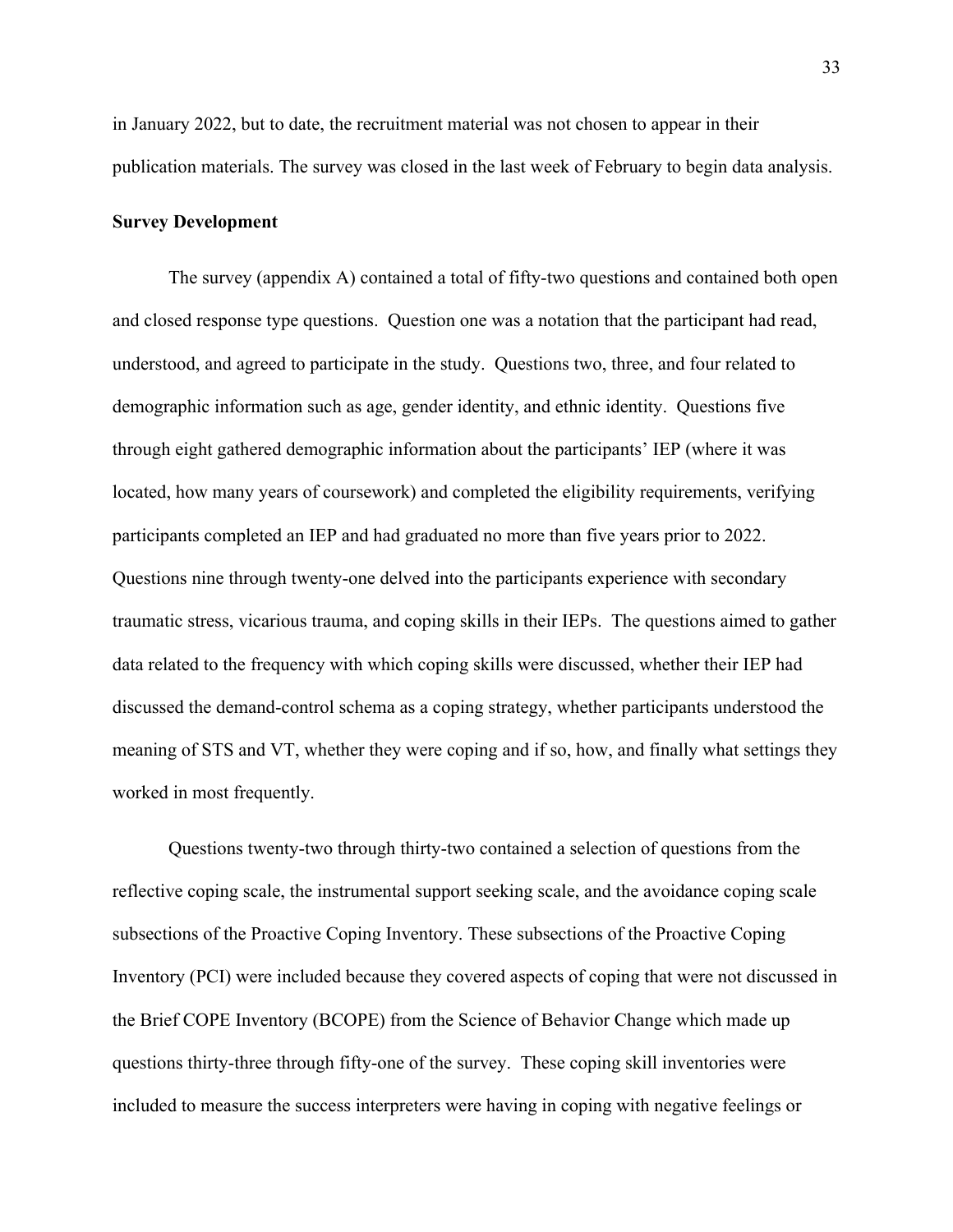in January 2022, but to date, the recruitment material was not chosen to appear in their publication materials. The survey was closed in the last week of February to begin data analysis.

**Survey Development**

The survey (appendix A) contained a total of fifty-two questions and contained both open and closed response type questions. Question one was a notation that the participant had read, understood, and agreed to participate in the study. Questions two, three, and four related to demographic information such as age, gender identity, and ethnic identity. Questions five through eight gathered demographic information about the participants' IEP (where it was located, how many years of coursework) and completed the eligibility requirements, verifying participants completed an IEP and had graduated no more than five years prior to 2022. Questions nine through twenty-one delved into the participants experience with secondary traumatic stress, vicarious trauma, and coping skills in their IEPs. The questions aimed to gather data related to the frequency with which coping skills were discussed, whether their IEP had discussed the demand-control schema as a coping strategy, whether participants understood the meaning of STS and VT, whether they were coping and if so, how, and finally what settings they worked in most frequently.

Questions twenty-two through thirty-two contained a selection of questions from the reflective coping scale, the instrumental support seeking scale, and the avoidance coping scale subsections of the Proactive Coping Inventory. These subsections of the Proactive Coping Inventory (PCI) were included because they covered aspects of coping that were not discussed in the Brief COPE Inventory (BCOPE) from the Science of Behavior Change which made up questions thirty-three through fifty-one of the survey. These coping skill inventories were included to measure the success interpreters were having in coping with negative feelings or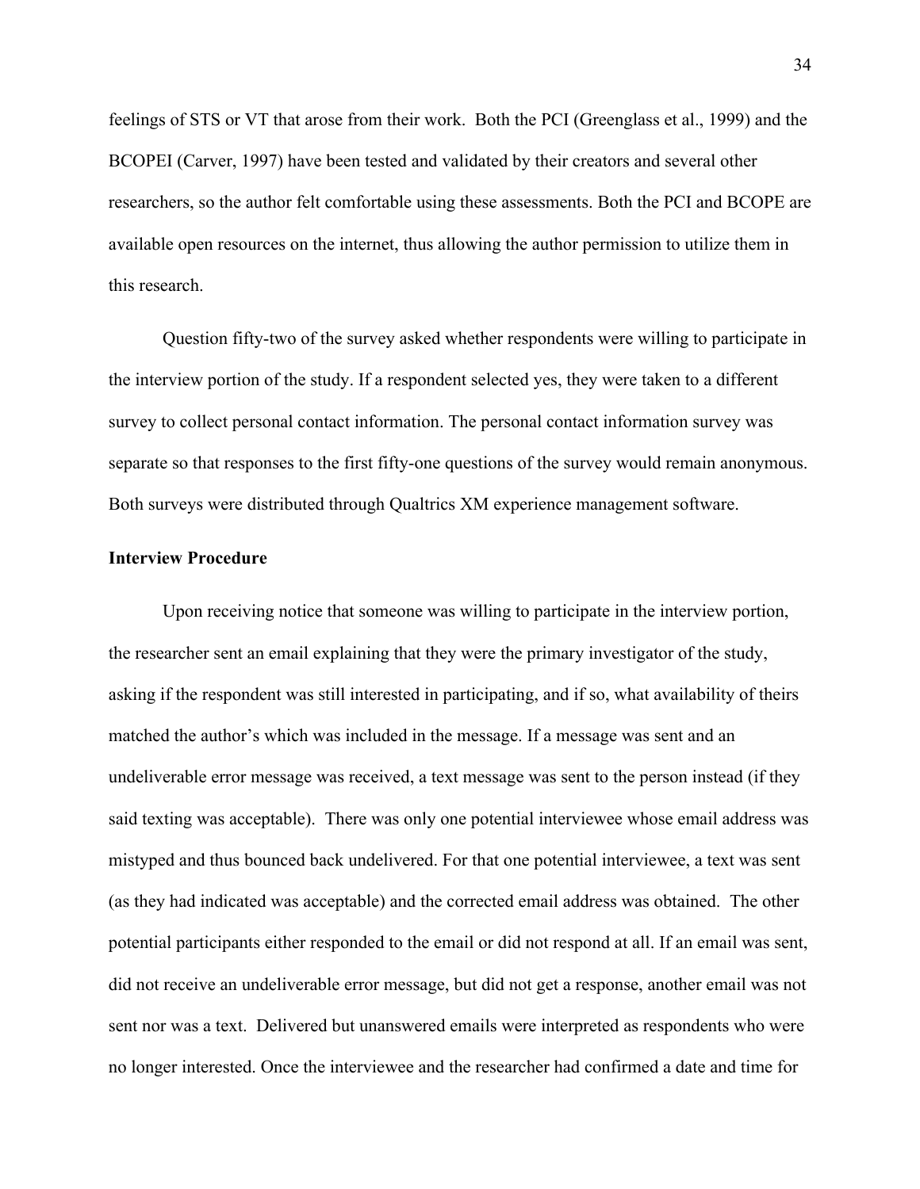feelings of STS or VT that arose from their work. Both the PCI (Greenglass et al., 1999) and the BCOPEI (Carver, 1997) have been tested and validated by their creators and several other researchers, so the author felt comfortable using these assessments. Both the PCI and BCOPE are available open resources on the internet, thus allowing the author permission to utilize them in this research.

Question fifty-two of the survey asked whether respondents were willing to participate in the interview portion of the study. If a respondent selected yes, they were taken to a different survey to collect personal contact information. The personal contact information survey was separate so that responses to the first fifty-one questions of the survey would remain anonymous. Both surveys were distributed through Qualtrics XM experience management software.

**Interview Procedure**

Upon receiving notice that someone was willing to participate in the interview portion, the researcher sent an email explaining that they were the primary investigator of the study, asking if the respondent was still interested in participating, and if so, what availability of theirs matched the author's which was included in the message. If a message was sent and an undeliverable error message was received, a text message was sent to the person instead (if they said texting was acceptable). There was only one potential interviewee whose email address was mistyped and thus bounced back undelivered. For that one potential interviewee, a text was sent (as they had indicated was acceptable) and the corrected email address was obtained. The other potential participants either responded to the email or did not respond at all. If an email was sent, did not receive an undeliverable error message, but did not get a response, another email was not sent nor was a text. Delivered but unanswered emails were interpreted as respondents who were no longer interested. Once the interviewee and the researcher had confirmed a date and time for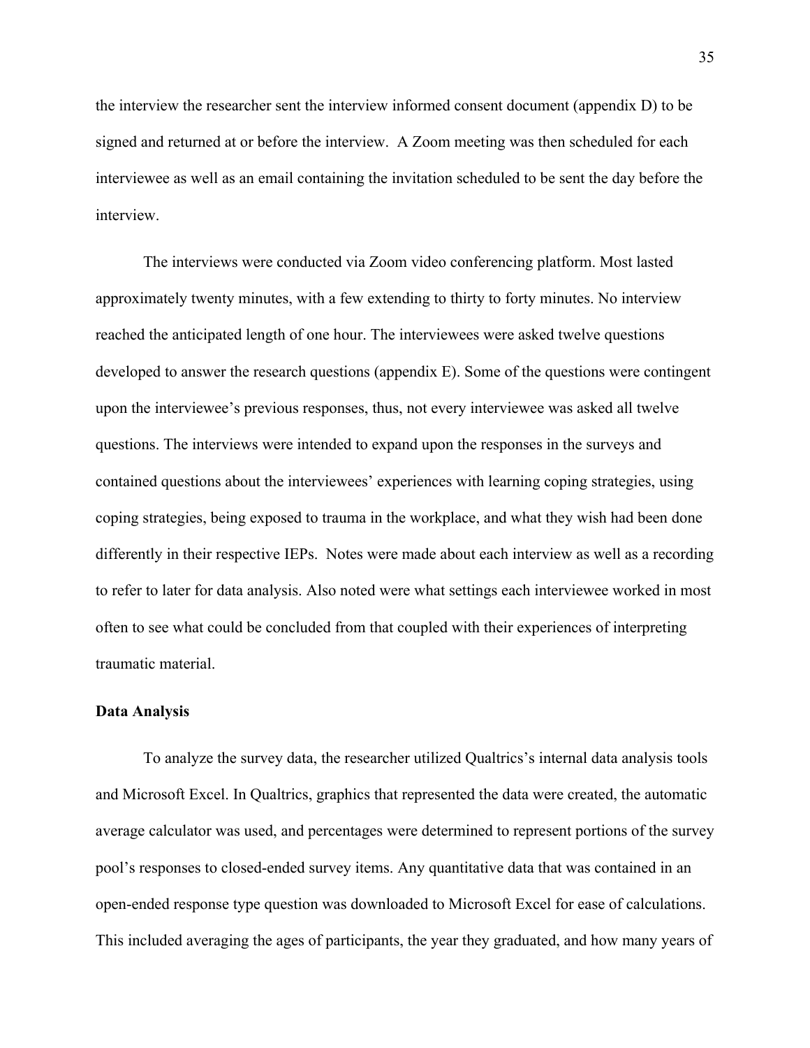the interview the researcher sent the interview informed consent document (appendix D) to be signed and returned at or before the interview. A Zoom meeting was then scheduled for each interviewee as well as an email containing the invitation scheduled to be sent the day before the interview.

The interviews were conducted via Zoom video conferencing platform. Most lasted approximately twenty minutes, with a few extending to thirty to forty minutes. No interview reached the anticipated length of one hour. The interviewees were asked twelve questions developed to answer the research questions (appendix E). Some of the questions were contingent upon the interviewee's previous responses, thus, not every interviewee was asked all twelve questions. The interviews were intended to expand upon the responses in the surveys and contained questions about the interviewees' experiences with learning coping strategies, using coping strategies, being exposed to trauma in the workplace, and what they wish had been done differently in their respective IEPs. Notes were made about each interview as well as a recording to refer to later for data analysis. Also noted were what settings each interviewee worked in most often to see what could be concluded from that coupled with their experiences of interpreting traumatic material.

**Data Analysis**

To analyze the survey data, the researcher utilized Qualtrics's internal data analysis tools and Microsoft Excel. In Qualtrics, graphics that represented the data were created, the automatic average calculator was used, and percentages were determined to represent portions of the survey pool's responses to closed-ended survey items. Any quantitative data that was contained in an open-ended response type question was downloaded to Microsoft Excel for ease of calculations. This included averaging the ages of participants, the year they graduated, and how many years of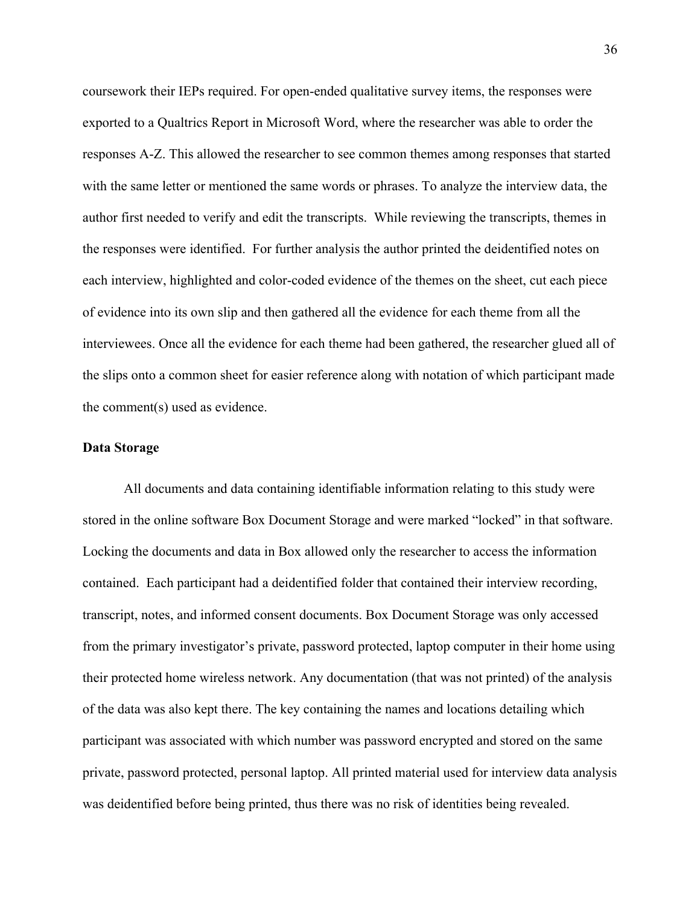coursework their IEPs required. For open-ended qualitative survey items, the responses were exported to a Qualtrics Report in Microsoft Word, where the researcher was able to order the responses A-Z. This allowed the researcher to see common themes among responses that started with the same letter or mentioned the same words or phrases. To analyze the interview data, the author first needed to verify and edit the transcripts. While reviewing the transcripts, themes in the responses were identified. For further analysis the author printed the deidentified notes on each interview, highlighted and color-coded evidence of the themes on the sheet, cut each piece of evidence into its own slip and then gathered all the evidence for each theme from all the interviewees. Once all the evidence for each theme had been gathered, the researcher glued all of the slips onto a common sheet for easier reference along with notation of which participant made the comment(s) used as evidence.

**Data Storage**

All documents and data containing identifiable information relating to this study were stored in the online software Box Document Storage and were marked "locked" in that software. Locking the documents and data in Box allowed only the researcher to access the information contained. Each participant had a deidentified folder that contained their interview recording, transcript, notes, and informed consent documents. Box Document Storage was only accessed from the primary investigator's private, password protected, laptop computer in their home using their protected home wireless network. Any documentation (that was not printed) of the analysis of the data was also kept there. The key containing the names and locations detailing which participant was associated with which number was password encrypted and stored on the same private, password protected, personal laptop. All printed material used for interview data analysis was deidentified before being printed, thus there was no risk of identities being revealed.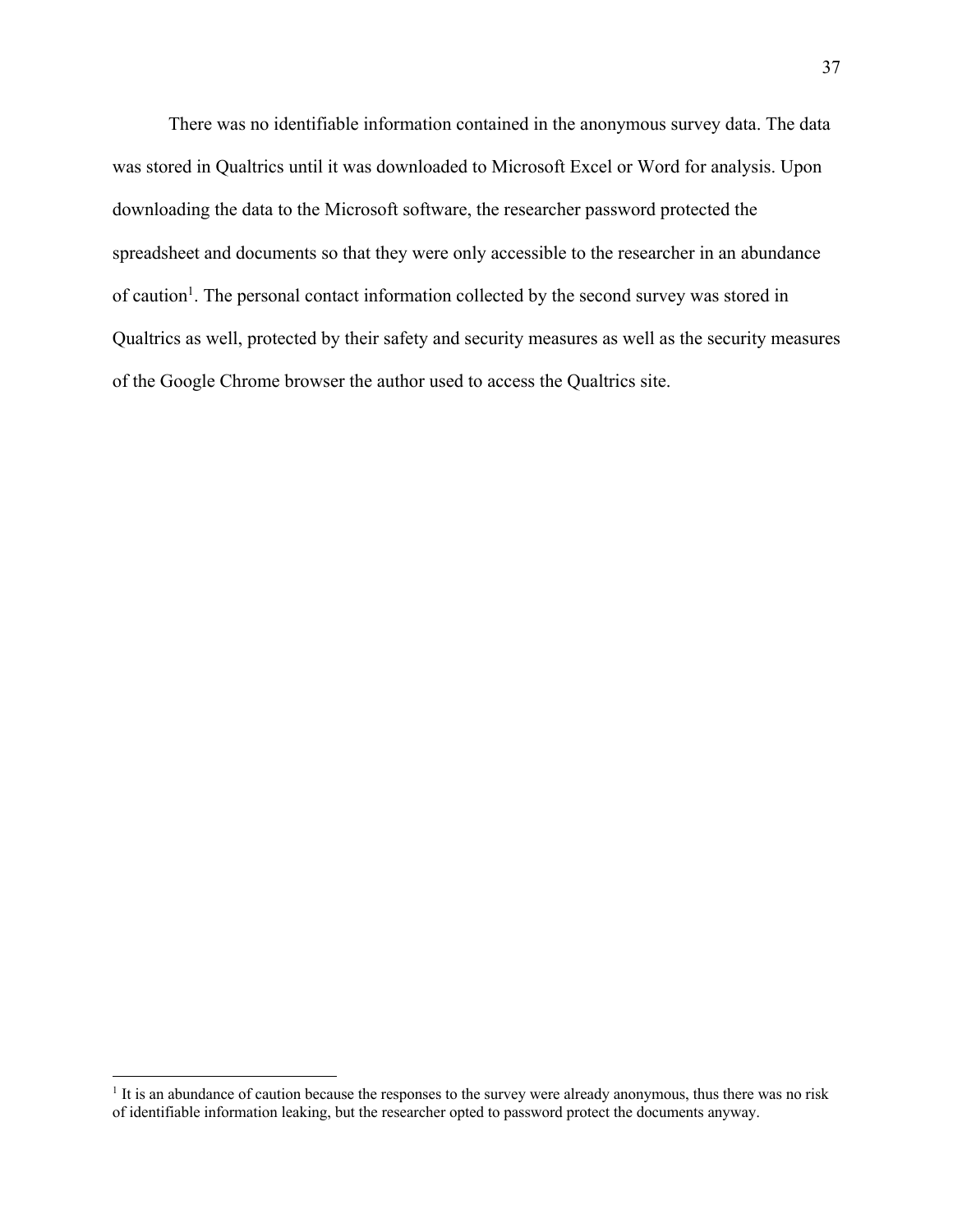There was no identifiable information contained in the anonymous survey data. The data was stored in Qualtrics until it was downloaded to Microsoft Excel or Word for analysis. Upon downloading the data to the Microsoft software, the researcher password protected the spreadsheet and documents so that they were only accessible to the researcher in an abundance of caution[1]. The personal contact information collected by the second survey was stored in Qualtrics as well, protected by their safety and security measures as well as the security measures of the Google Chrome browser the author used to access the Qualtrics site.

---

[1] It is an abundance of caution because the responses to the survey were already anonymous, thus there was no risk of identifiable information leaking, but the researcher opted to password protect the documents anyway.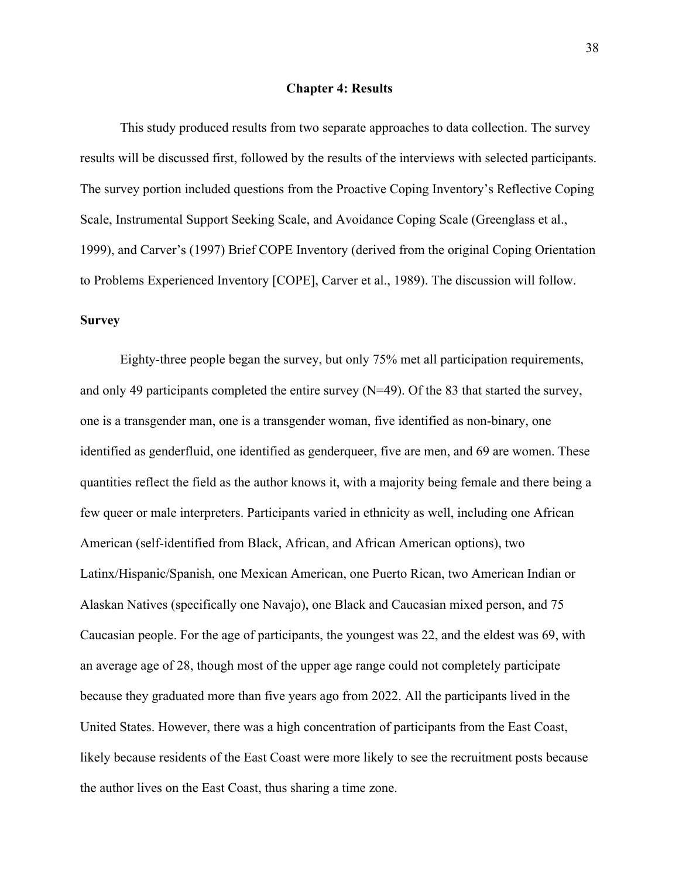# Chapter 4: Results

This study produced results from two separate approaches to data collection. The survey results will be discussed first, followed by the results of the interviews with selected participants. The survey portion included questions from the Proactive Coping Inventory's Reflective Coping Scale, Instrumental Support Seeking Scale, and Avoidance Coping Scale (Greenglass et al., 1999), and Carver's (1997) Brief COPE Inventory (derived from the original Coping Orientation to Problems Experienced Inventory [COPE], Carver et al., 1989). The discussion will follow.

## Survey

Eighty-three people began the survey, but only 75% met all participation requirements, and only 49 participants completed the entire survey (N=49). Of the 83 that started the survey, one is a transgender man, one is a transgender woman, five identified as non-binary, one identified as genderfluid, one identified as genderqueer, five are men, and 69 are women. These quantities reflect the field as the author knows it, with a majority being female and there being a few queer or male interpreters. Participants varied in ethnicity as well, including one African American (self-identified from Black, African, and African American options), two Latinx/Hispanic/Spanish, one Mexican American, one Puerto Rican, two American Indian or Alaskan Natives (specifically one Navajo), one Black and Caucasian mixed person, and 75 Caucasian people. For the age of participants, the youngest was 22, and the eldest was 69, with an average age of 28, though most of the upper age range could not completely participate because they graduated more than five years ago from 2022. All the participants lived in the United States. However, there was a high concentration of participants from the East Coast, likely because residents of the East Coast were more likely to see the recruitment posts because the author lives on the East Coast, thus sharing a time zone.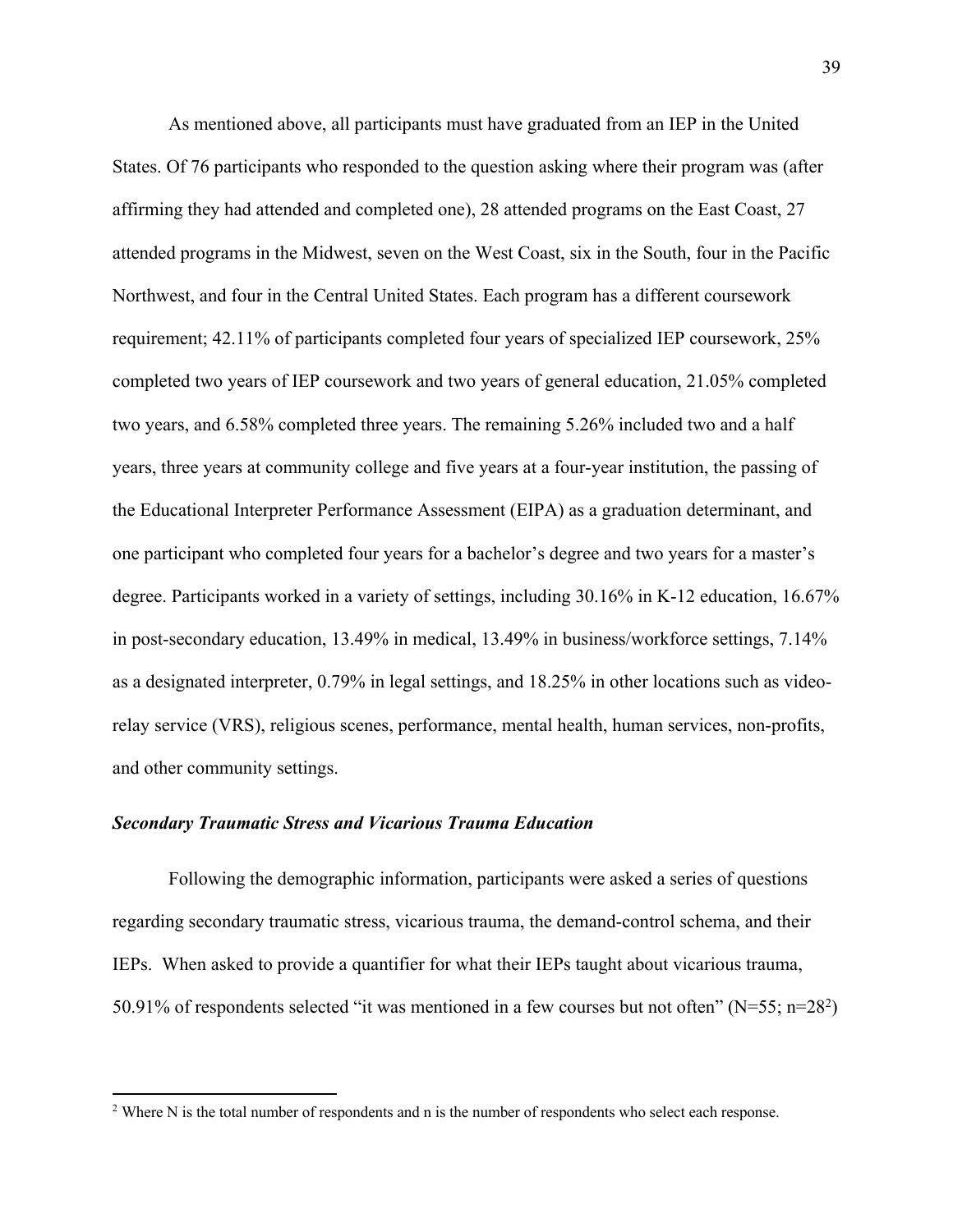As mentioned above, all participants must have graduated from an IEP in the United States. Of 76 participants who responded to the question asking where their program was (after affirming they had attended and completed one), 28 attended programs on the East Coast, 27 attended programs in the Midwest, seven on the West Coast, six in the South, four in the Pacific Northwest, and four in the Central United States. Each program has a different coursework requirement; 42.11% of participants completed four years of specialized IEP coursework, 25% completed two years of IEP coursework and two years of general education, 21.05% completed two years, and 6.58% completed three years. The remaining 5.26% included two and a half years, three years at community college and five years at a four-year institution, the passing of the Educational Interpreter Performance Assessment (EIPA) as a graduation determinant, and one participant who completed four years for a bachelor's degree and two years for a master's degree. Participants worked in a variety of settings, including 30.16% in K-12 education, 16.67% in post-secondary education, 13.49% in medical, 13.49% in business/workforce settings, 7.14% as a designated interpreter, 0.79% in legal settings, and 18.25% in other locations such as video-relay service (VRS), religious scenes, performance, mental health, human services, non-profits, and other community settings.

### ***Secondary Traumatic Stress and Vicarious Trauma Education***

Following the demographic information, participants were asked a series of questions regarding secondary traumatic stress, vicarious trauma, the demand-control schema, and their IEPs. When asked to provide a quantifier for what their IEPs taught about vicarious trauma, 50.91% of respondents selected "it was mentioned in a few courses but not often" (N=55; n=28[2])

[2] Where N is the total number of respondents and n is the number of respondents who select each response.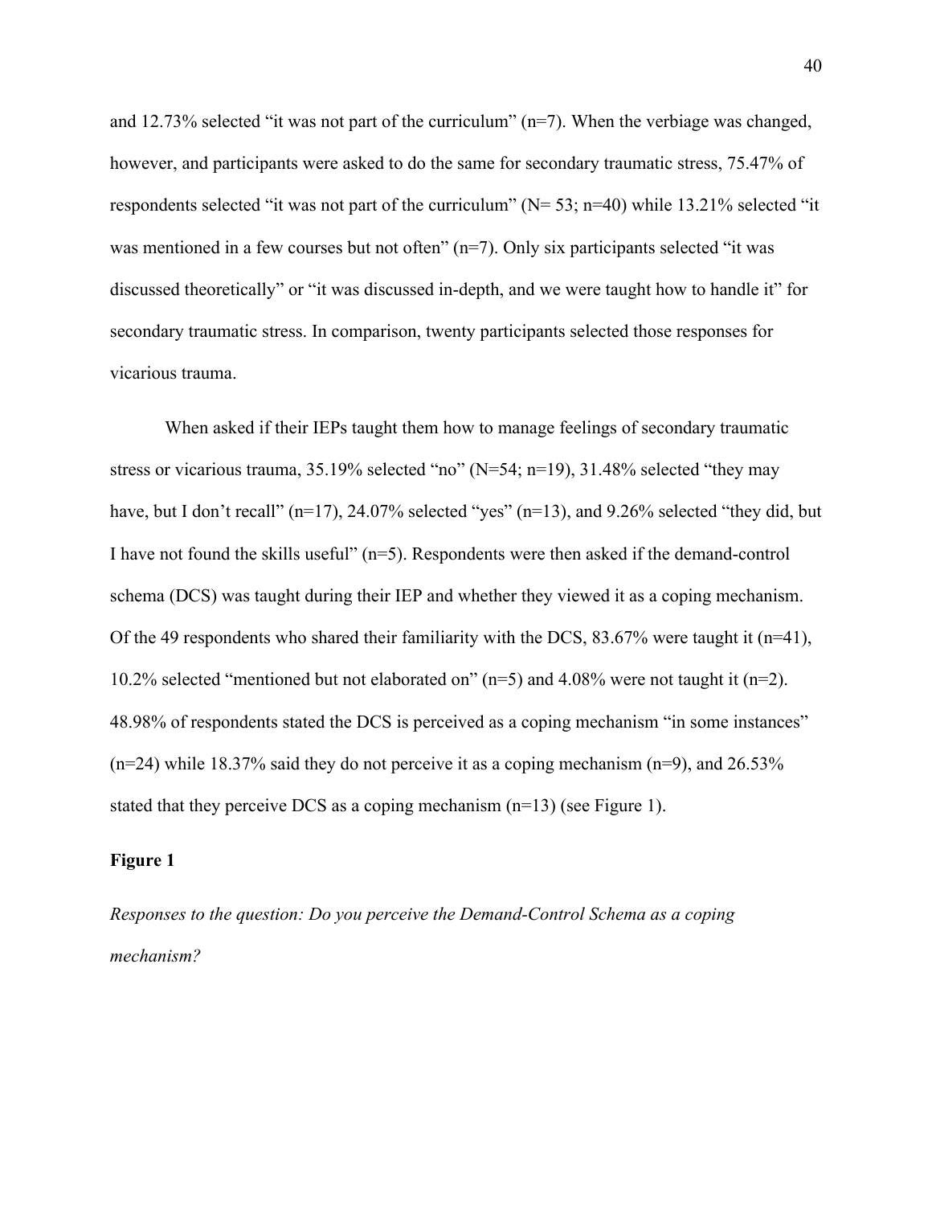and 12.73% selected “it was not part of the curriculum” (n=7). When the verbiage was changed, however, and participants were asked to do the same for secondary traumatic stress, 75.47% of respondents selected “it was not part of the curriculum” (N= 53; n=40) while 13.21% selected “it was mentioned in a few courses but not often” (n=7). Only six participants selected “it was discussed theoretically” or “it was discussed in-depth, and we were taught how to handle it” for secondary traumatic stress. In comparison, twenty participants selected those responses for vicarious trauma.

When asked if their IEPs taught them how to manage feelings of secondary traumatic stress or vicarious trauma, 35.19% selected “no” (N=54; n=19), 31.48% selected “they may have, but I don’t recall” (n=17), 24.07% selected “yes” (n=13), and 9.26% selected “they did, but I have not found the skills useful” (n=5). Respondents were then asked if the demand-control schema (DCS) was taught during their IEP and whether they viewed it as a coping mechanism. Of the 49 respondents who shared their familiarity with the DCS, 83.67% were taught it (n=41), 10.2% selected “mentioned but not elaborated on” (n=5) and 4.08% were not taught it (n=2). 48.98% of respondents stated the DCS is perceived as a coping mechanism “in some instances” (n=24) while 18.37% said they do not perceive it as a coping mechanism (n=9), and 26.53% stated that they perceive DCS as a coping mechanism (n=13) (see Figure 1).

**Figure 1**

*Responses to the question: Do you perceive the Demand-Control Schema as a coping mechanism?*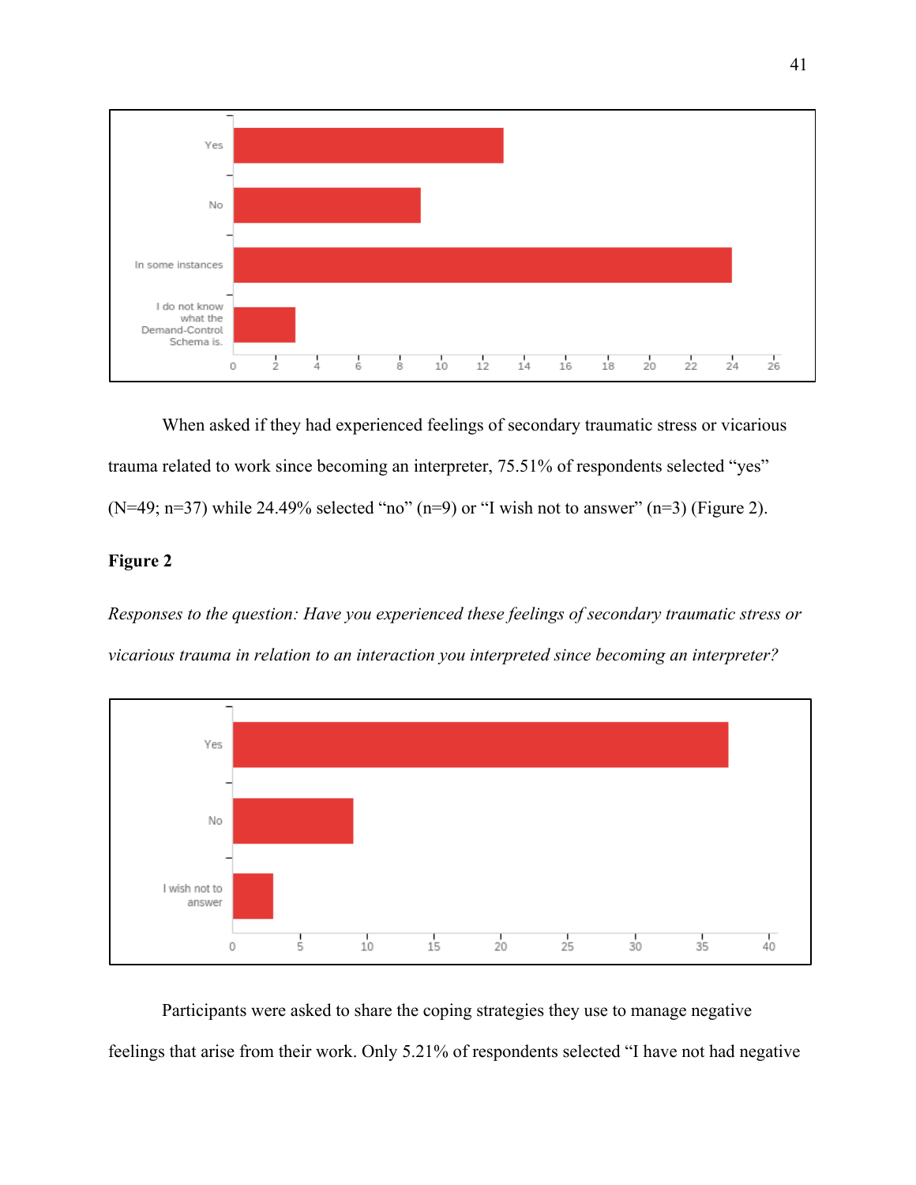When asked if they had experienced feelings of secondary traumatic stress or vicarious trauma related to work since becoming an interpreter, 75.51% of respondents selected "yes" (N=49; n=37) while 24.49% selected "no" (n=9) or "I wish not to answer" (n=3) (Figure 2).

**Figure 2**

*Responses to the question: Have you experienced these feelings of secondary traumatic stress or vicarious trauma in relation to an interaction you interpreted since becoming an interpreter?*

Participants were asked to share the coping strategies they use to manage negative feelings that arise from their work. Only 5.21% of respondents selected "I have not had negative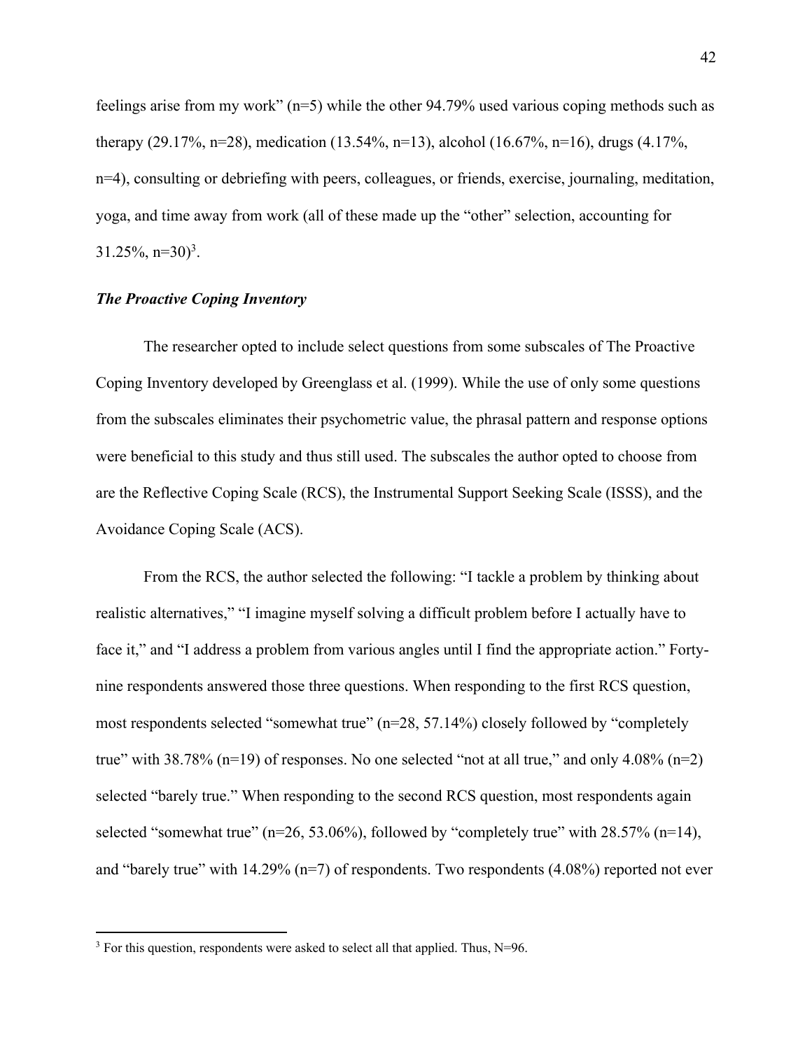feelings arise from my work" (n=5) while the other 94.79% used various coping methods such as therapy (29.17%, n=28), medication (13.54%, n=13), alcohol (16.67%, n=16), drugs (4.17%, n=4), consulting or debriefing with peers, colleagues, or friends, exercise, journaling, meditation, yoga, and time away from work (all of these made up the "other" selection, accounting for 31.25%, n=30)[3].

### *The Proactive Coping Inventory*

The researcher opted to include select questions from some subscales of The Proactive Coping Inventory developed by Greenglass et al. (1999). While the use of only some questions from the subscales eliminates their psychometric value, the phrasal pattern and response options were beneficial to this study and thus still used. The subscales the author opted to choose from are the Reflective Coping Scale (RCS), the Instrumental Support Seeking Scale (ISSS), and the Avoidance Coping Scale (ACS).

From the RCS, the author selected the following: "I tackle a problem by thinking about realistic alternatives," "I imagine myself solving a difficult problem before I actually have to face it," and "I address a problem from various angles until I find the appropriate action." Forty-nine respondents answered those three questions. When responding to the first RCS question, most respondents selected "somewhat true" (n=28, 57.14%) closely followed by "completely true" with 38.78% (n=19) of responses. No one selected "not at all true," and only 4.08% (n=2) selected "barely true." When responding to the second RCS question, most respondents again selected "somewhat true" (n=26, 53.06%), followed by "completely true" with 28.57% (n=14), and "barely true" with 14.29% (n=7) of respondents. Two respondents (4.08%) reported not ever

---

[3] For this question, respondents were asked to select all that applied. Thus, N=96.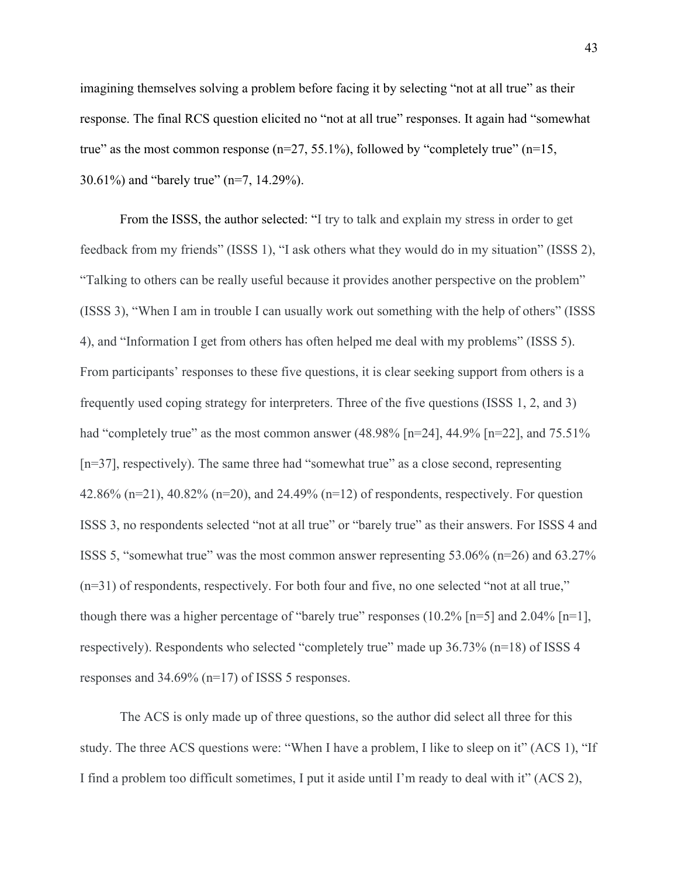imagining themselves solving a problem before facing it by selecting "not at all true" as their response. The final RCS question elicited no "not at all true" responses. It again had "somewhat true" as the most common response (n=27, 55.1%), followed by "completely true" (n=15, 30.61%) and "barely true" (n=7, 14.29%).

From the ISSS, the author selected: "I try to talk and explain my stress in order to get feedback from my friends" (ISSS 1), "I ask others what they would do in my situation" (ISSS 2), "Talking to others can be really useful because it provides another perspective on the problem" (ISSS 3), "When I am in trouble I can usually work out something with the help of others" (ISSS 4), and "Information I get from others has often helped me deal with my problems" (ISSS 5). From participants' responses to these five questions, it is clear seeking support from others is a frequently used coping strategy for interpreters. Three of the five questions (ISSS 1, 2, and 3) had "completely true" as the most common answer (48.98% [n=24], 44.9% [n=22], and 75.51% [n=37], respectively). The same three had "somewhat true" as a close second, representing 42.86% (n=21), 40.82% (n=20), and 24.49% (n=12) of respondents, respectively. For question ISSS 3, no respondents selected "not at all true" or "barely true" as their answers. For ISSS 4 and ISSS 5, "somewhat true" was the most common answer representing 53.06% (n=26) and 63.27% (n=31) of respondents, respectively. For both four and five, no one selected "not at all true," though there was a higher percentage of "barely true" responses (10.2% [n=5] and 2.04% [n=1], respectively). Respondents who selected "completely true" made up 36.73% (n=18) of ISSS 4 responses and 34.69% (n=17) of ISSS 5 responses.

The ACS is only made up of three questions, so the author did select all three for this study. The three ACS questions were: "When I have a problem, I like to sleep on it" (ACS 1), "If I find a problem too difficult sometimes, I put it aside until I'm ready to deal with it" (ACS 2),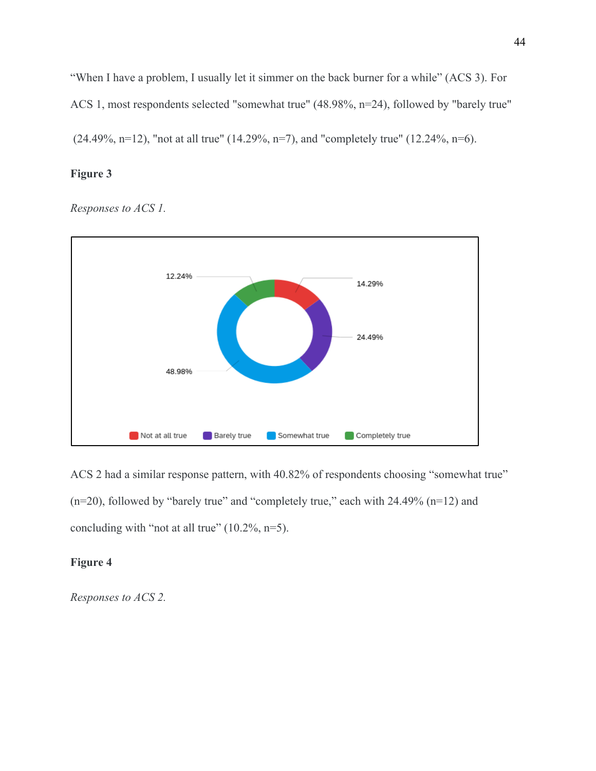"When I have a problem, I usually let it simmer on the back burner for a while" (ACS 3). For ACS 1, most respondents selected "somewhat true" (48.98%, n=24), followed by "barely true" (24.49%, n=12), "not at all true" (14.29%, n=7), and "completely true" (12.24%, n=6).

**Figure 3**

*Responses to ACS 1.*

ACS 2 had a similar response pattern, with 40.82% of respondents choosing "somewhat true" (n=20), followed by "barely true" and "completely true," each with 24.49% (n=12) and concluding with "not at all true" (10.2%, n=5).

**Figure 4**

*Responses to ACS 2.*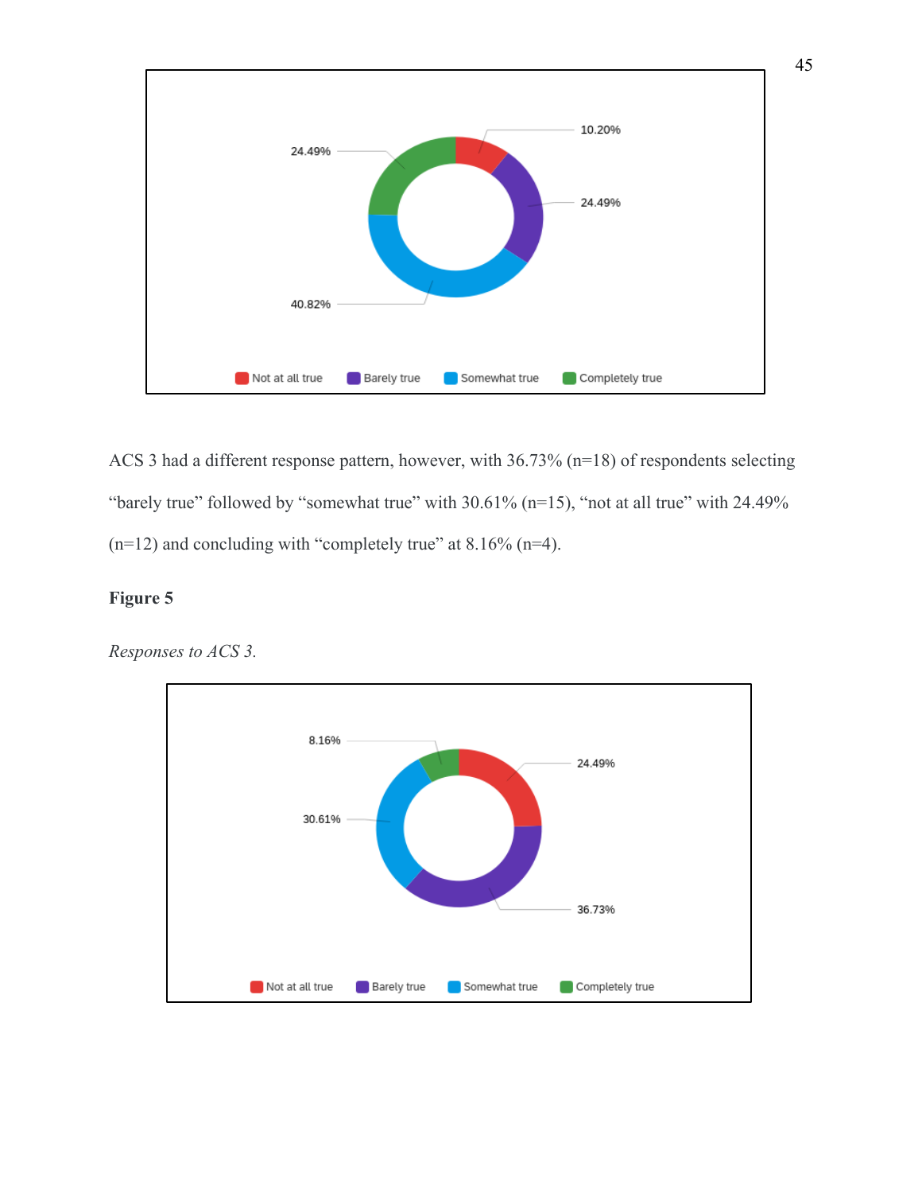ACS 3 had a different response pattern, however, with 36.73% (n=18) of respondents selecting "barely true" followed by "somewhat true" with 30.61% (n=15), "not at all true" with 24.49% (n=12) and concluding with "completely true" at 8.16% (n=4).

**Figure 5**

*Responses to ACS 3.*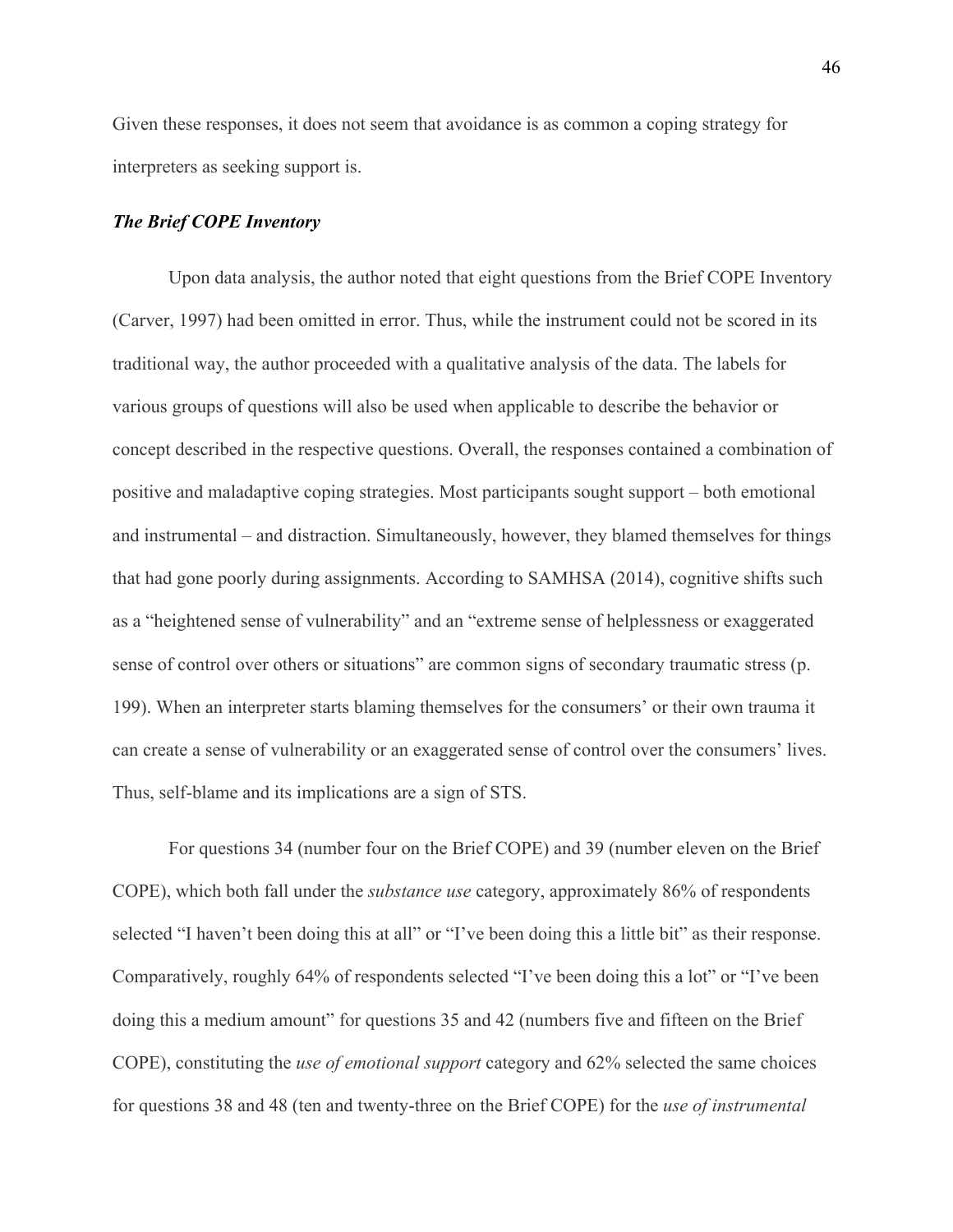Given these responses, it does not seem that avoidance is as common a coping strategy for interpreters as seeking support is.

### *The Brief COPE Inventory*

Upon data analysis, the author noted that eight questions from the Brief COPE Inventory (Carver, 1997) had been omitted in error. Thus, while the instrument could not be scored in its traditional way, the author proceeded with a qualitative analysis of the data. The labels for various groups of questions will also be used when applicable to describe the behavior or concept described in the respective questions. Overall, the responses contained a combination of positive and maladaptive coping strategies. Most participants sought support – both emotional and instrumental – and distraction. Simultaneously, however, they blamed themselves for things that had gone poorly during assignments. According to SAMHSA (2014), cognitive shifts such as a "heightened sense of vulnerability" and an "extreme sense of helplessness or exaggerated sense of control over others or situations" are common signs of secondary traumatic stress (p. 199). When an interpreter starts blaming themselves for the consumers' or their own trauma it can create a sense of vulnerability or an exaggerated sense of control over the consumers' lives. Thus, self-blame and its implications are a sign of STS.

For questions 34 (number four on the Brief COPE) and 39 (number eleven on the Brief COPE), which both fall under the *substance use* category, approximately 86% of respondents selected "I haven't been doing this at all" or "I've been doing this a little bit" as their response. Comparatively, roughly 64% of respondents selected "I've been doing this a lot" or "I've been doing this a medium amount" for questions 35 and 42 (numbers five and fifteen on the Brief COPE), constituting the *use of emotional support* category and 62% selected the same choices for questions 38 and 48 (ten and twenty-three on the Brief COPE) for the *use of instrumental*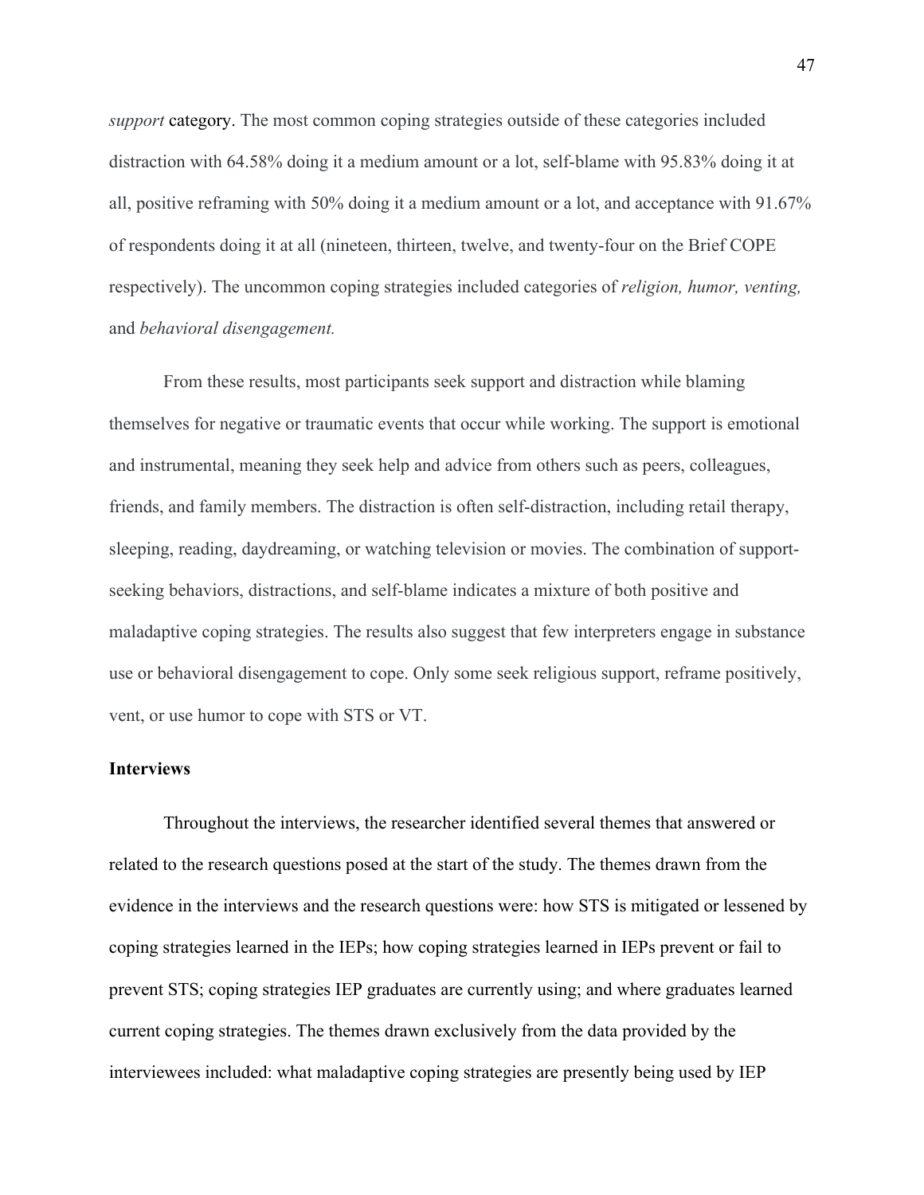*support* category. The most common coping strategies outside of these categories included distraction with 64.58% doing it a medium amount or a lot, self-blame with 95.83% doing it at all, positive reframing with 50% doing it a medium amount or a lot, and acceptance with 91.67% of respondents doing it at all (nineteen, thirteen, twelve, and twenty-four on the Brief COPE respectively). The uncommon coping strategies included categories of *religion, humor, venting,* and *behavioral disengagement.*

From these results, most participants seek support and distraction while blaming themselves for negative or traumatic events that occur while working. The support is emotional and instrumental, meaning they seek help and advice from others such as peers, colleagues, friends, and family members. The distraction is often self-distraction, including retail therapy, sleeping, reading, daydreaming, or watching television or movies. The combination of support-seeking behaviors, distractions, and self-blame indicates a mixture of both positive and maladaptive coping strategies. The results also suggest that few interpreters engage in substance use or behavioral disengagement to cope. Only some seek religious support, reframe positively, vent, or use humor to cope with STS or VT.

**Interviews**

Throughout the interviews, the researcher identified several themes that answered or related to the research questions posed at the start of the study. The themes drawn from the evidence in the interviews and the research questions were: how STS is mitigated or lessened by coping strategies learned in the IEPs; how coping strategies learned in IEPs prevent or fail to prevent STS; coping strategies IEP graduates are currently using; and where graduates learned current coping strategies. The themes drawn exclusively from the data provided by the interviewees included: what maladaptive coping strategies are presently being used by IEP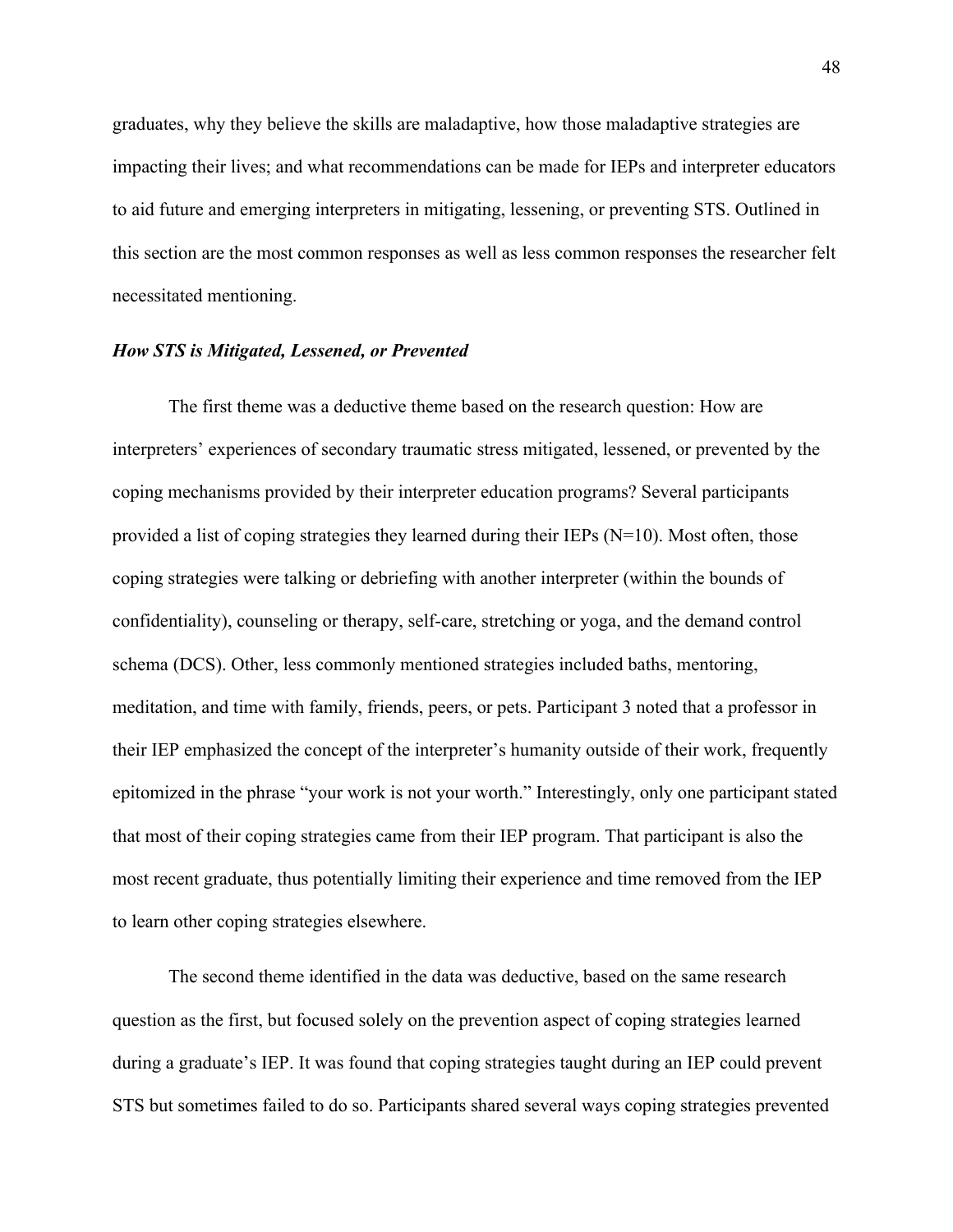graduates, why they believe the skills are maladaptive, how those maladaptive strategies are impacting their lives; and what recommendations can be made for IEPs and interpreter educators to aid future and emerging interpreters in mitigating, lessening, or preventing STS. Outlined in this section are the most common responses as well as less common responses the researcher felt necessitated mentioning.

### ***How STS is Mitigated, Lessened, or Prevented***

The first theme was a deductive theme based on the research question: How are interpreters' experiences of secondary traumatic stress mitigated, lessened, or prevented by the coping mechanisms provided by their interpreter education programs? Several participants provided a list of coping strategies they learned during their IEPs (N=10). Most often, those coping strategies were talking or debriefing with another interpreter (within the bounds of confidentiality), counseling or therapy, self-care, stretching or yoga, and the demand control schema (DCS). Other, less commonly mentioned strategies included baths, mentoring, meditation, and time with family, friends, peers, or pets. Participant 3 noted that a professor in their IEP emphasized the concept of the interpreter's humanity outside of their work, frequently epitomized in the phrase "your work is not your worth." Interestingly, only one participant stated that most of their coping strategies came from their IEP program. That participant is also the most recent graduate, thus potentially limiting their experience and time removed from the IEP to learn other coping strategies elsewhere.

The second theme identified in the data was deductive, based on the same research question as the first, but focused solely on the prevention aspect of coping strategies learned during a graduate's IEP. It was found that coping strategies taught during an IEP could prevent STS but sometimes failed to do so. Participants shared several ways coping strategies prevented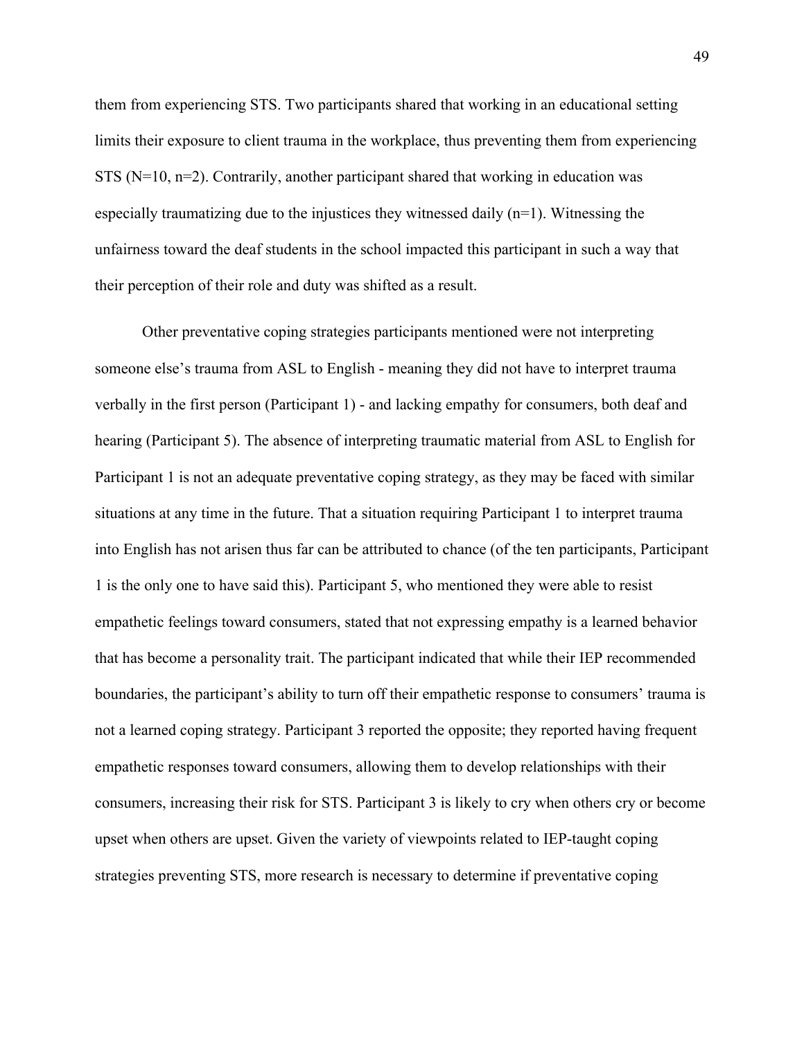them from experiencing STS. Two participants shared that working in an educational setting limits their exposure to client trauma in the workplace, thus preventing them from experiencing STS (N=10, n=2). Contrarily, another participant shared that working in education was especially traumatizing due to the injustices they witnessed daily (n=1). Witnessing the unfairness toward the deaf students in the school impacted this participant in such a way that their perception of their role and duty was shifted as a result.

Other preventative coping strategies participants mentioned were not interpreting someone else's trauma from ASL to English - meaning they did not have to interpret trauma verbally in the first person (Participant 1) - and lacking empathy for consumers, both deaf and hearing (Participant 5). The absence of interpreting traumatic material from ASL to English for Participant 1 is not an adequate preventative coping strategy, as they may be faced with similar situations at any time in the future. That a situation requiring Participant 1 to interpret trauma into English has not arisen thus far can be attributed to chance (of the ten participants, Participant 1 is the only one to have said this). Participant 5, who mentioned they were able to resist empathetic feelings toward consumers, stated that not expressing empathy is a learned behavior that has become a personality trait. The participant indicated that while their IEP recommended boundaries, the participant's ability to turn off their empathetic response to consumers' trauma is not a learned coping strategy. Participant 3 reported the opposite; they reported having frequent empathetic responses toward consumers, allowing them to develop relationships with their consumers, increasing their risk for STS. Participant 3 is likely to cry when others cry or become upset when others are upset. Given the variety of viewpoints related to IEP-taught coping strategies preventing STS, more research is necessary to determine if preventative coping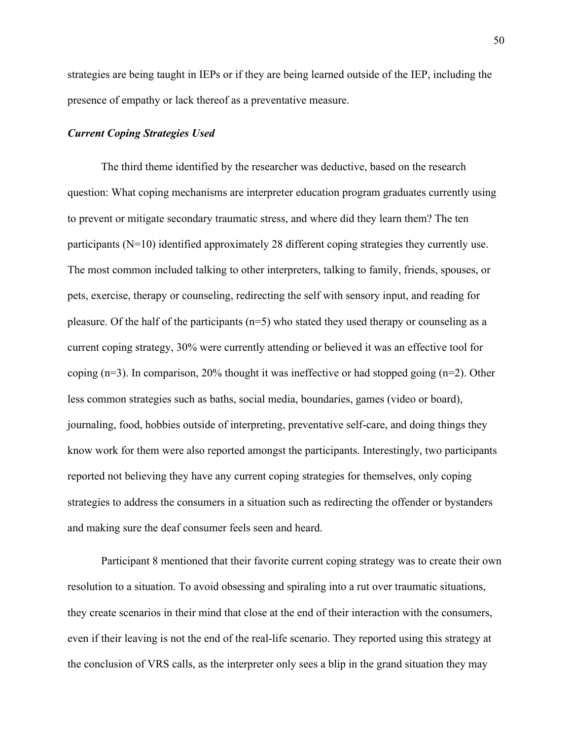strategies are being taught in IEPs or if they are being learned outside of the IEP, including the presence of empathy or lack thereof as a preventative measure.

### ***Current Coping Strategies Used***

The third theme identified by the researcher was deductive, based on the research question: What coping mechanisms are interpreter education program graduates currently using to prevent or mitigate secondary traumatic stress, and where did they learn them? The ten participants (N=10) identified approximately 28 different coping strategies they currently use. The most common included talking to other interpreters, talking to family, friends, spouses, or pets, exercise, therapy or counseling, redirecting the self with sensory input, and reading for pleasure. Of the half of the participants (n=5) who stated they used therapy or counseling as a current coping strategy, 30% were currently attending or believed it was an effective tool for coping (n=3). In comparison, 20% thought it was ineffective or had stopped going (n=2). Other less common strategies such as baths, social media, boundaries, games (video or board), journaling, food, hobbies outside of interpreting, preventative self-care, and doing things they know work for them were also reported amongst the participants. Interestingly, two participants reported not believing they have any current coping strategies for themselves, only coping strategies to address the consumers in a situation such as redirecting the offender or bystanders and making sure the deaf consumer feels seen and heard.

Participant 8 mentioned that their favorite current coping strategy was to create their own resolution to a situation. To avoid obsessing and spiraling into a rut over traumatic situations, they create scenarios in their mind that close at the end of their interaction with the consumers, even if their leaving is not the end of the real-life scenario. They reported using this strategy at the conclusion of VRS calls, as the interpreter only sees a blip in the grand situation they may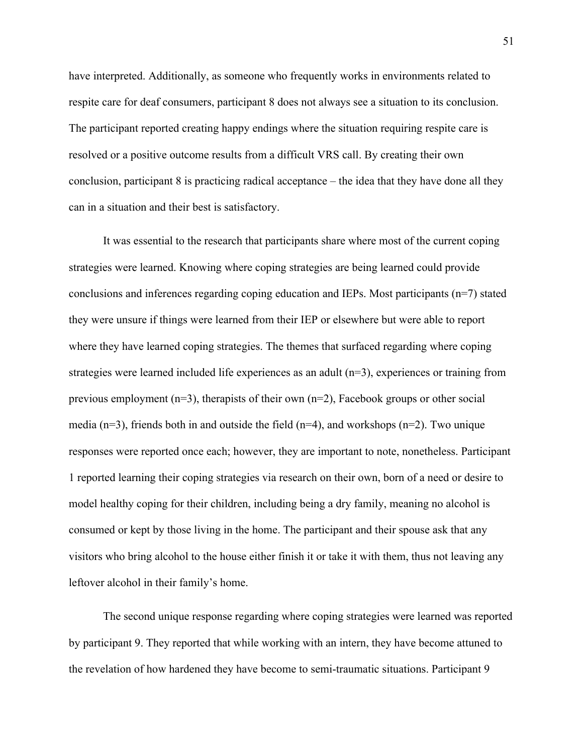have interpreted. Additionally, as someone who frequently works in environments related to respite care for deaf consumers, participant 8 does not always see a situation to its conclusion. The participant reported creating happy endings where the situation requiring respite care is resolved or a positive outcome results from a difficult VRS call. By creating their own conclusion, participant 8 is practicing radical acceptance – the idea that they have done all they can in a situation and their best is satisfactory.

It was essential to the research that participants share where most of the current coping strategies were learned. Knowing where coping strategies are being learned could provide conclusions and inferences regarding coping education and IEPs. Most participants (n=7) stated they were unsure if things were learned from their IEP or elsewhere but were able to report where they have learned coping strategies. The themes that surfaced regarding where coping strategies were learned included life experiences as an adult (n=3), experiences or training from previous employment (n=3), therapists of their own (n=2), Facebook groups or other social media (n=3), friends both in and outside the field (n=4), and workshops (n=2). Two unique responses were reported once each; however, they are important to note, nonetheless. Participant 1 reported learning their coping strategies via research on their own, born of a need or desire to model healthy coping for their children, including being a dry family, meaning no alcohol is consumed or kept by those living in the home. The participant and their spouse ask that any visitors who bring alcohol to the house either finish it or take it with them, thus not leaving any leftover alcohol in their family's home.

The second unique response regarding where coping strategies were learned was reported by participant 9. They reported that while working with an intern, they have become attuned to the revelation of how hardened they have become to semi-traumatic situations. Participant 9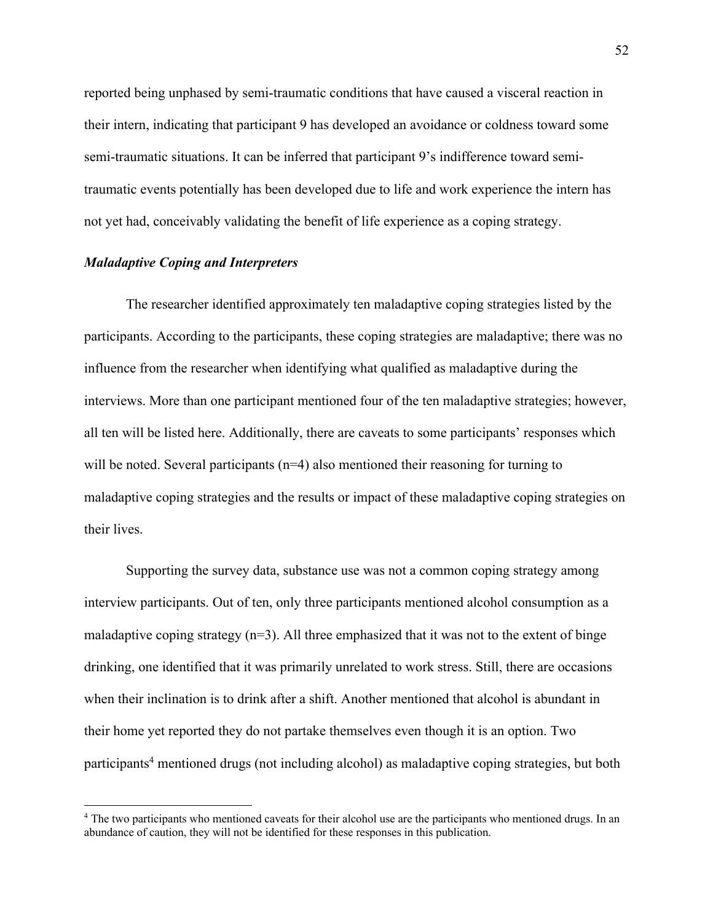reported being unphased by semi-traumatic conditions that have caused a visceral reaction in their intern, indicating that participant 9 has developed an avoidance or coldness toward some semi-traumatic situations. It can be inferred that participant 9's indifference toward semi-traumatic events potentially has been developed due to life and work experience the intern has not yet had, conceivably validating the benefit of life experience as a coping strategy.

### *Maladaptive Coping and Interpreters*

The researcher identified approximately ten maladaptive coping strategies listed by the participants. According to the participants, these coping strategies are maladaptive; there was no influence from the researcher when identifying what qualified as maladaptive during the interviews. More than one participant mentioned four of the ten maladaptive strategies; however, all ten will be listed here. Additionally, there are caveats to some participants' responses which will be noted. Several participants (n=4) also mentioned their reasoning for turning to maladaptive coping strategies and the results or impact of these maladaptive coping strategies on their lives.

Supporting the survey data, substance use was not a common coping strategy among interview participants. Out of ten, only three participants mentioned alcohol consumption as a maladaptive coping strategy (n=3). All three emphasized that it was not to the extent of binge drinking, one identified that it was primarily unrelated to work stress. Still, there are occasions when their inclination is to drink after a shift. Another mentioned that alcohol is abundant in their home yet reported they do not partake themselves even though it is an option. Two participants[4] mentioned drugs (not including alcohol) as maladaptive coping strategies, but both

[4] The two participants who mentioned caveats for their alcohol use are the participants who mentioned drugs. In an abundance of caution, they will not be identified for these responses in this publication.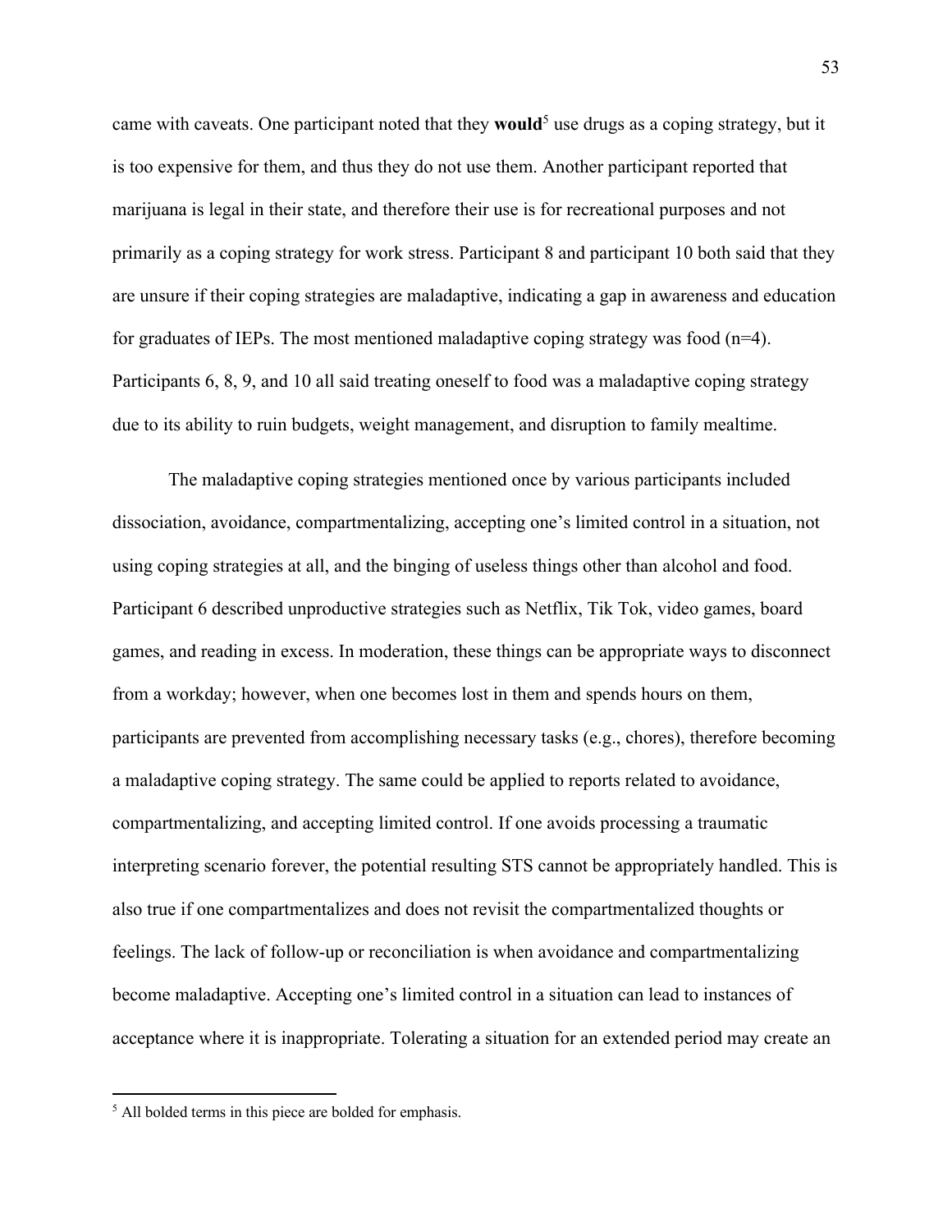came with caveats. One participant noted that they **would**[5] use drugs as a coping strategy, but it is too expensive for them, and thus they do not use them. Another participant reported that marijuana is legal in their state, and therefore their use is for recreational purposes and not primarily as a coping strategy for work stress. Participant 8 and participant 10 both said that they are unsure if their coping strategies are maladaptive, indicating a gap in awareness and education for graduates of IEPs. The most mentioned maladaptive coping strategy was food (n=4). Participants 6, 8, 9, and 10 all said treating oneself to food was a maladaptive coping strategy due to its ability to ruin budgets, weight management, and disruption to family mealtime.

The maladaptive coping strategies mentioned once by various participants included dissociation, avoidance, compartmentalizing, accepting one's limited control in a situation, not using coping strategies at all, and the binging of useless things other than alcohol and food. Participant 6 described unproductive strategies such as Netflix, Tik Tok, video games, board games, and reading in excess. In moderation, these things can be appropriate ways to disconnect from a workday; however, when one becomes lost in them and spends hours on them, participants are prevented from accomplishing necessary tasks (e.g., chores), therefore becoming a maladaptive coping strategy. The same could be applied to reports related to avoidance, compartmentalizing, and accepting limited control. If one avoids processing a traumatic interpreting scenario forever, the potential resulting STS cannot be appropriately handled. This is also true if one compartmentalizes and does not revisit the compartmentalized thoughts or feelings. The lack of follow-up or reconciliation is when avoidance and compartmentalizing become maladaptive. Accepting one's limited control in a situation can lead to instances of acceptance where it is inappropriate. Tolerating a situation for an extended period may create an

[5] All bolded terms in this piece are bolded for emphasis.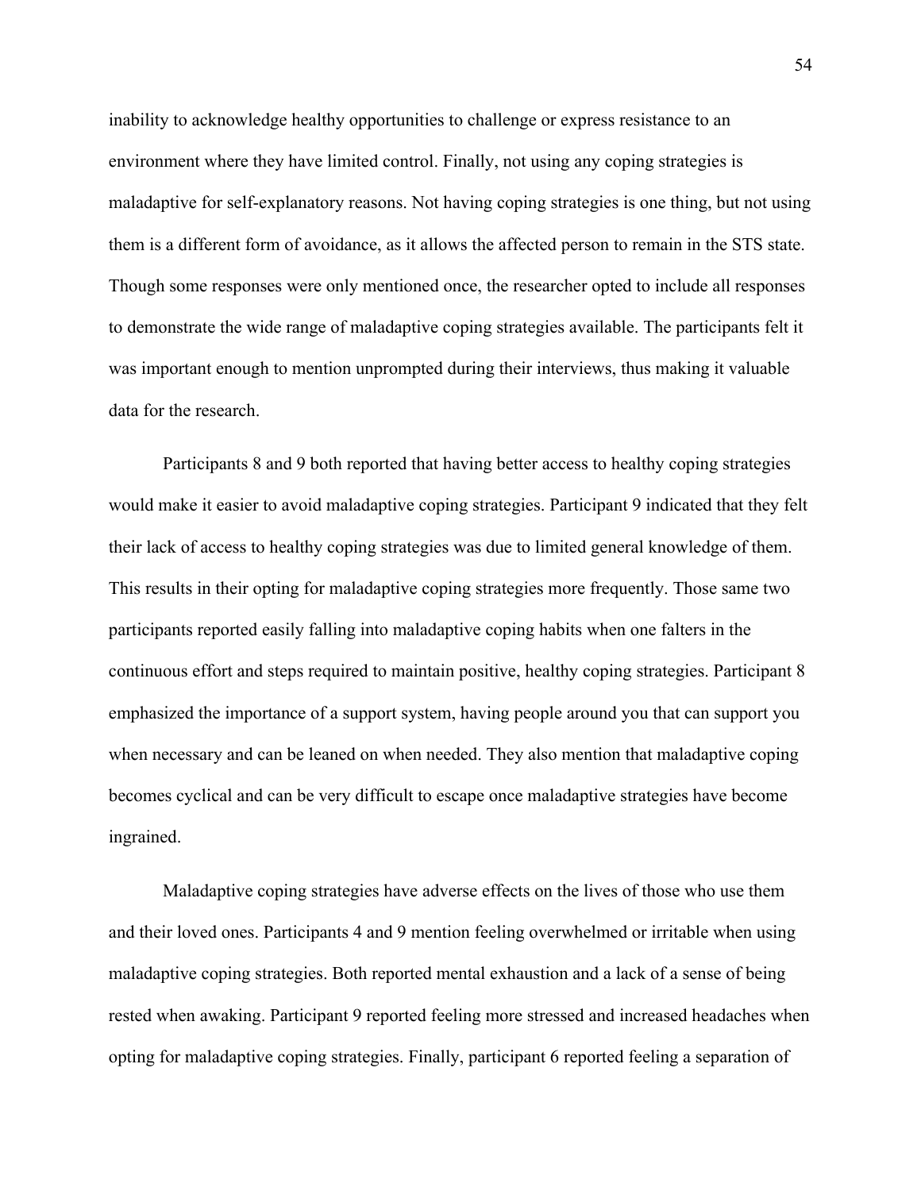inability to acknowledge healthy opportunities to challenge or express resistance to an environment where they have limited control. Finally, not using any coping strategies is maladaptive for self-explanatory reasons. Not having coping strategies is one thing, but not using them is a different form of avoidance, as it allows the affected person to remain in the STS state. Though some responses were only mentioned once, the researcher opted to include all responses to demonstrate the wide range of maladaptive coping strategies available. The participants felt it was important enough to mention unprompted during their interviews, thus making it valuable data for the research.

Participants 8 and 9 both reported that having better access to healthy coping strategies would make it easier to avoid maladaptive coping strategies. Participant 9 indicated that they felt their lack of access to healthy coping strategies was due to limited general knowledge of them. This results in their opting for maladaptive coping strategies more frequently. Those same two participants reported easily falling into maladaptive coping habits when one falters in the continuous effort and steps required to maintain positive, healthy coping strategies. Participant 8 emphasized the importance of a support system, having people around you that can support you when necessary and can be leaned on when needed. They also mention that maladaptive coping becomes cyclical and can be very difficult to escape once maladaptive strategies have become ingrained.

Maladaptive coping strategies have adverse effects on the lives of those who use them and their loved ones. Participants 4 and 9 mention feeling overwhelmed or irritable when using maladaptive coping strategies. Both reported mental exhaustion and a lack of a sense of being rested when awaking. Participant 9 reported feeling more stressed and increased headaches when opting for maladaptive coping strategies. Finally, participant 6 reported feeling a separation of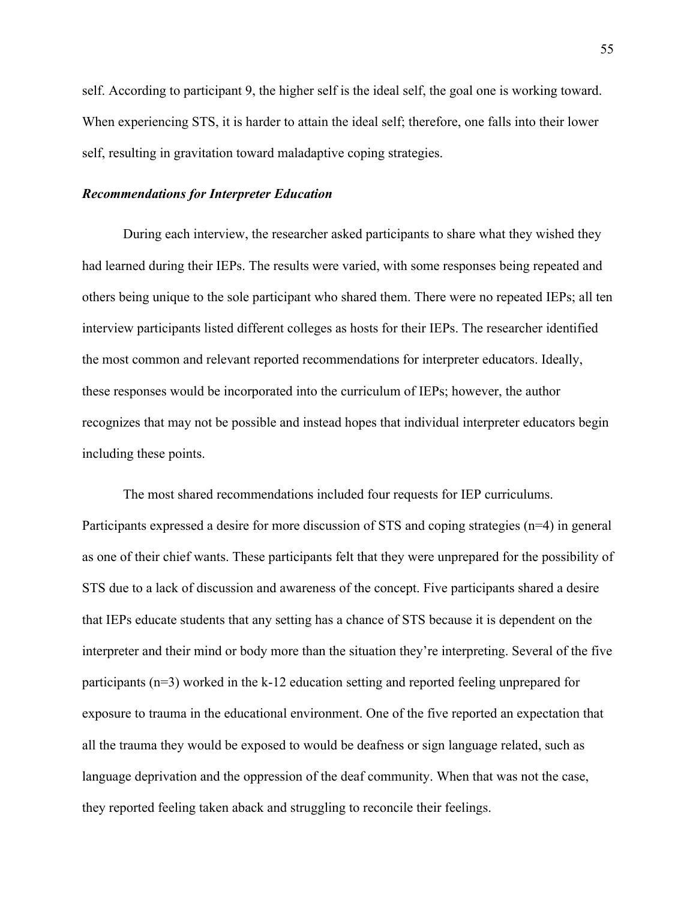self. According to participant 9, the higher self is the ideal self, the goal one is working toward. When experiencing STS, it is harder to attain the ideal self; therefore, one falls into their lower self, resulting in gravitation toward maladaptive coping strategies.

### ***Recommendations for Interpreter Education***

During each interview, the researcher asked participants to share what they wished they had learned during their IEPs. The results were varied, with some responses being repeated and others being unique to the sole participant who shared them. There were no repeated IEPs; all ten interview participants listed different colleges as hosts for their IEPs. The researcher identified the most common and relevant reported recommendations for interpreter educators. Ideally, these responses would be incorporated into the curriculum of IEPs; however, the author recognizes that may not be possible and instead hopes that individual interpreter educators begin including these points.

The most shared recommendations included four requests for IEP curriculums. Participants expressed a desire for more discussion of STS and coping strategies (n=4) in general as one of their chief wants. These participants felt that they were unprepared for the possibility of STS due to a lack of discussion and awareness of the concept. Five participants shared a desire that IEPs educate students that any setting has a chance of STS because it is dependent on the interpreter and their mind or body more than the situation they're interpreting. Several of the five participants (n=3) worked in the k-12 education setting and reported feeling unprepared for exposure to trauma in the educational environment. One of the five reported an expectation that all the trauma they would be exposed to would be deafness or sign language related, such as language deprivation and the oppression of the deaf community. When that was not the case, they reported feeling taken aback and struggling to reconcile their feelings.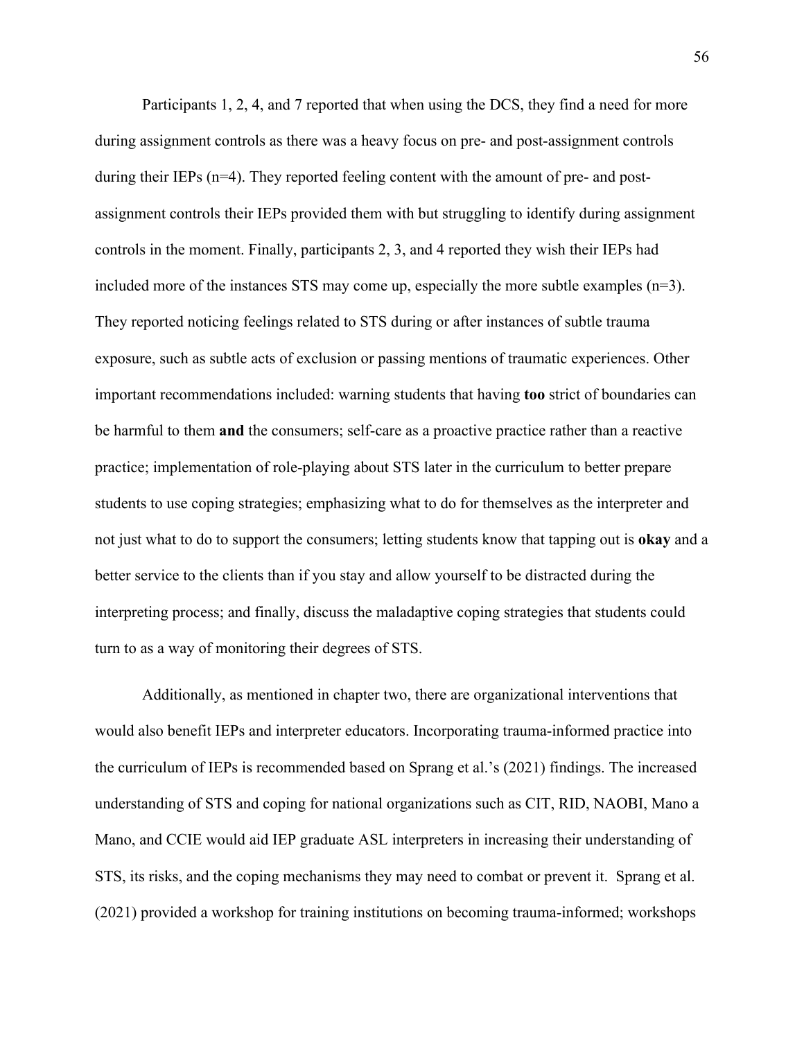Participants 1, 2, 4, and 7 reported that when using the DCS, they find a need for more during assignment controls as there was a heavy focus on pre- and post-assignment controls during their IEPs (n=4). They reported feeling content with the amount of pre- and post-assignment controls their IEPs provided them with but struggling to identify during assignment controls in the moment. Finally, participants 2, 3, and 4 reported they wish their IEPs had included more of the instances STS may come up, especially the more subtle examples (n=3). They reported noticing feelings related to STS during or after instances of subtle trauma exposure, such as subtle acts of exclusion or passing mentions of traumatic experiences. Other important recommendations included: warning students that having **too** strict of boundaries can be harmful to them **and** the consumers; self-care as a proactive practice rather than a reactive practice; implementation of role-playing about STS later in the curriculum to better prepare students to use coping strategies; emphasizing what to do for themselves as the interpreter and not just what to do to support the consumers; letting students know that tapping out is **okay** and a better service to the clients than if you stay and allow yourself to be distracted during the interpreting process; and finally, discuss the maladaptive coping strategies that students could turn to as a way of monitoring their degrees of STS.

Additionally, as mentioned in chapter two, there are organizational interventions that would also benefit IEPs and interpreter educators. Incorporating trauma-informed practice into the curriculum of IEPs is recommended based on Sprang et al.'s (2021) findings. The increased understanding of STS and coping for national organizations such as CIT, RID, NAOBI, Mano a Mano, and CCIE would aid IEP graduate ASL interpreters in increasing their understanding of STS, its risks, and the coping mechanisms they may need to combat or prevent it. Sprang et al. (2021) provided a workshop for training institutions on becoming trauma-informed; workshops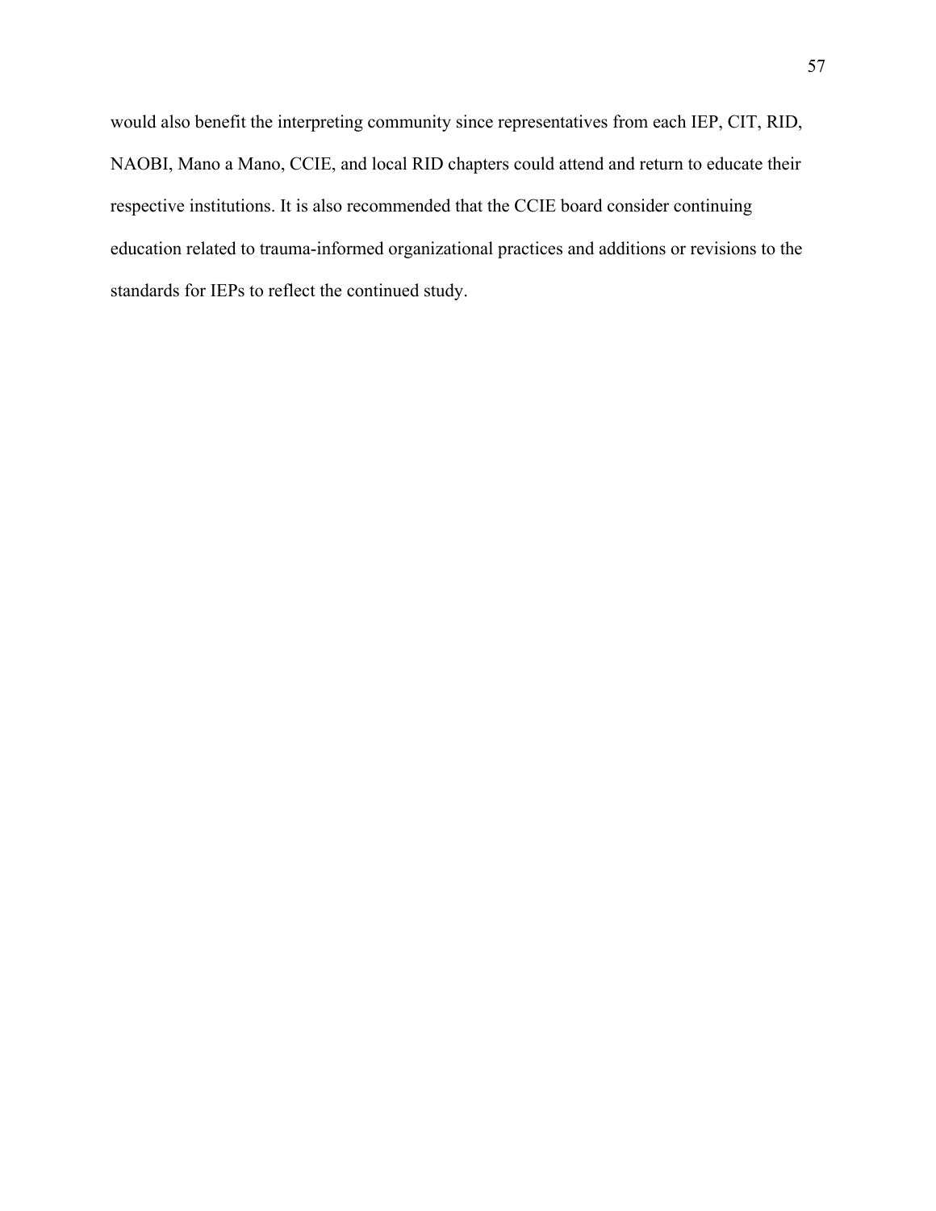would also benefit the interpreting community since representatives from each IEP, CIT, RID, NAOBI, Mano a Mano, CCIE, and local RID chapters could attend and return to educate their respective institutions. It is also recommended that the CCIE board consider continuing education related to trauma-informed organizational practices and additions or revisions to the standards for IEPs to reflect the continued study.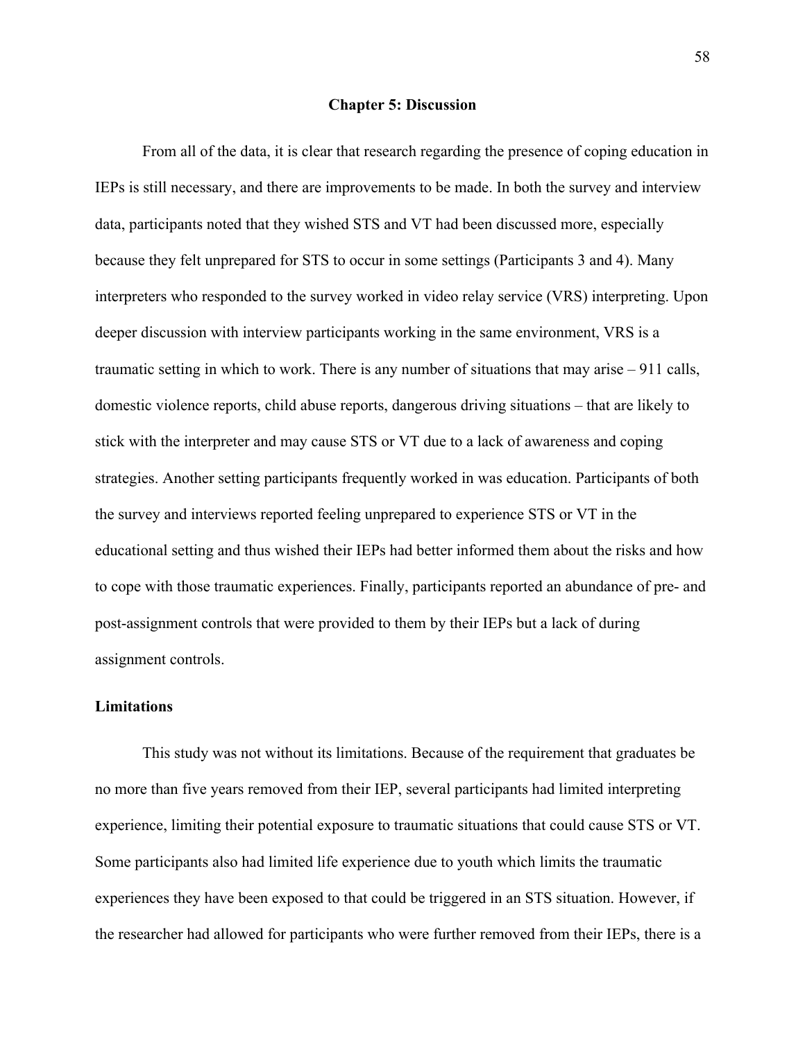# Chapter 5: Discussion

From all of the data, it is clear that research regarding the presence of coping education in IEPs is still necessary, and there are improvements to be made. In both the survey and interview data, participants noted that they wished STS and VT had been discussed more, especially because they felt unprepared for STS to occur in some settings (Participants 3 and 4). Many interpreters who responded to the survey worked in video relay service (VRS) interpreting. Upon deeper discussion with interview participants working in the same environment, VRS is a traumatic setting in which to work. There is any number of situations that may arise – 911 calls, domestic violence reports, child abuse reports, dangerous driving situations – that are likely to stick with the interpreter and may cause STS or VT due to a lack of awareness and coping strategies. Another setting participants frequently worked in was education. Participants of both the survey and interviews reported feeling unprepared to experience STS or VT in the educational setting and thus wished their IEPs had better informed them about the risks and how to cope with those traumatic experiences. Finally, participants reported an abundance of pre- and post-assignment controls that were provided to them by their IEPs but a lack of during assignment controls.

## Limitations

This study was not without its limitations. Because of the requirement that graduates be no more than five years removed from their IEP, several participants had limited interpreting experience, limiting their potential exposure to traumatic situations that could cause STS or VT. Some participants also had limited life experience due to youth which limits the traumatic experiences they have been exposed to that could be triggered in an STS situation. However, if the researcher had allowed for participants who were further removed from their IEPs, there is a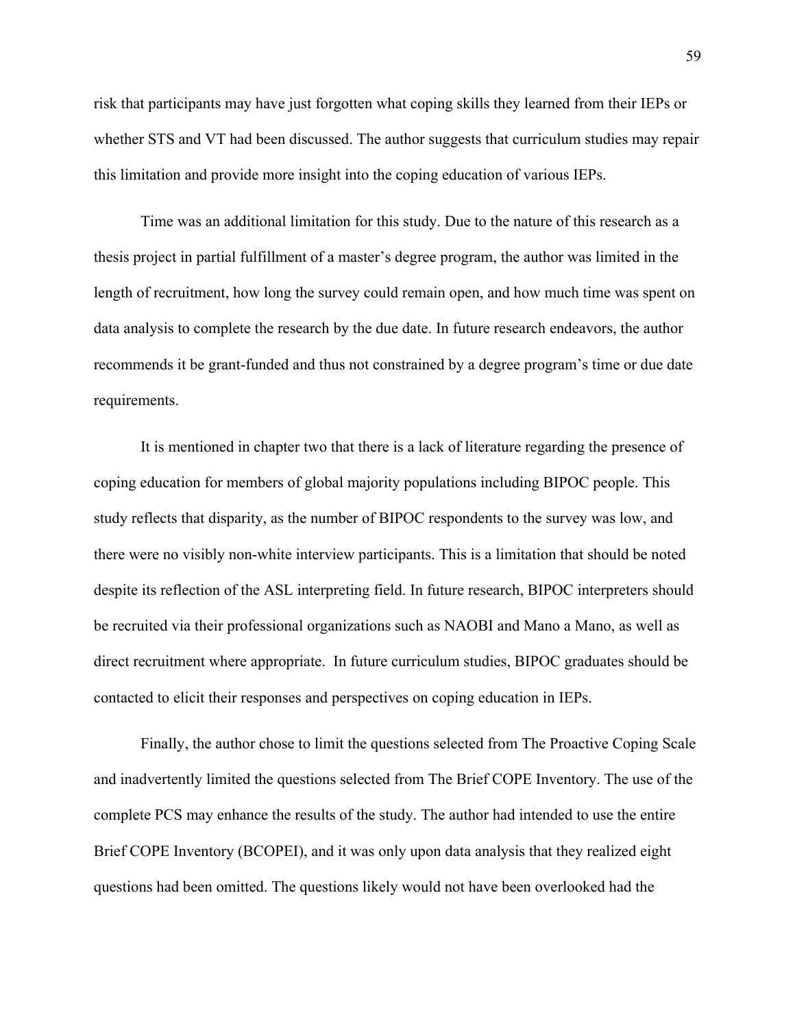risk that participants may have just forgotten what coping skills they learned from their IEPs or whether STS and VT had been discussed. The author suggests that curriculum studies may repair this limitation and provide more insight into the coping education of various IEPs.

Time was an additional limitation for this study. Due to the nature of this research as a thesis project in partial fulfillment of a master's degree program, the author was limited in the length of recruitment, how long the survey could remain open, and how much time was spent on data analysis to complete the research by the due date. In future research endeavors, the author recommends it be grant-funded and thus not constrained by a degree program's time or due date requirements.

It is mentioned in chapter two that there is a lack of literature regarding the presence of coping education for members of global majority populations including BIPOC people. This study reflects that disparity, as the number of BIPOC respondents to the survey was low, and there were no visibly non-white interview participants. This is a limitation that should be noted despite its reflection of the ASL interpreting field. In future research, BIPOC interpreters should be recruited via their professional organizations such as NAOBI and Mano a Mano, as well as direct recruitment where appropriate. In future curriculum studies, BIPOC graduates should be contacted to elicit their responses and perspectives on coping education in IEPs.

Finally, the author chose to limit the questions selected from The Proactive Coping Scale and inadvertently limited the questions selected from The Brief COPE Inventory. The use of the complete PCS may enhance the results of the study. The author had intended to use the entire Brief COPE Inventory (BCOPEI), and it was only upon data analysis that they realized eight questions had been omitted. The questions likely would not have been overlooked had the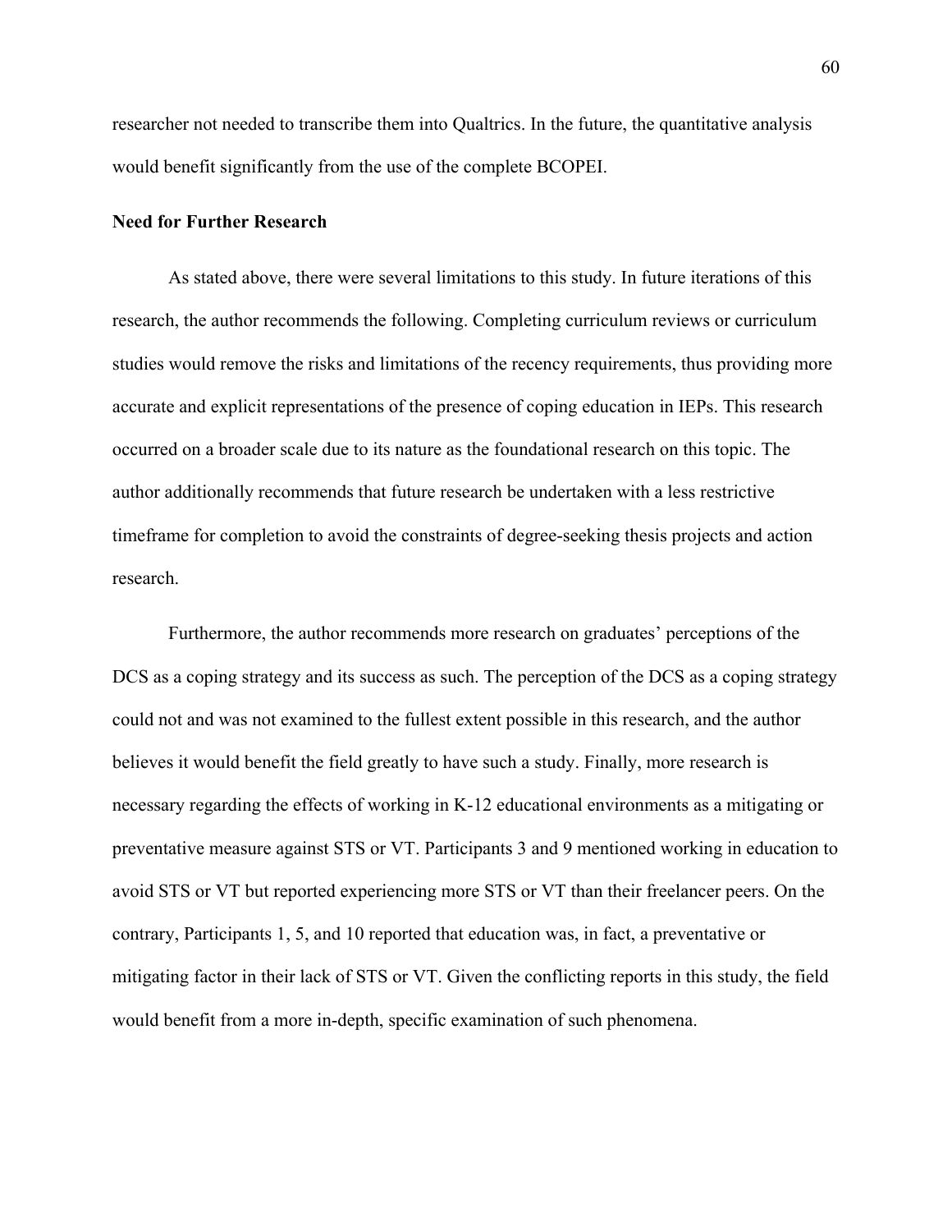researcher not needed to transcribe them into Qualtrics. In the future, the quantitative analysis would benefit significantly from the use of the complete BCOPEI.

**Need for Further Research**

As stated above, there were several limitations to this study. In future iterations of this research, the author recommends the following. Completing curriculum reviews or curriculum studies would remove the risks and limitations of the recency requirements, thus providing more accurate and explicit representations of the presence of coping education in IEPs. This research occurred on a broader scale due to its nature as the foundational research on this topic. The author additionally recommends that future research be undertaken with a less restrictive timeframe for completion to avoid the constraints of degree-seeking thesis projects and action research.

Furthermore, the author recommends more research on graduates' perceptions of the DCS as a coping strategy and its success as such. The perception of the DCS as a coping strategy could not and was not examined to the fullest extent possible in this research, and the author believes it would benefit the field greatly to have such a study. Finally, more research is necessary regarding the effects of working in K-12 educational environments as a mitigating or preventative measure against STS or VT. Participants 3 and 9 mentioned working in education to avoid STS or VT but reported experiencing more STS or VT than their freelancer peers. On the contrary, Participants 1, 5, and 10 reported that education was, in fact, a preventative or mitigating factor in their lack of STS or VT. Given the conflicting reports in this study, the field would benefit from a more in-depth, specific examination of such phenomena.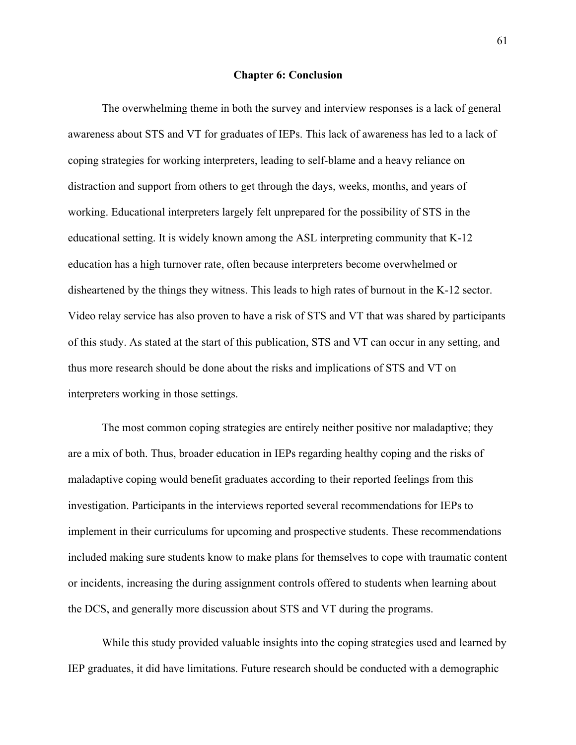# Chapter 6: Conclusion

The overwhelming theme in both the survey and interview responses is a lack of general awareness about STS and VT for graduates of IEPs. This lack of awareness has led to a lack of coping strategies for working interpreters, leading to self-blame and a heavy reliance on distraction and support from others to get through the days, weeks, months, and years of working. Educational interpreters largely felt unprepared for the possibility of STS in the educational setting. It is widely known among the ASL interpreting community that K-12 education has a high turnover rate, often because interpreters become overwhelmed or disheartened by the things they witness. This leads to high rates of burnout in the K-12 sector. Video relay service has also proven to have a risk of STS and VT that was shared by participants of this study. As stated at the start of this publication, STS and VT can occur in any setting, and thus more research should be done about the risks and implications of STS and VT on interpreters working in those settings.

The most common coping strategies are entirely neither positive nor maladaptive; they are a mix of both. Thus, broader education in IEPs regarding healthy coping and the risks of maladaptive coping would benefit graduates according to their reported feelings from this investigation. Participants in the interviews reported several recommendations for IEPs to implement in their curriculums for upcoming and prospective students. These recommendations included making sure students know to make plans for themselves to cope with traumatic content or incidents, increasing the during assignment controls offered to students when learning about the DCS, and generally more discussion about STS and VT during the programs.

While this study provided valuable insights into the coping strategies used and learned by IEP graduates, it did have limitations. Future research should be conducted with a demographic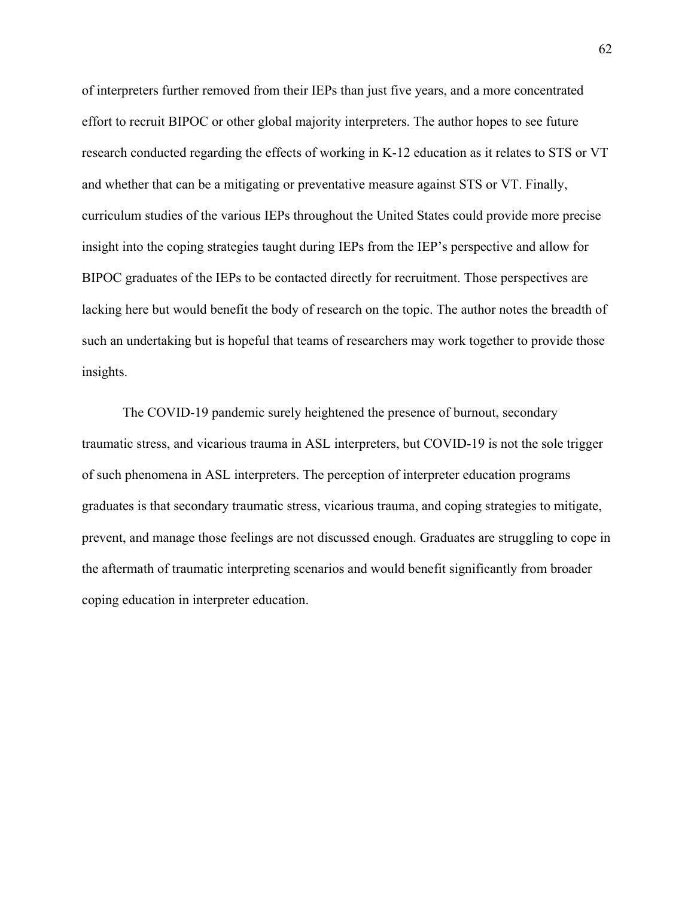of interpreters further removed from their IEPs than just five years, and a more concentrated effort to recruit BIPOC or other global majority interpreters. The author hopes to see future research conducted regarding the effects of working in K-12 education as it relates to STS or VT and whether that can be a mitigating or preventative measure against STS or VT. Finally, curriculum studies of the various IEPs throughout the United States could provide more precise insight into the coping strategies taught during IEPs from the IEP's perspective and allow for BIPOC graduates of the IEPs to be contacted directly for recruitment. Those perspectives are lacking here but would benefit the body of research on the topic. The author notes the breadth of such an undertaking but is hopeful that teams of researchers may work together to provide those insights.

The COVID-19 pandemic surely heightened the presence of burnout, secondary traumatic stress, and vicarious trauma in ASL interpreters, but COVID-19 is not the sole trigger of such phenomena in ASL interpreters. The perception of interpreter education programs graduates is that secondary traumatic stress, vicarious trauma, and coping strategies to mitigate, prevent, and manage those feelings are not discussed enough. Graduates are struggling to cope in the aftermath of traumatic interpreting scenarios and would benefit significantly from broader coping education in interpreter education.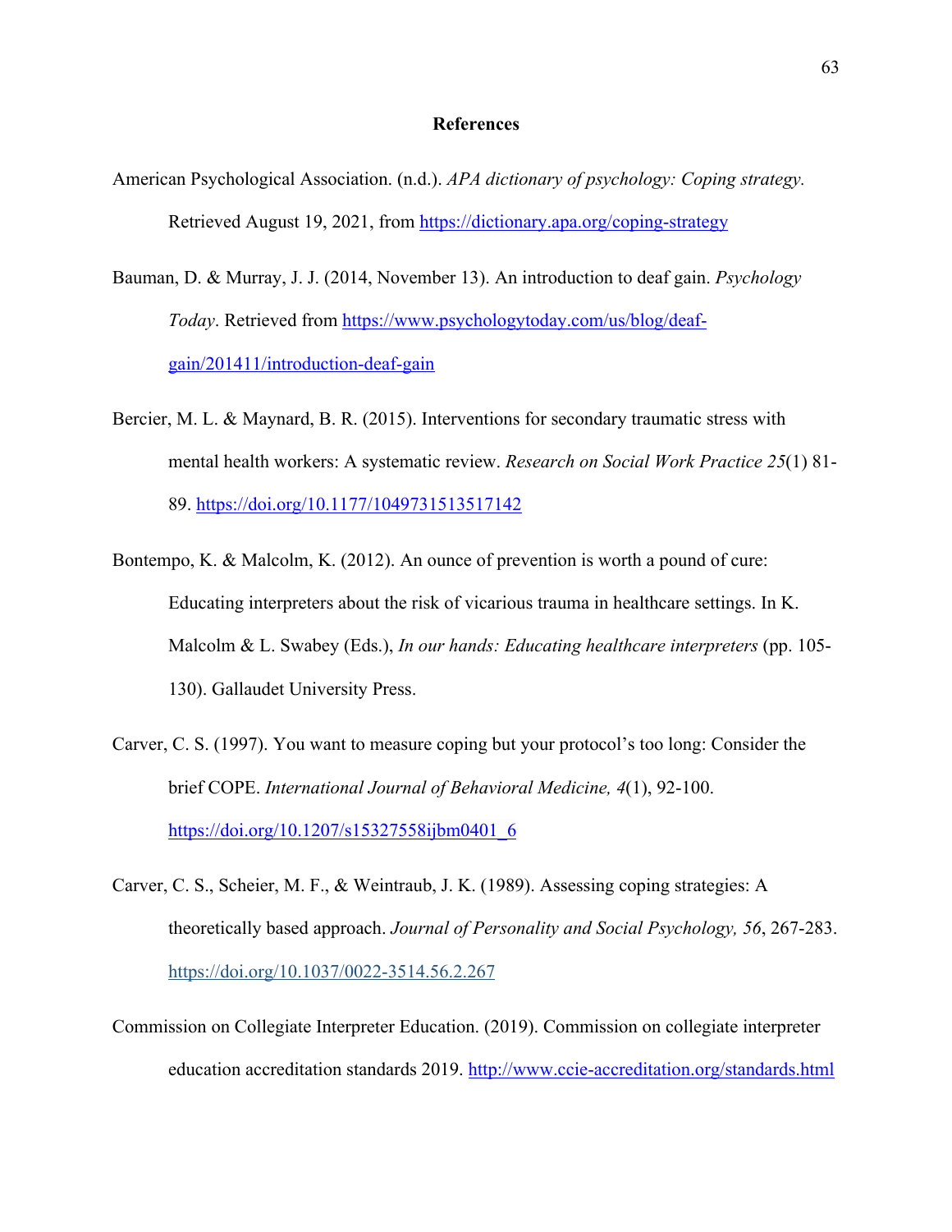# References

American Psychological Association. (n.d.). *APA dictionary of psychology: Coping strategy.* Retrieved August 19, 2021, from https://dictionary.apa.org/coping-strategy

Bauman, D. & Murray, J. J. (2014, November 13). An introduction to deaf gain. *Psychology Today*. Retrieved from https://www.psychologytoday.com/us/blog/deaf-gain/201411/introduction-deaf-gain

Bercier, M. L. & Maynard, B. R. (2015). Interventions for secondary traumatic stress with mental health workers: A systematic review. *Research on Social Work Practice 25*(1) 81-89. https://doi.org/10.1177/1049731513517142

Bontempo, K. & Malcolm, K. (2012). An ounce of prevention is worth a pound of cure: Educating interpreters about the risk of vicarious trauma in healthcare settings. In K. Malcolm & L. Swabey (Eds.), *In our hands: Educating healthcare interpreters* (pp. 105-130). Gallaudet University Press.

Carver, C. S. (1997). You want to measure coping but your protocol's too long: Consider the brief COPE. *International Journal of Behavioral Medicine, 4*(1), 92-100. https://doi.org/10.1207/s15327558ijbm0401_6

Carver, C. S., Scheier, M. F., & Weintraub, J. K. (1989). Assessing coping strategies: A theoretically based approach. *Journal of Personality and Social Psychology, 56*, 267-283. https://doi.org/10.1037/0022-3514.56.2.267

Commission on Collegiate Interpreter Education. (2019). Commission on collegiate interpreter education accreditation standards 2019. http://www.ccie-accreditation.org/standards.html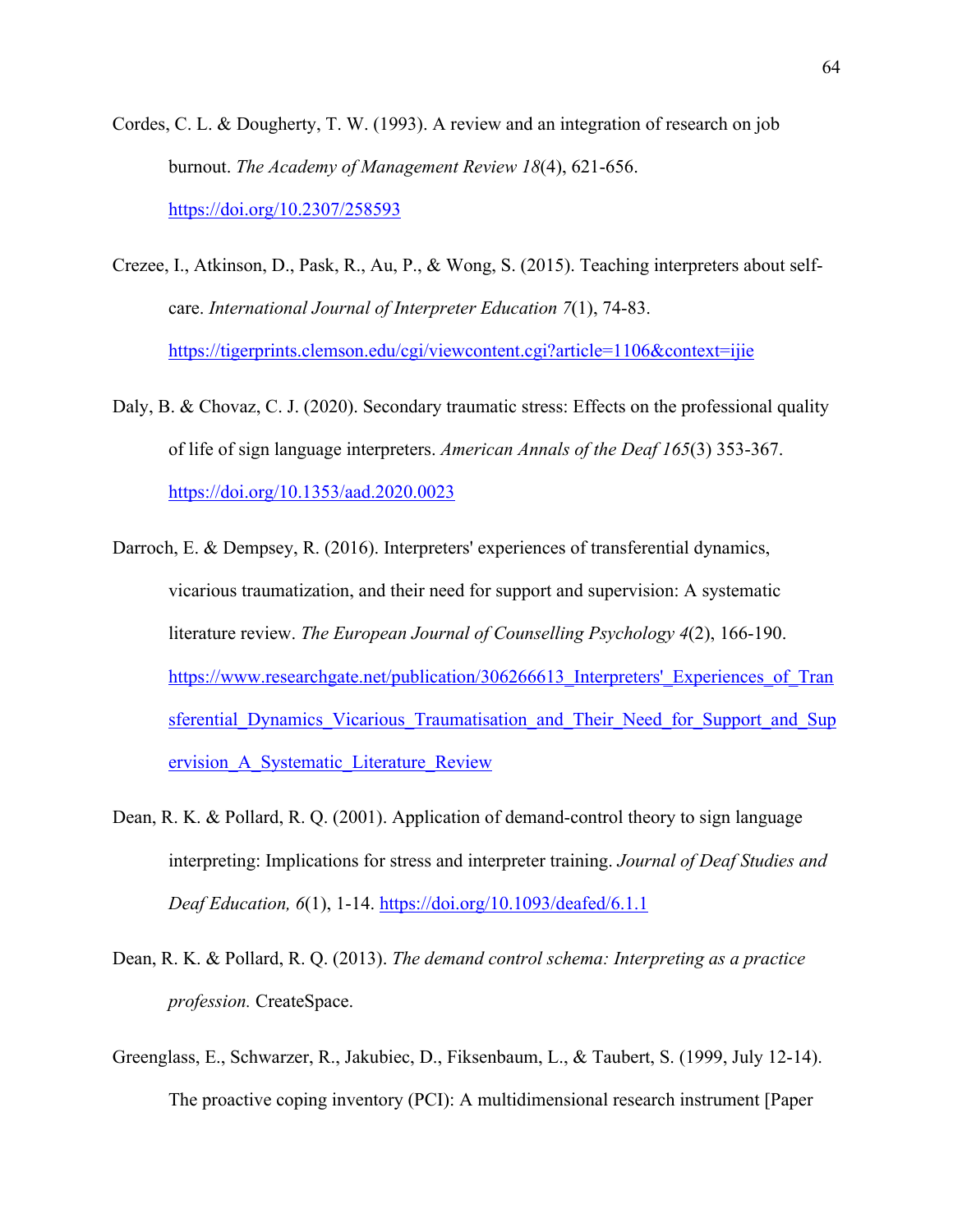Cordes, C. L. & Dougherty, T. W. (1993). A review and an integration of research on job burnout. *The Academy of Management Review 18*(4), 621-656. https://doi.org/10.2307/258593

Crezee, I., Atkinson, D., Pask, R., Au, P., & Wong, S. (2015). Teaching interpreters about self-care. *International Journal of Interpreter Education 7*(1), 74-83. https://tigerprints.clemson.edu/cgi/viewcontent.cgi?article=1106&context=ijie

Daly, B. & Chovaz, C. J. (2020). Secondary traumatic stress: Effects on the professional quality of life of sign language interpreters. *American Annals of the Deaf 165*(3) 353-367. https://doi.org/10.1353/aad.2020.0023

Darroch, E. & Dempsey, R. (2016). Interpreters' experiences of transferential dynamics, vicarious traumatization, and their need for support and supervision: A systematic literature review. *The European Journal of Counselling Psychology 4*(2), 166-190. https://www.researchgate.net/publication/306266613_Interpreters'_Experiences_of_Transferential_Dynamics_Vicarious_Traumatisation_and_Their_Need_for_Support_and_Supervision_A_Systematic_Literature_Review

Dean, R. K. & Pollard, R. Q. (2001). Application of demand-control theory to sign language interpreting: Implications for stress and interpreter training. *Journal of Deaf Studies and Deaf Education, 6*(1), 1-14. https://doi.org/10.1093/deafed/6.1.1

Dean, R. K. & Pollard, R. Q. (2013). *The demand control schema: Interpreting as a practice profession.* CreateSpace.

Greenglass, E., Schwarzer, R., Jakubiec, D., Fiksenbaum, L., & Taubert, S. (1999, July 12-14). The proactive coping inventory (PCI): A multidimensional research instrument [Paper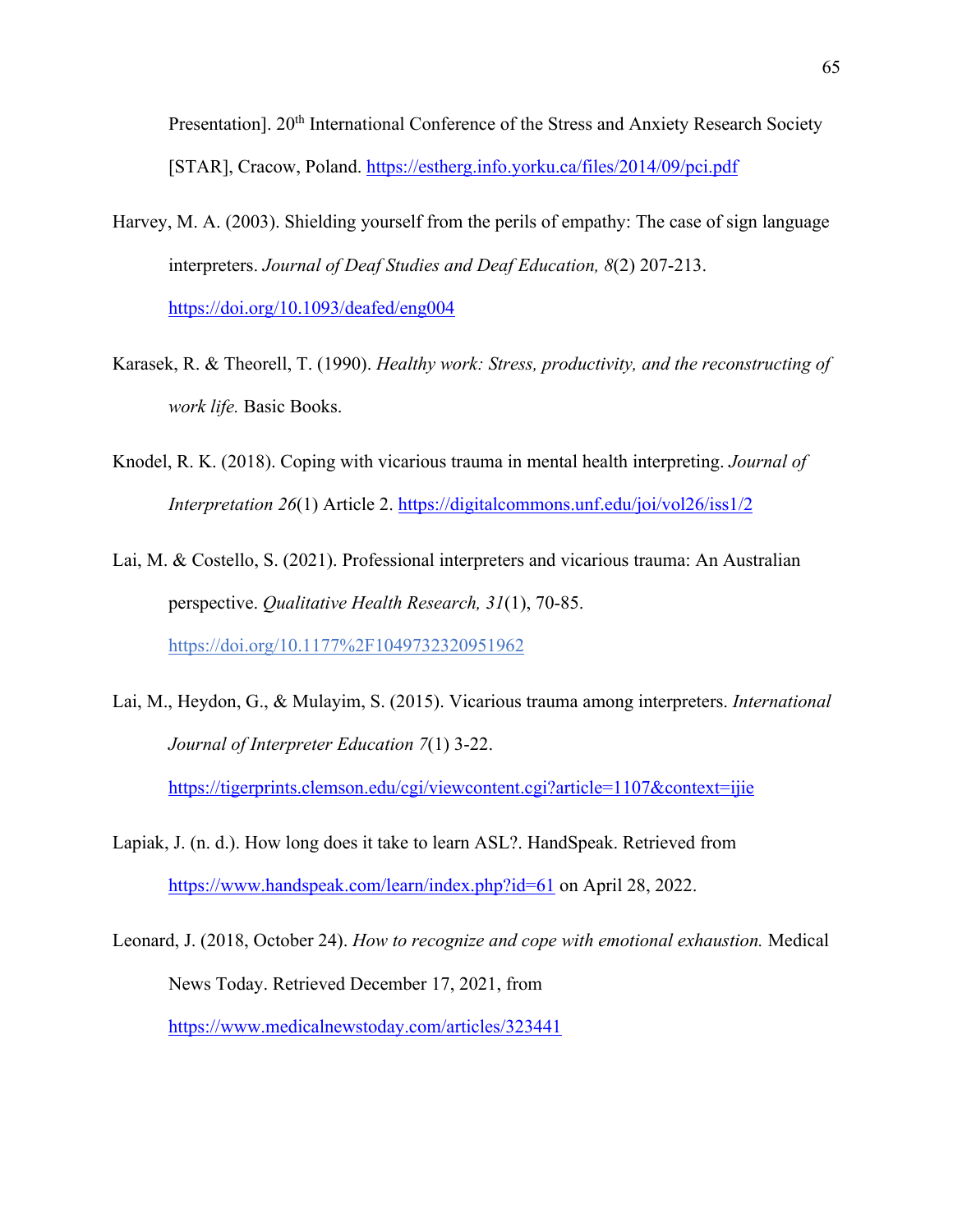Presentation]. 20th International Conference of the Stress and Anxiety Research Society [STAR], Cracow, Poland. https://estherg.info.yorku.ca/files/2014/09/pci.pdf

Harvey, M. A. (2003). Shielding yourself from the perils of empathy: The case of sign language interpreters. *Journal of Deaf Studies and Deaf Education, 8*(2) 207-213. https://doi.org/10.1093/deafed/eng004

Karasek, R. & Theorell, T. (1990). *Healthy work: Stress, productivity, and the reconstructing of work life.* Basic Books.

Knodel, R. K. (2018). Coping with vicarious trauma in mental health interpreting. *Journal of Interpretation 26*(1) Article 2. https://digitalcommons.unf.edu/joi/vol26/iss1/2

Lai, M. & Costello, S. (2021). Professional interpreters and vicarious trauma: An Australian perspective. *Qualitative Health Research, 31*(1), 70-85. https://doi.org/10.1177%2F1049732320951962

Lai, M., Heydon, G., & Mulayim, S. (2015). Vicarious trauma among interpreters. *International Journal of Interpreter Education 7*(1) 3-22. https://tigerprints.clemson.edu/cgi/viewcontent.cgi?article=1107&context=ijie

Lapiak, J. (n. d.). How long does it take to learn ASL?. HandSpeak. Retrieved from https://www.handspeak.com/learn/index.php?id=61 on April 28, 2022.

Leonard, J. (2018, October 24). *How to recognize and cope with emotional exhaustion.* Medical News Today. Retrieved December 17, 2021, from https://www.medicalnewstoday.com/articles/323441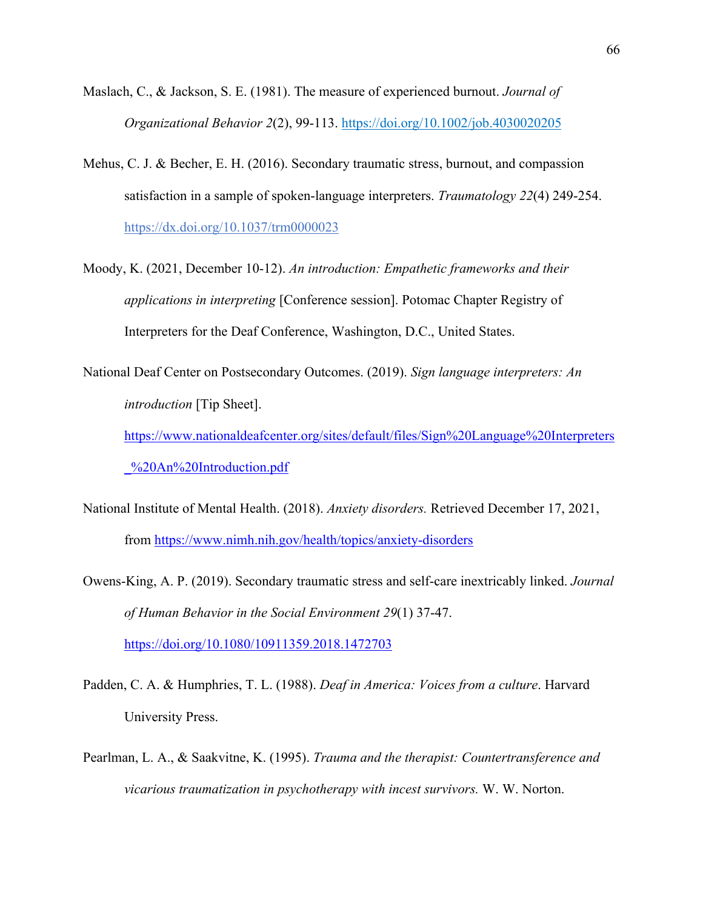Maslach, C., & Jackson, S. E. (1981). The measure of experienced burnout. *Journal of Organizational Behavior 2*(2), 99-113. https://doi.org/10.1002/job.4030020205

Mehus, C. J. & Becher, E. H. (2016). Secondary traumatic stress, burnout, and compassion satisfaction in a sample of spoken-language interpreters. *Traumatology 22*(4) 249-254. https://dx.doi.org/10.1037/trm0000023

Moody, K. (2021, December 10-12). *An introduction: Empathetic frameworks and their applications in interpreting* [Conference session]. Potomac Chapter Registry of Interpreters for the Deaf Conference, Washington, D.C., United States.

National Deaf Center on Postsecondary Outcomes. (2019). *Sign language interpreters: An introduction* [Tip Sheet]. https://www.nationaldeafcenter.org/sites/default/files/Sign%20Language%20Interpreters_%20An%20Introduction.pdf

National Institute of Mental Health. (2018). *Anxiety disorders.* Retrieved December 17, 2021, from https://www.nimh.nih.gov/health/topics/anxiety-disorders

Owens-King, A. P. (2019). Secondary traumatic stress and self-care inextricably linked. *Journal of Human Behavior in the Social Environment 29*(1) 37-47. https://doi.org/10.1080/10911359.2018.1472703

Padden, C. A. & Humphries, T. L. (1988). *Deaf in America: Voices from a culture*. Harvard University Press.

Pearlman, L. A., & Saakvitne, K. (1995). *Trauma and the therapist: Countertransference and vicarious traumatization in psychotherapy with incest survivors.* W. W. Norton.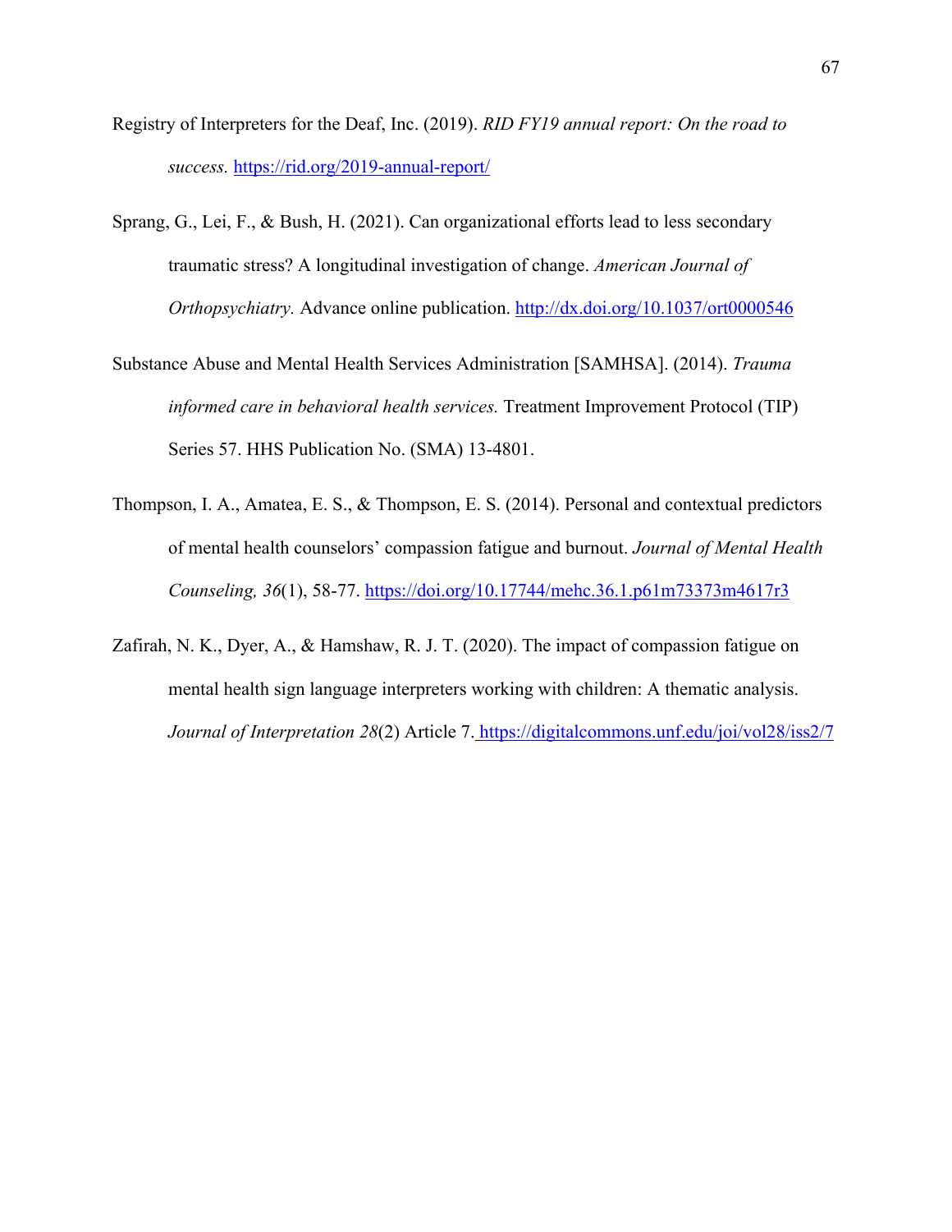Registry of Interpreters for the Deaf, Inc. (2019). *RID FY19 annual report: On the road to success.* https://rid.org/2019-annual-report/

Sprang, G., Lei, F., & Bush, H. (2021). Can organizational efforts lead to less secondary traumatic stress? A longitudinal investigation of change. *American Journal of Orthopsychiatry.* Advance online publication. http://dx.doi.org/10.1037/ort0000546

Substance Abuse and Mental Health Services Administration [SAMHSA]. (2014). *Trauma informed care in behavioral health services.* Treatment Improvement Protocol (TIP) Series 57. HHS Publication No. (SMA) 13-4801.

Thompson, I. A., Amatea, E. S., & Thompson, E. S. (2014). Personal and contextual predictors of mental health counselors' compassion fatigue and burnout. *Journal of Mental Health Counseling, 36*(1), 58-77. https://doi.org/10.17744/mehc.36.1.p61m73373m4617r3

Zafirah, N. K., Dyer, A., & Hamshaw, R. J. T. (2020). The impact of compassion fatigue on mental health sign language interpreters working with children: A thematic analysis. *Journal of Interpretation 28*(2) Article 7. https://digitalcommons.unf.edu/joi/vol28/iss2/7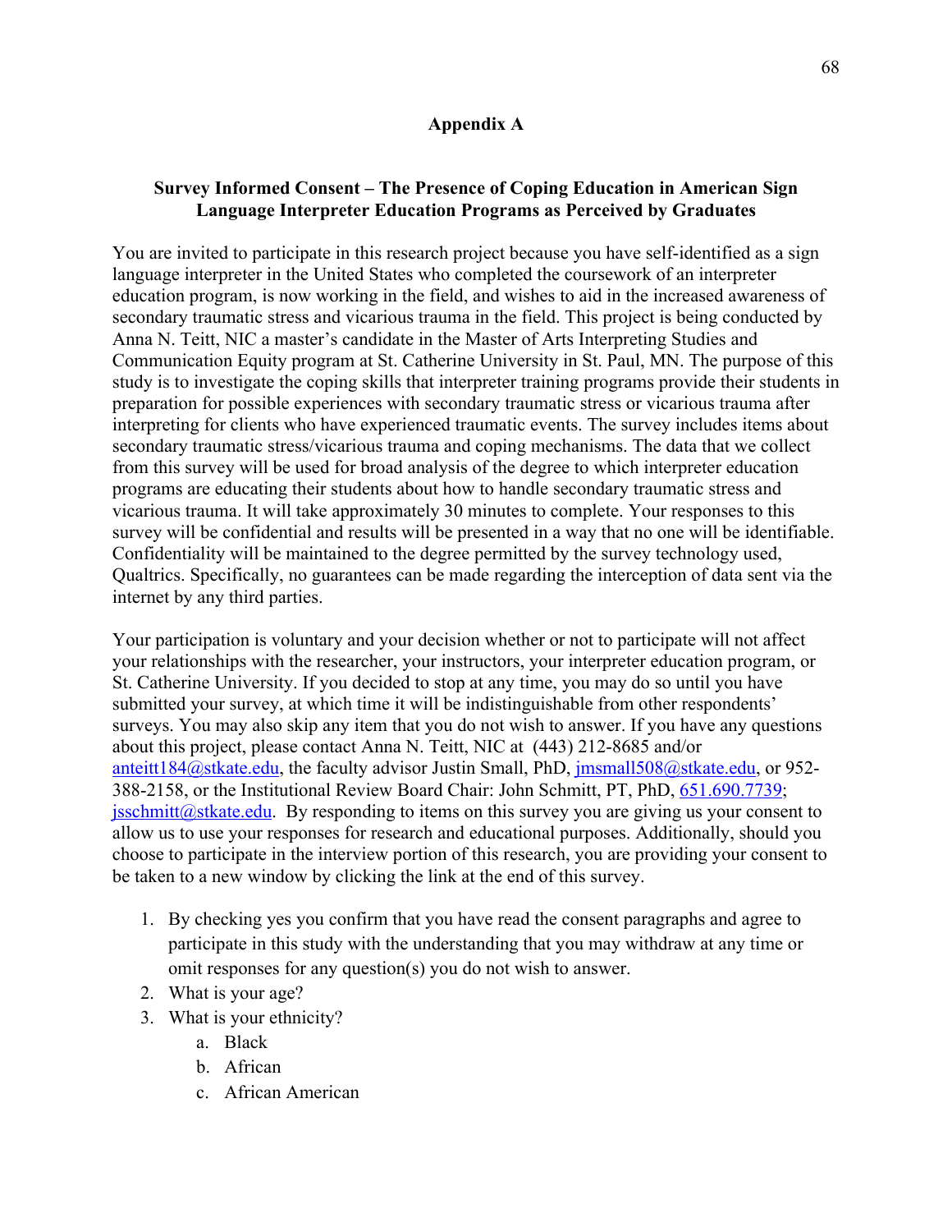## Appendix A

**Survey Informed Consent – The Presence of Coping Education in American Sign Language Interpreter Education Programs as Perceived by Graduates**

You are invited to participate in this research project because you have self-identified as a sign language interpreter in the United States who completed the coursework of an interpreter education program, is now working in the field, and wishes to aid in the increased awareness of secondary traumatic stress and vicarious trauma in the field. This project is being conducted by Anna N. Teitt, NIC a master's candidate in the Master of Arts Interpreting Studies and Communication Equity program at St. Catherine University in St. Paul, MN. The purpose of this study is to investigate the coping skills that interpreter training programs provide their students in preparation for possible experiences with secondary traumatic stress or vicarious trauma after interpreting for clients who have experienced traumatic events. The survey includes items about secondary traumatic stress/vicarious trauma and coping mechanisms. The data that we collect from this survey will be used for broad analysis of the degree to which interpreter education programs are educating their students about how to handle secondary traumatic stress and vicarious trauma. It will take approximately 30 minutes to complete. Your responses to this survey will be confidential and results will be presented in a way that no one will be identifiable. Confidentiality will be maintained to the degree permitted by the survey technology used, Qualtrics. Specifically, no guarantees can be made regarding the interception of data sent via the internet by any third parties.

Your participation is voluntary and your decision whether or not to participate will not affect your relationships with the researcher, your instructors, your interpreter education program, or St. Catherine University. If you decided to stop at any time, you may do so until you have submitted your survey, at which time it will be indistinguishable from other respondents' surveys. You may also skip any item that you do not wish to answer. If you have any questions about this project, please contact Anna N. Teitt, NIC at (443) 212-8685 and/or anteitt184@stkate.edu, the faculty advisor Justin Small, PhD, jmsmall508@stkate.edu, or 952-388-2158, or the Institutional Review Board Chair: John Schmitt, PT, PhD, 651.690.7739; jsschmitt@stkate.edu. By responding to items on this survey you are giving us your consent to allow us to use your responses for research and educational purposes. Additionally, should you choose to participate in the interview portion of this research, you are providing your consent to be taken to a new window by clicking the link at the end of this survey.

1. By checking yes you confirm that you have read the consent paragraphs and agree to participate in this study with the understanding that you may withdraw at any time or omit responses for any question(s) you do not wish to answer.
2. What is your age?
3. What is your ethnicity?
    a. Black
    b. African
    c. African American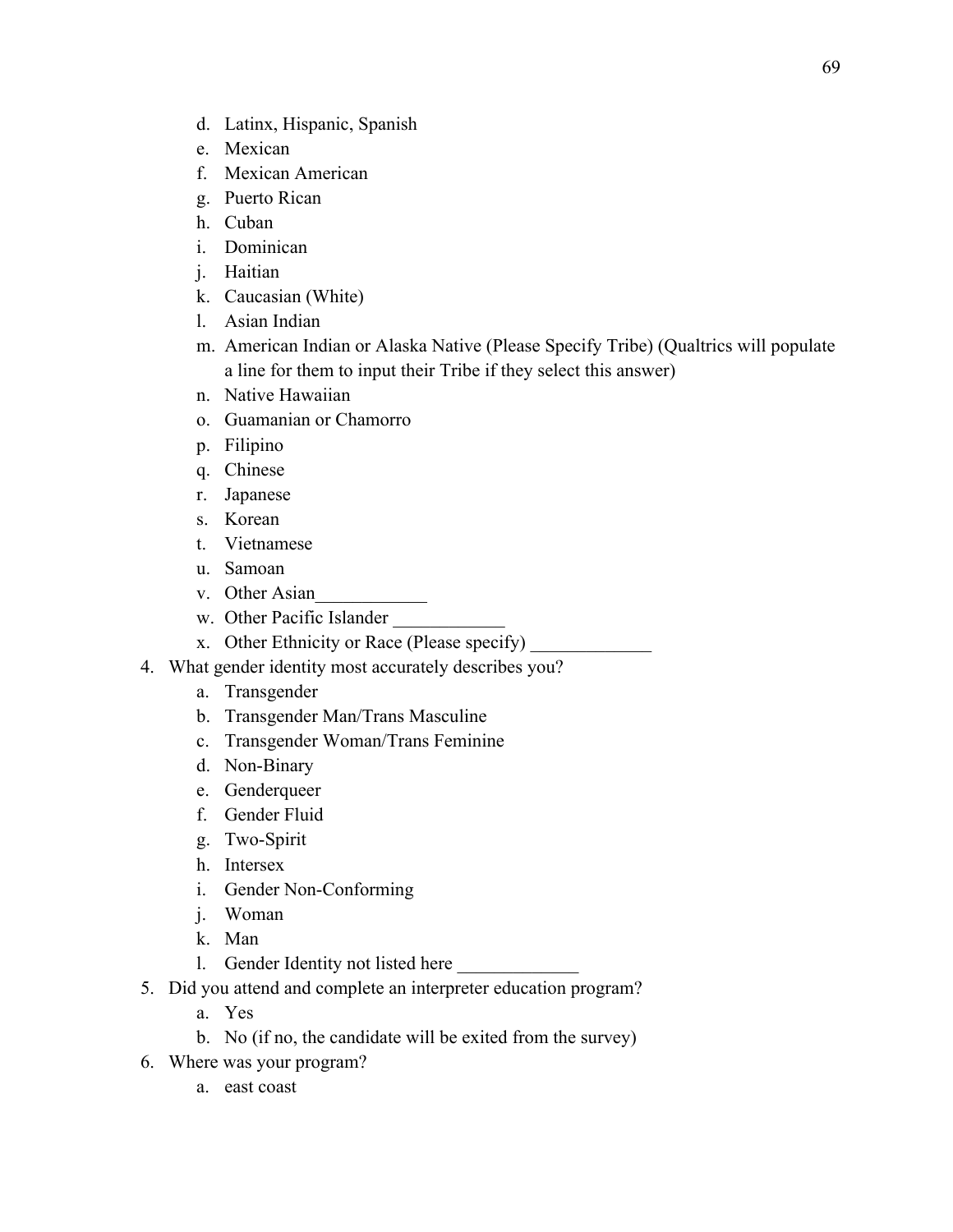d. Latinx, Hispanic, Spanish
   e. Mexican
   f. Mexican American
   g. Puerto Rican
   h. Cuban
   i. Dominican
   j. Haitian
   k. Caucasian (White)
   l. Asian Indian
   m. American Indian or Alaska Native (Please Specify Tribe) (Qualtrics will populate a line for them to input their Tribe if they select this answer)
   n. Native Hawaiian
   o. Guamanian or Chamorro
   p. Filipino
   q. Chinese
   r. Japanese
   s. Korean
   t. Vietnamese
   u. Samoan
   v. Other Asian____________
   w. Other Pacific Islander ____________
   x. Other Ethnicity or Race (Please specify) _____________
4. What gender identity most accurately describes you?
   a. Transgender
   b. Transgender Man/Trans Masculine
   c. Transgender Woman/Trans Feminine
   d. Non-Binary
   e. Genderqueer
   f. Gender Fluid
   g. Two-Spirit
   h. Intersex
   i. Gender Non-Conforming
   j. Woman
   k. Man
   l. Gender Identity not listed here _____________
5. Did you attend and complete an interpreter education program?
   a. Yes
   b. No (if no, the candidate will be exited from the survey)
6. Where was your program?
   a. east coast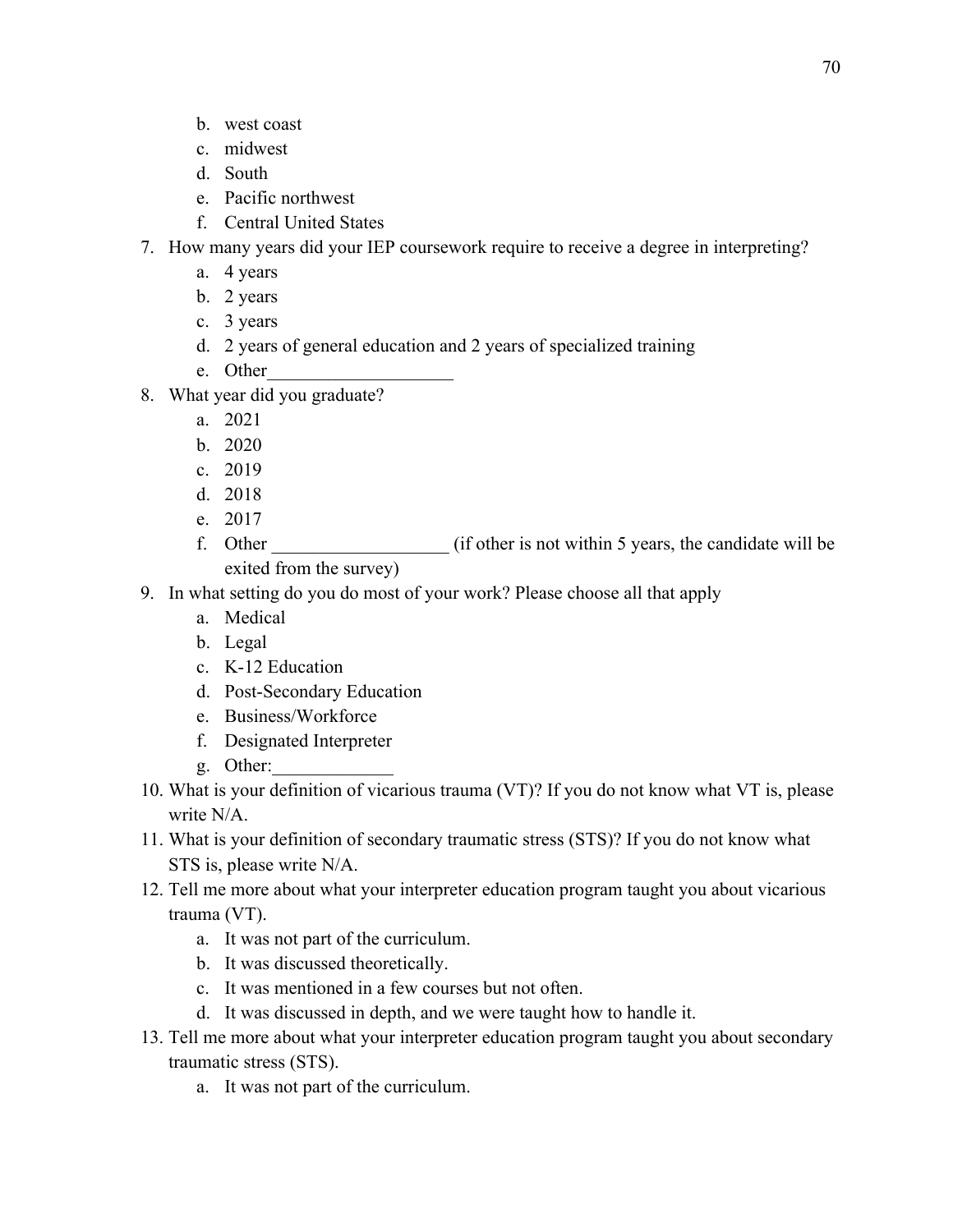b. west coast
   c. midwest
   d. South
   e. Pacific northwest
   f. Central United States

7. How many years did your IEP coursework require to receive a degree in interpreting?
   a. 4 years
   b. 2 years
   c. 3 years
   d. 2 years of general education and 2 years of specialized training
   e. Other____________________

8. What year did you graduate?
   a. 2021
   b. 2020
   c. 2019
   d. 2018
   e. 2017
   f. Other ___________________ (if other is not within 5 years, the candidate will be exited from the survey)

9. In what setting do you do most of your work? Please choose all that apply
   a. Medical
   b. Legal
   c. K-12 Education
   d. Post-Secondary Education
   e. Business/Workforce
   f. Designated Interpreter
   g. Other:_____________

10. What is your definition of vicarious trauma (VT)? If you do not know what VT is, please write N/A.

11. What is your definition of secondary traumatic stress (STS)? If you do not know what STS is, please write N/A.

12. Tell me more about what your interpreter education program taught you about vicarious trauma (VT).
    a. It was not part of the curriculum.
    b. It was discussed theoretically.
    c. It was mentioned in a few courses but not often.
    d. It was discussed in depth, and we were taught how to handle it.

13. Tell me more about what your interpreter education program taught you about secondary traumatic stress (STS).
    a. It was not part of the curriculum.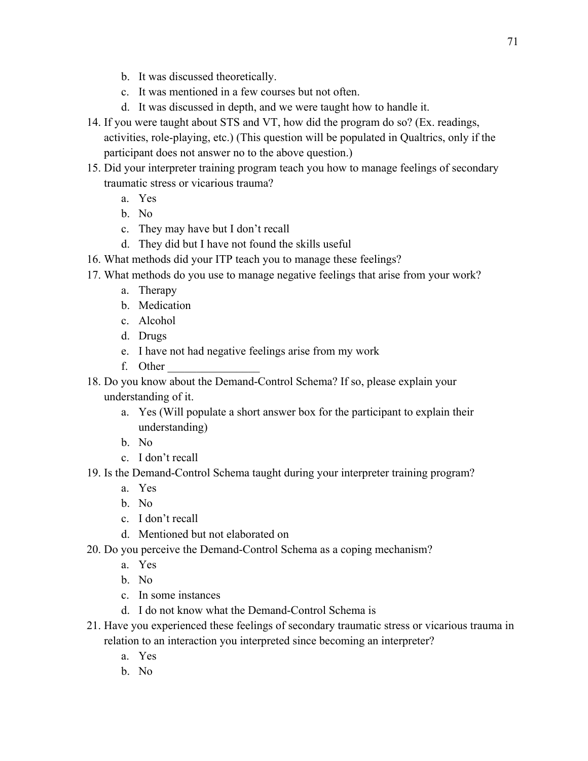b. It was discussed theoretically.
   c. It was mentioned in a few courses but not often.
   d. It was discussed in depth, and we were taught how to handle it.

14. If you were taught about STS and VT, how did the program do so? (Ex. readings, activities, role-playing, etc.) (This question will be populated in Qualtrics, only if the participant does not answer no to the above question.)
15. Did your interpreter training program teach you how to manage feelings of secondary traumatic stress or vicarious trauma?
    a. Yes
    b. No
    c. They may have but I don't recall
    d. They did but I have not found the skills useful
16. What methods did your ITP teach you to manage these feelings?
17. What methods do you use to manage negative feelings that arise from your work?
    a. Therapy
    b. Medication
    c. Alcohol
    d. Drugs
    e. I have not had negative feelings arise from my work
    f. Other ________________
18. Do you know about the Demand-Control Schema? If so, please explain your understanding of it.
    a. Yes (Will populate a short answer box for the participant to explain their understanding)
    b. No
    c. I don't recall
19. Is the Demand-Control Schema taught during your interpreter training program?
    a. Yes
    b. No
    c. I don't recall
    d. Mentioned but not elaborated on
20. Do you perceive the Demand-Control Schema as a coping mechanism?
    a. Yes
    b. No
    c. In some instances
    d. I do not know what the Demand-Control Schema is
21. Have you experienced these feelings of secondary traumatic stress or vicarious trauma in relation to an interaction you interpreted since becoming an interpreter?
    a. Yes
    b. No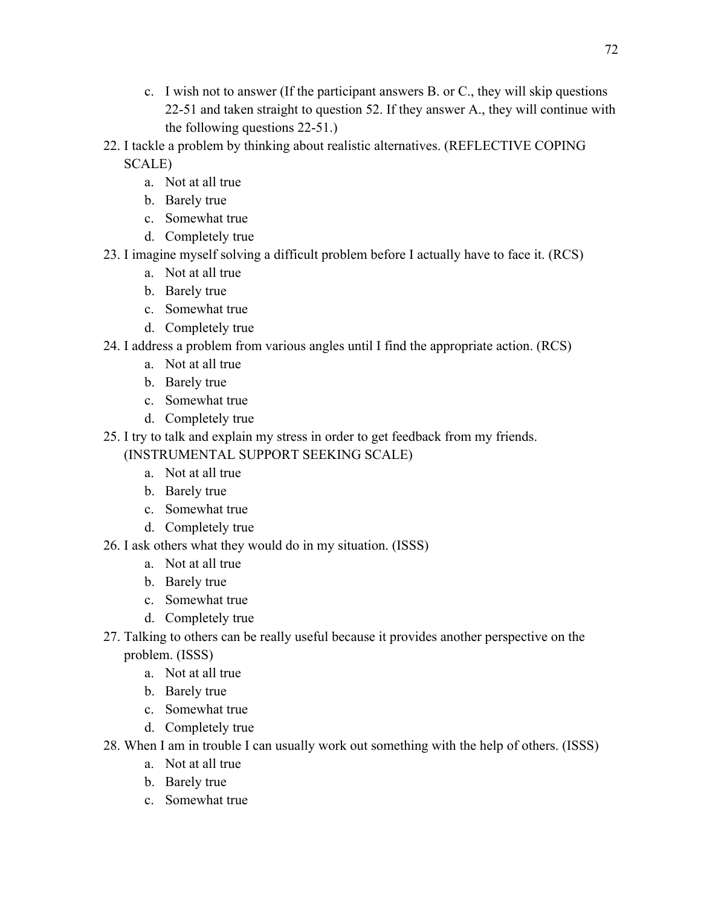c. I wish not to answer (If the participant answers B. or C., they will skip questions 22-51 and taken straight to question 52. If they answer A., they will continue with the following questions 22-51.)

22. I tackle a problem by thinking about realistic alternatives. (REFLECTIVE COPING SCALE)
    a. Not at all true
    b. Barely true
    c. Somewhat true
    d. Completely true
23. I imagine myself solving a difficult problem before I actually have to face it. (RCS)
    a. Not at all true
    b. Barely true
    c. Somewhat true
    d. Completely true
24. I address a problem from various angles until I find the appropriate action. (RCS)
    a. Not at all true
    b. Barely true
    c. Somewhat true
    d. Completely true
25. I try to talk and explain my stress in order to get feedback from my friends. (INSTRUMENTAL SUPPORT SEEKING SCALE)
    a. Not at all true
    b. Barely true
    c. Somewhat true
    d. Completely true
26. I ask others what they would do in my situation. (ISSS)
    a. Not at all true
    b. Barely true
    c. Somewhat true
    d. Completely true
27. Talking to others can be really useful because it provides another perspective on the problem. (ISSS)
    a. Not at all true
    b. Barely true
    c. Somewhat true
    d. Completely true
28. When I am in trouble I can usually work out something with the help of others. (ISSS)
    a. Not at all true
    b. Barely true
    c. Somewhat true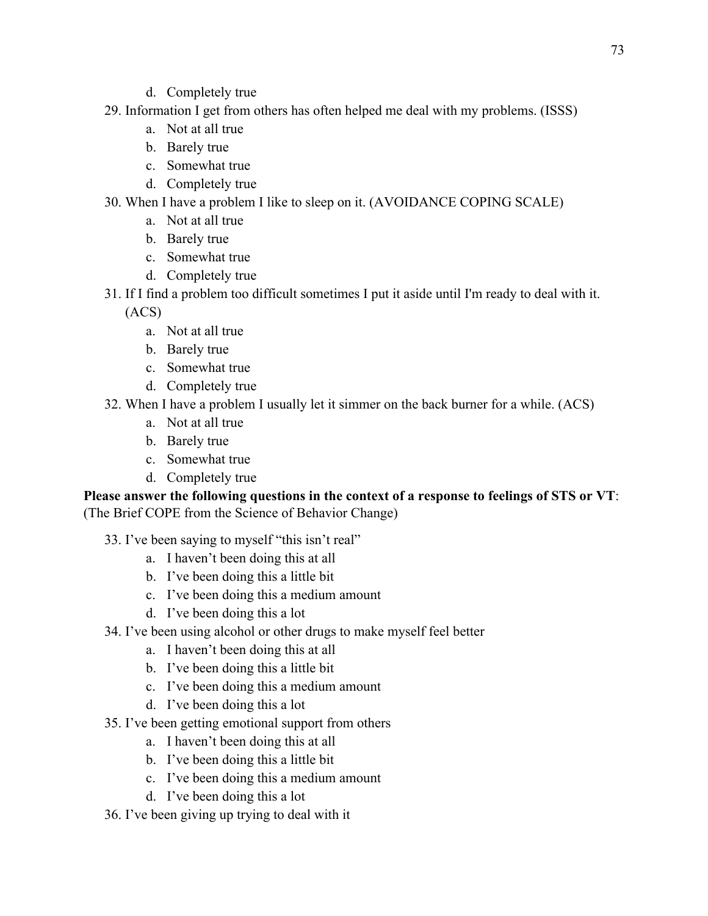d. Completely true

29. Information I get from others has often helped me deal with my problems. (ISSS)
    a. Not at all true
    b. Barely true
    c. Somewhat true
    d. Completely true
30. When I have a problem I like to sleep on it. (AVOIDANCE COPING SCALE)
    a. Not at all true
    b. Barely true
    c. Somewhat true
    d. Completely true
31. If I find a problem too difficult sometimes I put it aside until I'm ready to deal with it. (ACS)
    a. Not at all true
    b. Barely true
    c. Somewhat true
    d. Completely true
32. When I have a problem I usually let it simmer on the back burner for a while. (ACS)
    a. Not at all true
    b. Barely true
    c. Somewhat true
    d. Completely true

**Please answer the following questions in the context of a response to feelings of STS or VT**: (The Brief COPE from the Science of Behavior Change)

33. I've been saying to myself "this isn't real"
    a. I haven't been doing this at all
    b. I've been doing this a little bit
    c. I've been doing this a medium amount
    d. I've been doing this a lot
34. I've been using alcohol or other drugs to make myself feel better
    a. I haven't been doing this at all
    b. I've been doing this a little bit
    c. I've been doing this a medium amount
    d. I've been doing this a lot
35. I've been getting emotional support from others
    a. I haven't been doing this at all
    b. I've been doing this a little bit
    c. I've been doing this a medium amount
    d. I've been doing this a lot
36. I've been giving up trying to deal with it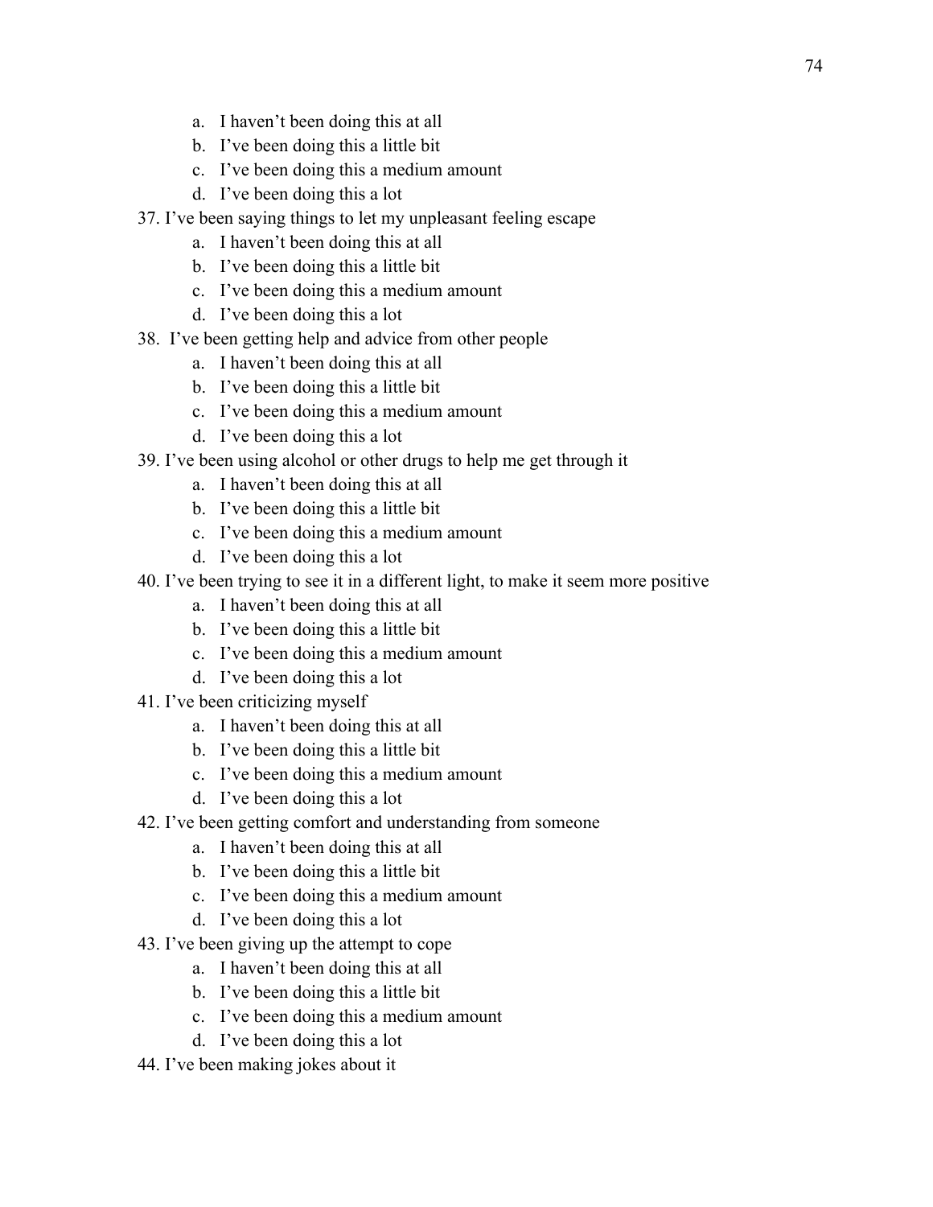a. I haven't been doing this at all
   b. I've been doing this a little bit
   c. I've been doing this a medium amount
   d. I've been doing this a lot

37. I've been saying things to let my unpleasant feeling escape
   a. I haven't been doing this at all
   b. I've been doing this a little bit
   c. I've been doing this a medium amount
   d. I've been doing this a lot
38. I've been getting help and advice from other people
   a. I haven't been doing this at all
   b. I've been doing this a little bit
   c. I've been doing this a medium amount
   d. I've been doing this a lot
39. I've been using alcohol or other drugs to help me get through it
   a. I haven't been doing this at all
   b. I've been doing this a little bit
   c. I've been doing this a medium amount
   d. I've been doing this a lot
40. I've been trying to see it in a different light, to make it seem more positive
   a. I haven't been doing this at all
   b. I've been doing this a little bit
   c. I've been doing this a medium amount
   d. I've been doing this a lot
41. I've been criticizing myself
   a. I haven't been doing this at all
   b. I've been doing this a little bit
   c. I've been doing this a medium amount
   d. I've been doing this a lot
42. I've been getting comfort and understanding from someone
   a. I haven't been doing this at all
   b. I've been doing this a little bit
   c. I've been doing this a medium amount
   d. I've been doing this a lot
43. I've been giving up the attempt to cope
   a. I haven't been doing this at all
   b. I've been doing this a little bit
   c. I've been doing this a medium amount
   d. I've been doing this a lot
44. I've been making jokes about it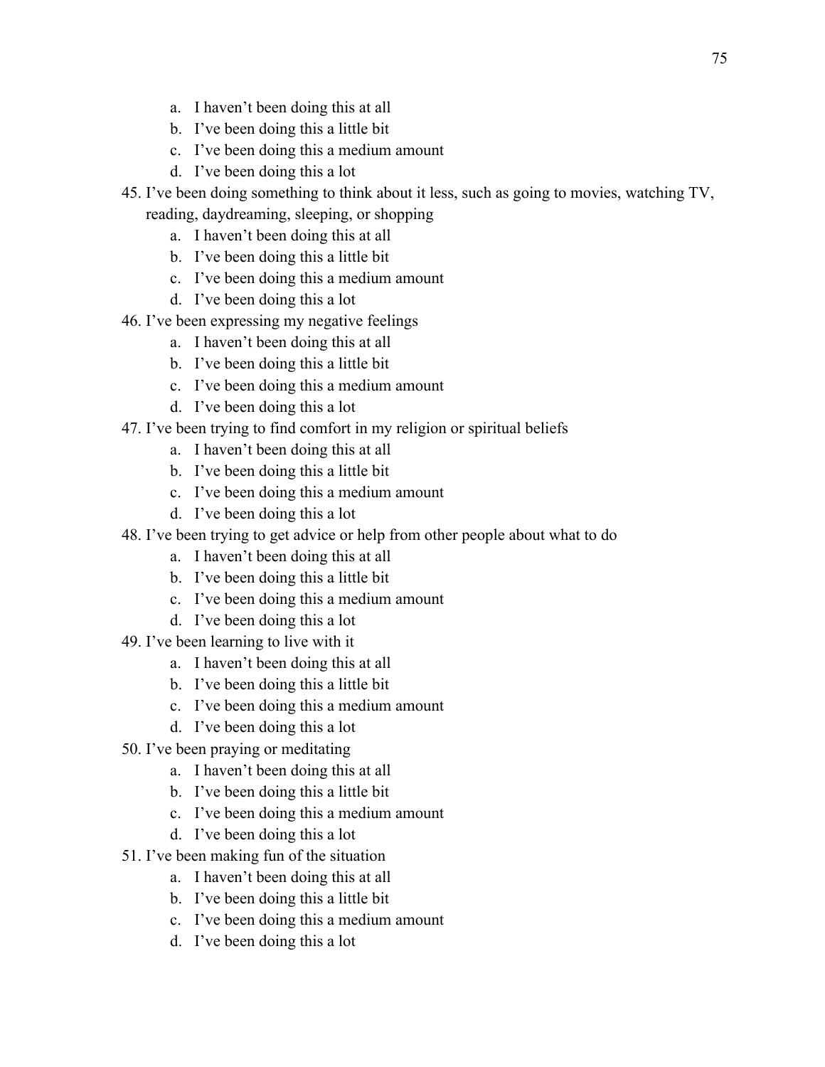a. I haven't been doing this at all
   b. I've been doing this a little bit
   c. I've been doing this a medium amount
   d. I've been doing this a lot

45. I've been doing something to think about it less, such as going to movies, watching TV, reading, daydreaming, sleeping, or shopping
   a. I haven't been doing this at all
   b. I've been doing this a little bit
   c. I've been doing this a medium amount
   d. I've been doing this a lot

46. I've been expressing my negative feelings
   a. I haven't been doing this at all
   b. I've been doing this a little bit
   c. I've been doing this a medium amount
   d. I've been doing this a lot

47. I've been trying to find comfort in my religion or spiritual beliefs
   a. I haven't been doing this at all
   b. I've been doing this a little bit
   c. I've been doing this a medium amount
   d. I've been doing this a lot

48. I've been trying to get advice or help from other people about what to do
   a. I haven't been doing this at all
   b. I've been doing this a little bit
   c. I've been doing this a medium amount
   d. I've been doing this a lot

49. I've been learning to live with it
   a. I haven't been doing this at all
   b. I've been doing this a little bit
   c. I've been doing this a medium amount
   d. I've been doing this a lot

50. I've been praying or meditating
   a. I haven't been doing this at all
   b. I've been doing this a little bit
   c. I've been doing this a medium amount
   d. I've been doing this a lot

51. I've been making fun of the situation
   a. I haven't been doing this at all
   b. I've been doing this a little bit
   c. I've been doing this a medium amount
   d. I've been doing this a lot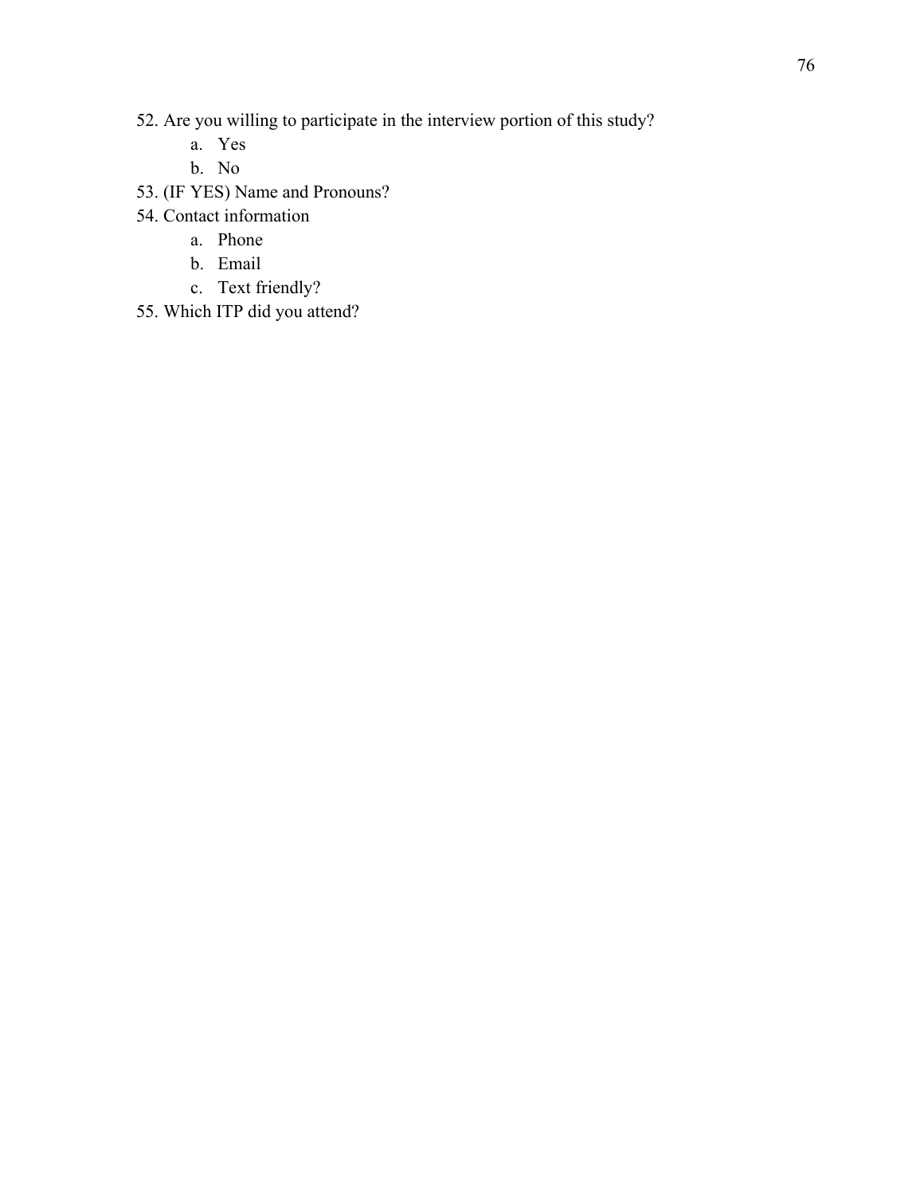52. Are you willing to participate in the interview portion of this study?
    a. Yes
    b. No
53. (IF YES) Name and Pronouns?
54. Contact information
    a. Phone
    b. Email
    c. Text friendly?
55. Which ITP did you attend?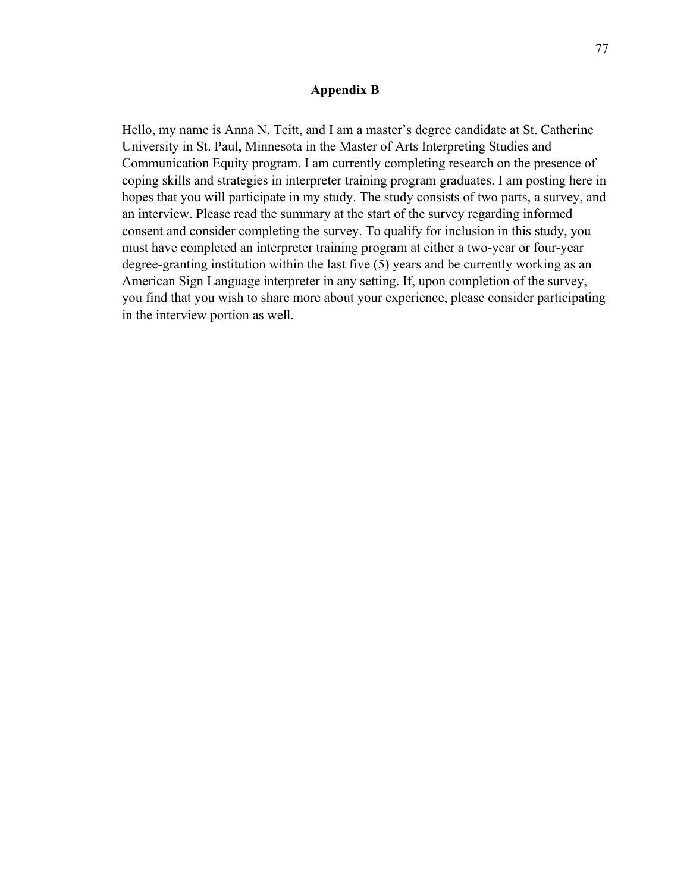## Appendix B

Hello, my name is Anna N. Teitt, and I am a master's degree candidate at St. Catherine University in St. Paul, Minnesota in the Master of Arts Interpreting Studies and Communication Equity program. I am currently completing research on the presence of coping skills and strategies in interpreter training program graduates. I am posting here in hopes that you will participate in my study. The study consists of two parts, a survey, and an interview. Please read the summary at the start of the survey regarding informed consent and consider completing the survey. To qualify for inclusion in this study, you must have completed an interpreter training program at either a two-year or four-year degree-granting institution within the last five (5) years and be currently working as an American Sign Language interpreter in any setting. If, upon completion of the survey, you find that you wish to share more about your experience, please consider participating in the interview portion as well.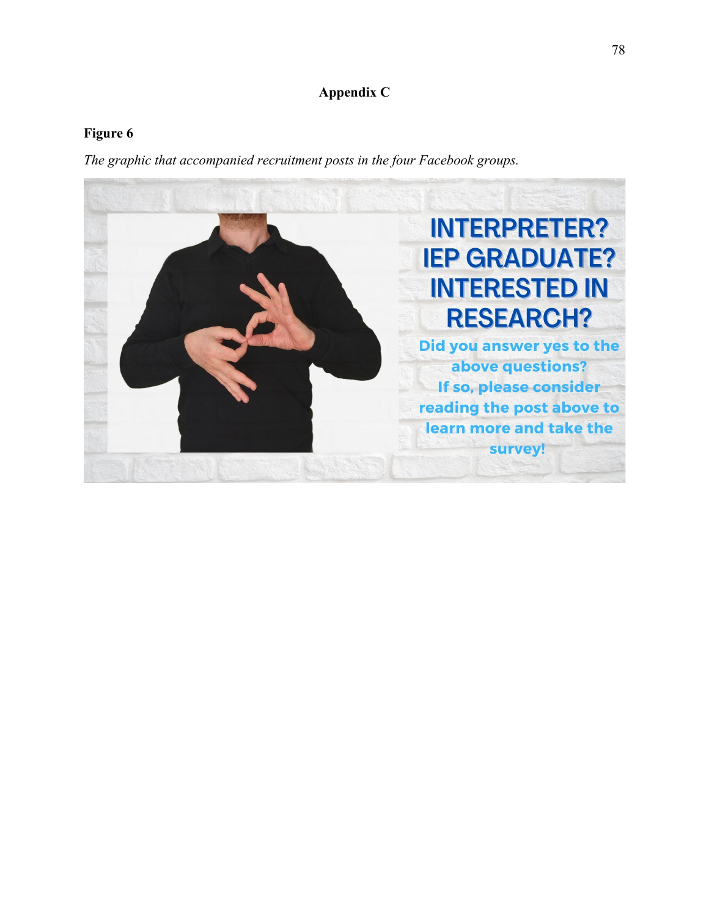## Appendix C

**Figure 6**

*The graphic that accompanied recruitment posts in the four Facebook groups.*

INTERPRETER?
IEP GRADUATE?
INTERESTED IN RESEARCH?

Did you answer yes to the above questions?
If so, please consider reading the post above to learn more and take the survey!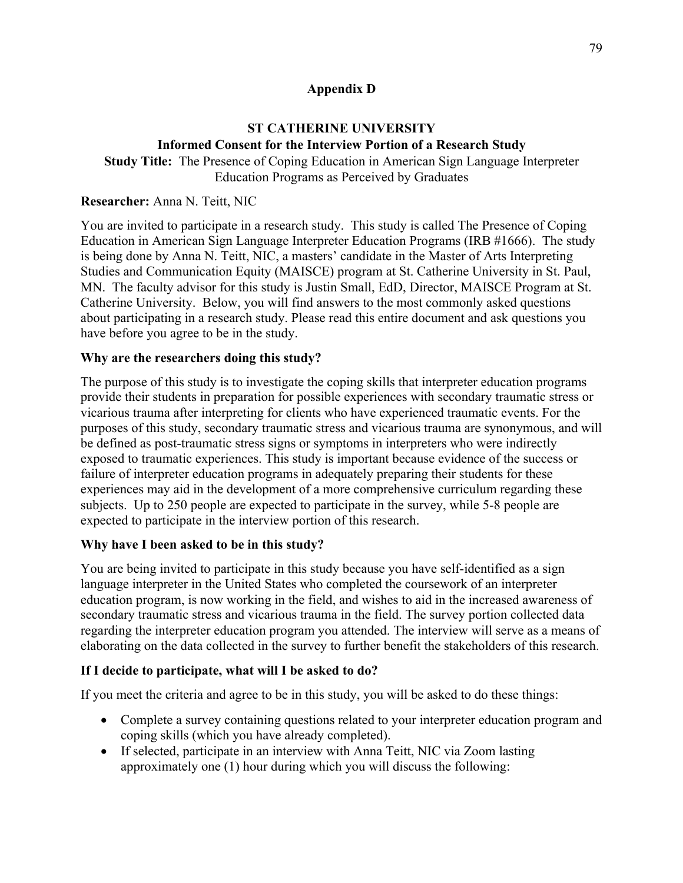## Appendix D

**ST CATHERINE UNIVERSITY**

**Informed Consent for the Interview Portion of a Research Study**

**Study Title:** The Presence of Coping Education in American Sign Language Interpreter Education Programs as Perceived by Graduates

**Researcher:** Anna N. Teitt, NIC

You are invited to participate in a research study. This study is called The Presence of Coping Education in American Sign Language Interpreter Education Programs (IRB #1666). The study is being done by Anna N. Teitt, NIC, a masters' candidate in the Master of Arts Interpreting Studies and Communication Equity (MAISCE) program at St. Catherine University in St. Paul, MN. The faculty advisor for this study is Justin Small, EdD, Director, MAISCE Program at St. Catherine University. Below, you will find answers to the most commonly asked questions about participating in a research study. Please read this entire document and ask questions you have before you agree to be in the study.

**Why are the researchers doing this study?**

The purpose of this study is to investigate the coping skills that interpreter education programs provide their students in preparation for possible experiences with secondary traumatic stress or vicarious trauma after interpreting for clients who have experienced traumatic events. For the purposes of this study, secondary traumatic stress and vicarious trauma are synonymous, and will be defined as post-traumatic stress signs or symptoms in interpreters who were indirectly exposed to traumatic experiences. This study is important because evidence of the success or failure of interpreter education programs in adequately preparing their students for these experiences may aid in the development of a more comprehensive curriculum regarding these subjects. Up to 250 people are expected to participate in the survey, while 5-8 people are expected to participate in the interview portion of this research.

**Why have I been asked to be in this study?**

You are being invited to participate in this study because you have self-identified as a sign language interpreter in the United States who completed the coursework of an interpreter education program, is now working in the field, and wishes to aid in the increased awareness of secondary traumatic stress and vicarious trauma in the field. The survey portion collected data regarding the interpreter education program you attended. The interview will serve as a means of elaborating on the data collected in the survey to further benefit the stakeholders of this research.

**If I decide to participate, what will I be asked to do?**

If you meet the criteria and agree to be in this study, you will be asked to do these things:

- Complete a survey containing questions related to your interpreter education program and coping skills (which you have already completed).
- If selected, participate in an interview with Anna Teitt, NIC via Zoom lasting approximately one (1) hour during which you will discuss the following: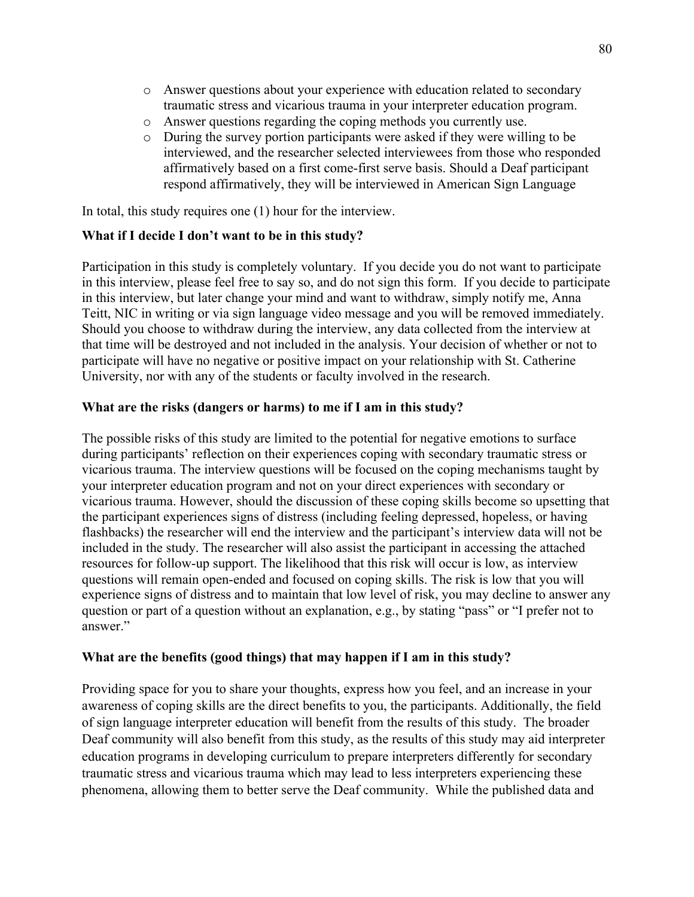- Answer questions about your experience with education related to secondary traumatic stress and vicarious trauma in your interpreter education program.
- Answer questions regarding the coping methods you currently use.
- During the survey portion participants were asked if they were willing to be interviewed, and the researcher selected interviewees from those who responded affirmatively based on a first come-first serve basis. Should a Deaf participant respond affirmatively, they will be interviewed in American Sign Language

In total, this study requires one (1) hour for the interview.

**What if I decide I don't want to be in this study?**

Participation in this study is completely voluntary. If you decide you do not want to participate in this interview, please feel free to say so, and do not sign this form. If you decide to participate in this interview, but later change your mind and want to withdraw, simply notify me, Anna Teitt, NIC in writing or via sign language video message and you will be removed immediately. Should you choose to withdraw during the interview, any data collected from the interview at that time will be destroyed and not included in the analysis. Your decision of whether or not to participate will have no negative or positive impact on your relationship with St. Catherine University, nor with any of the students or faculty involved in the research.

**What are the risks (dangers or harms) to me if I am in this study?**

The possible risks of this study are limited to the potential for negative emotions to surface during participants' reflection on their experiences coping with secondary traumatic stress or vicarious trauma. The interview questions will be focused on the coping mechanisms taught by your interpreter education program and not on your direct experiences with secondary or vicarious trauma. However, should the discussion of these coping skills become so upsetting that the participant experiences signs of distress (including feeling depressed, hopeless, or having flashbacks) the researcher will end the interview and the participant's interview data will not be included in the study. The researcher will also assist the participant in accessing the attached resources for follow-up support. The likelihood that this risk will occur is low, as interview questions will remain open-ended and focused on coping skills. The risk is low that you will experience signs of distress and to maintain that low level of risk, you may decline to answer any question or part of a question without an explanation, e.g., by stating "pass" or "I prefer not to answer."

**What are the benefits (good things) that may happen if I am in this study?**

Providing space for you to share your thoughts, express how you feel, and an increase in your awareness of coping skills are the direct benefits to you, the participants. Additionally, the field of sign language interpreter education will benefit from the results of this study. The broader Deaf community will also benefit from this study, as the results of this study may aid interpreter education programs in developing curriculum to prepare interpreters differently for secondary traumatic stress and vicarious trauma which may lead to less interpreters experiencing these phenomena, allowing them to better serve the Deaf community. While the published data and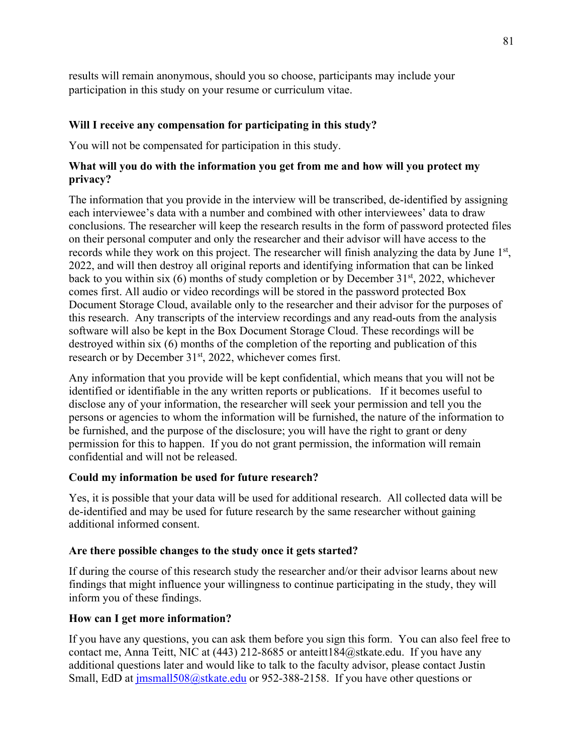results will remain anonymous, should you so choose, participants may include your participation in this study on your resume or curriculum vitae.

**Will I receive any compensation for participating in this study?**

You will not be compensated for participation in this study.

**What will you do with the information you get from me and how will you protect my privacy?**

The information that you provide in the interview will be transcribed, de-identified by assigning each interviewee's data with a number and combined with other interviewees' data to draw conclusions. The researcher will keep the research results in the form of password protected files on their personal computer and only the researcher and their advisor will have access to the records while they work on this project. The researcher will finish analyzing the data by June 1st, 2022, and will then destroy all original reports and identifying information that can be linked back to you within six (6) months of study completion or by December 31st, 2022, whichever comes first. All audio or video recordings will be stored in the password protected Box Document Storage Cloud, available only to the researcher and their advisor for the purposes of this research. Any transcripts of the interview recordings and any read-outs from the analysis software will also be kept in the Box Document Storage Cloud. These recordings will be destroyed within six (6) months of the completion of the reporting and publication of this research or by December 31st, 2022, whichever comes first.

Any information that you provide will be kept confidential, which means that you will not be identified or identifiable in the any written reports or publications. If it becomes useful to disclose any of your information, the researcher will seek your permission and tell you the persons or agencies to whom the information will be furnished, the nature of the information to be furnished, and the purpose of the disclosure; you will have the right to grant or deny permission for this to happen. If you do not grant permission, the information will remain confidential and will not be released.

**Could my information be used for future research?**

Yes, it is possible that your data will be used for additional research. All collected data will be de-identified and may be used for future research by the same researcher without gaining additional informed consent.

**Are there possible changes to the study once it gets started?**

If during the course of this research study the researcher and/or their advisor learns about new findings that might influence your willingness to continue participating in the study, they will inform you of these findings.

**How can I get more information?**

If you have any questions, you can ask them before you sign this form. You can also feel free to contact me, Anna Teitt, NIC at (443) 212-8685 or anteitt184@stkate.edu. If you have any additional questions later and would like to talk to the faculty advisor, please contact Justin Small, EdD at jmsmall508@stkate.edu or 952-388-2158. If you have other questions or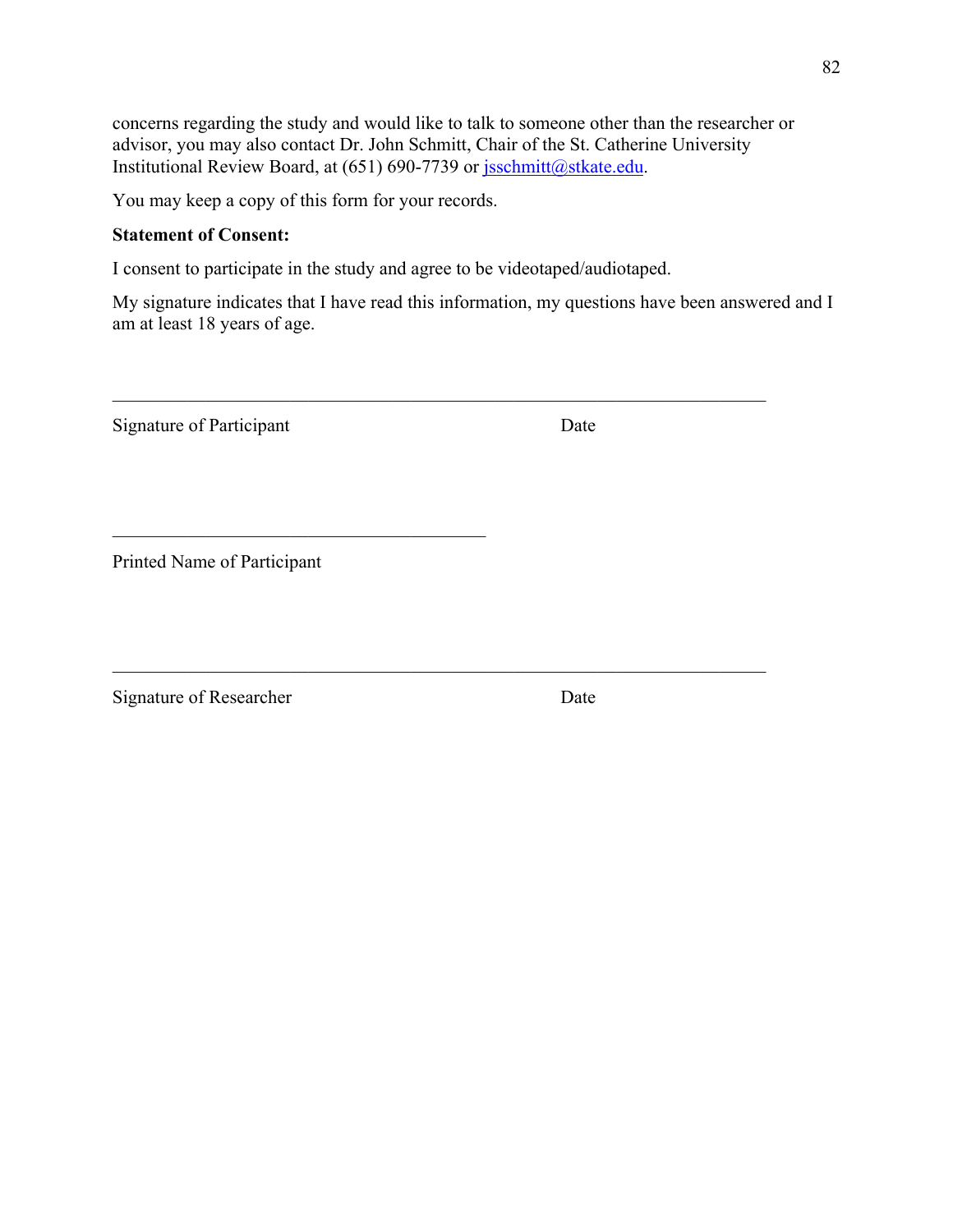concerns regarding the study and would like to talk to someone other than the researcher or advisor, you may also contact Dr. John Schmitt, Chair of the St. Catherine University Institutional Review Board, at (651) 690-7739 or jsschmitt@stkate.edu.

You may keep a copy of this form for your records.

**Statement of Consent:**

I consent to participate in the study and agree to be videotaped/audiotaped.

My signature indicates that I have read this information, my questions have been answered and I am at least 18 years of age.

_______________________________________________________________

Signature of Participant                                        Date

___________________________________

Printed Name of Participant

_______________________________________________________________

Signature of Researcher                                        Date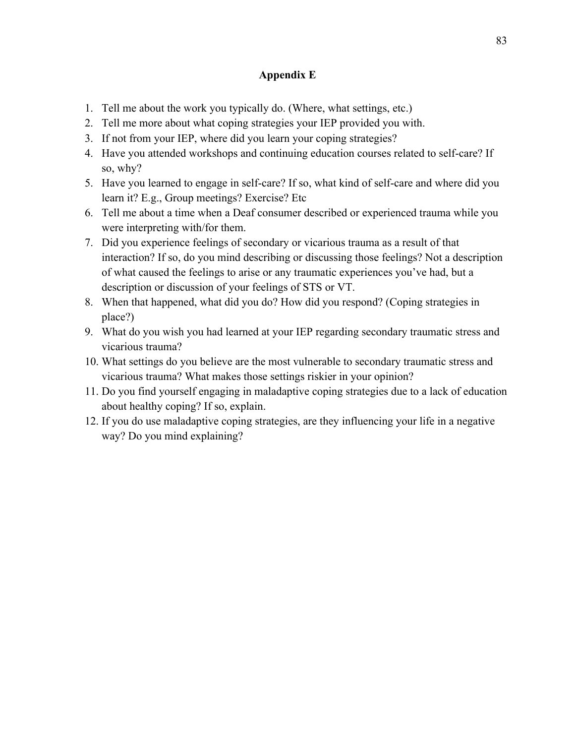# Appendix E

1. Tell me about the work you typically do. (Where, what settings, etc.)
2. Tell me more about what coping strategies your IEP provided you with.
3. If not from your IEP, where did you learn your coping strategies?
4. Have you attended workshops and continuing education courses related to self-care? If so, why?
5. Have you learned to engage in self-care? If so, what kind of self-care and where did you learn it? E.g., Group meetings? Exercise? Etc
6. Tell me about a time when a Deaf consumer described or experienced trauma while you were interpreting with/for them.
7. Did you experience feelings of secondary or vicarious trauma as a result of that interaction? If so, do you mind describing or discussing those feelings? Not a description of what caused the feelings to arise or any traumatic experiences you've had, but a description or discussion of your feelings of STS or VT.
8. When that happened, what did you do? How did you respond? (Coping strategies in place?)
9. What do you wish you had learned at your IEP regarding secondary traumatic stress and vicarious trauma?
10. What settings do you believe are the most vulnerable to secondary traumatic stress and vicarious trauma? What makes those settings riskier in your opinion?
11. Do you find yourself engaging in maladaptive coping strategies due to a lack of education about healthy coping? If so, explain.
12. If you do use maladaptive coping strategies, are they influencing your life in a negative way? Do you mind explaining?